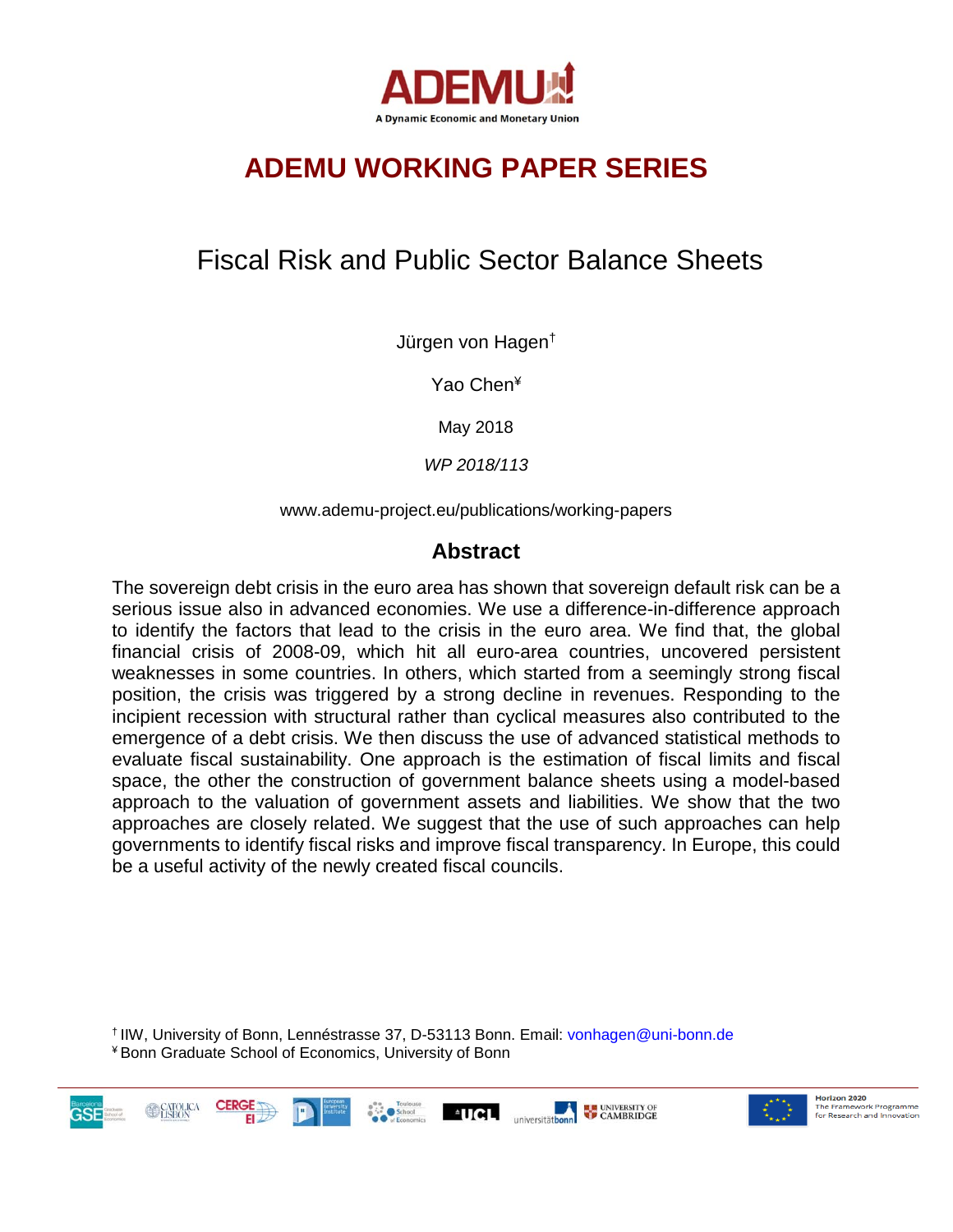ADEMU

A Dynamic Economic and Monetary Union

# ADEMU WORKING PAPER SERIES

## Fiscal Risk and Public Sector Balance Sheets

Jürgen von Hagen[†]

Yao Chen[¥]

May 2018

*WP 2018/113*

www.ademu-project.eu/publications/working-papers

### Abstract

The sovereign debt crisis in the euro area has shown that sovereign default risk can be a serious issue also in advanced economies. We use a difference-in-difference approach to identify the factors that lead to the crisis in the euro area. We find that, the global financial crisis of 2008-09, which hit all euro-area countries, uncovered persistent weaknesses in some countries. In others, which started from a seemingly strong fiscal position, the crisis was triggered by a strong decline in revenues. Responding to the incipient recession with structural rather than cyclical measures also contributed to the emergence of a debt crisis. We then discuss the use of advanced statistical methods to evaluate fiscal sustainability. One approach is the estimation of fiscal limits and fiscal space, the other the construction of government balance sheets using a model-based approach to the valuation of government assets and liabilities. We show that the two approaches are closely related. We suggest that the use of such approaches can help governments to identify fiscal risks and improve fiscal transparency. In Europe, this could be a useful activity of the newly created fiscal councils.

[†] IIW, University of Bonn, Lennéstrasse 37, D-53113 Bonn. Email: vonhagen@uni-bonn.de

[¥] Bonn Graduate School of Economics, University of Bonn

Horizon 2020 The Framework Programme for Research and Innovation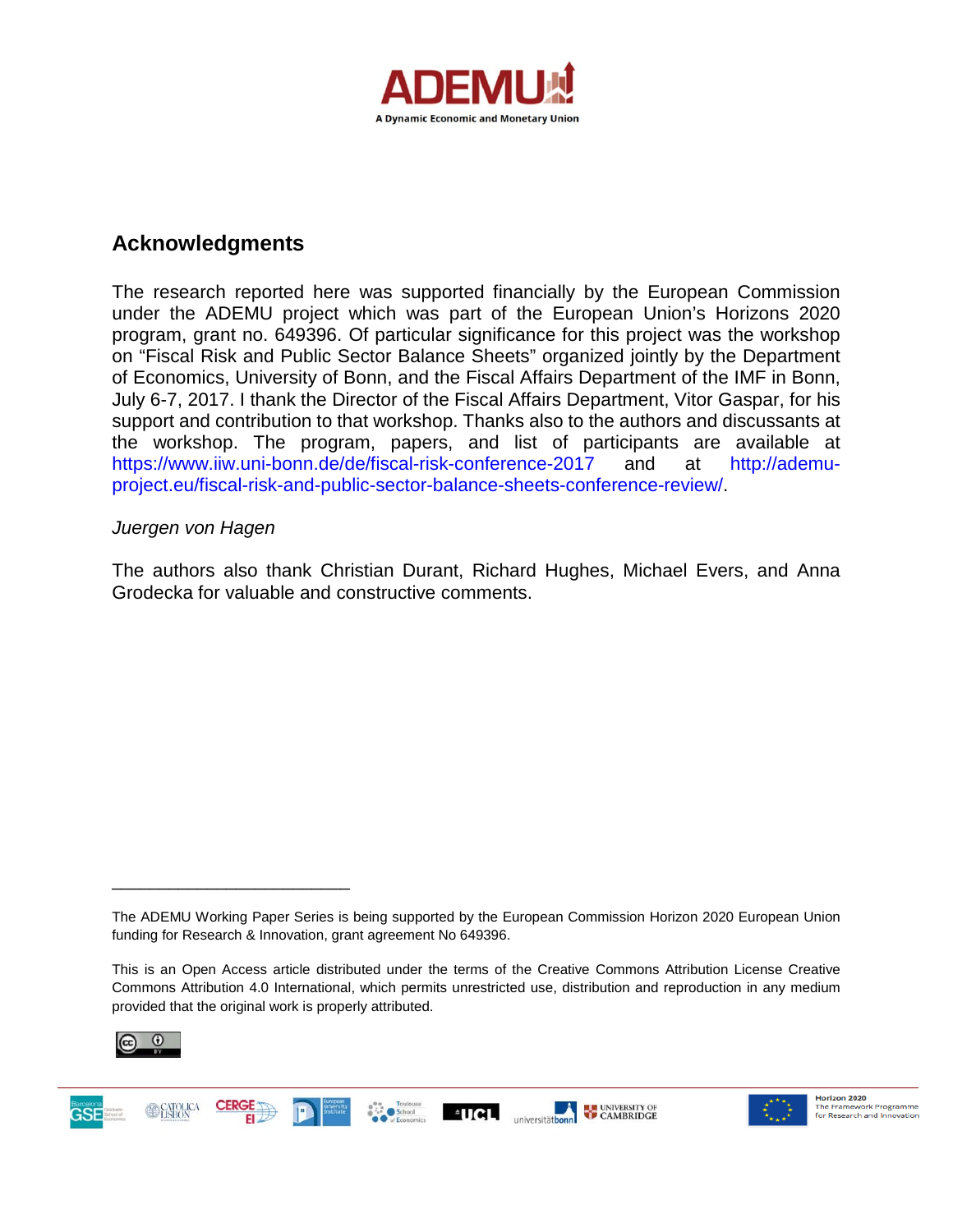## Acknowledgments

The research reported here was supported financially by the European Commission under the ADEMU project which was part of the European Union's Horizons 2020 program, grant no. 649396. Of particular significance for this project was the workshop on "Fiscal Risk and Public Sector Balance Sheets" organized jointly by the Department of Economics, University of Bonn, and the Fiscal Affairs Department of the IMF in Bonn, July 6-7, 2017. I thank the Director of the Fiscal Affairs Department, Vitor Gaspar, for his support and contribution to that workshop. Thanks also to the authors and discussants at the workshop. The program, papers, and list of participants are available at https://www.iiw.uni-bonn.de/de/fiscal-risk-conference-2017 and at http://ademu-project.eu/fiscal-risk-and-public-sector-balance-sheets-conference-review/.

*Juergen von Hagen*

The authors also thank Christian Durant, Richard Hughes, Michael Evers, and Anna Grodecka for valuable and constructive comments.

---

The ADEMU Working Paper Series is being supported by the European Commission Horizon 2020 European Union funding for Research & Innovation, grant agreement No 649396.

This is an Open Access article distributed under the terms of the Creative Commons Attribution License Creative Commons Attribution 4.0 International, which permits unrestricted use, distribution and reproduction in any medium provided that the original work is properly attributed.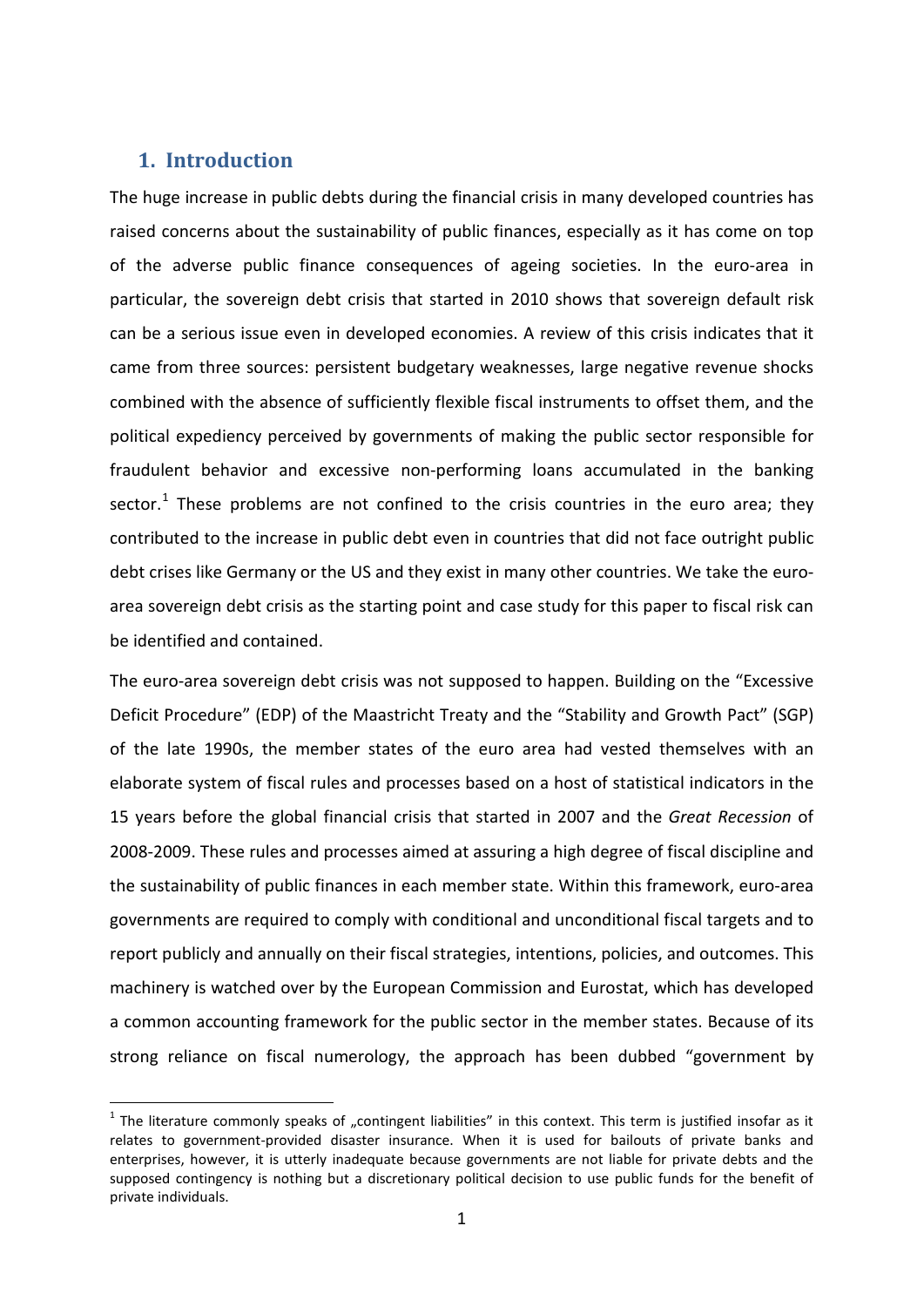## 1. Introduction

The huge increase in public debts during the financial crisis in many developed countries has raised concerns about the sustainability of public finances, especially as it has come on top of the adverse public finance consequences of ageing societies. In the euro-area in particular, the sovereign debt crisis that started in 2010 shows that sovereign default risk can be a serious issue even in developed economies. A review of this crisis indicates that it came from three sources: persistent budgetary weaknesses, large negative revenue shocks combined with the absence of sufficiently flexible fiscal instruments to offset them, and the political expediency perceived by governments of making the public sector responsible for fraudulent behavior and excessive non-performing loans accumulated in the banking sector.[1] These problems are not confined to the crisis countries in the euro area; they contributed to the increase in public debt even in countries that did not face outright public debt crises like Germany or the US and they exist in many other countries. We take the euro-area sovereign debt crisis as the starting point and case study for this paper to fiscal risk can be identified and contained.

The euro-area sovereign debt crisis was not supposed to happen. Building on the "Excessive Deficit Procedure" (EDP) of the Maastricht Treaty and the "Stability and Growth Pact" (SGP) of the late 1990s, the member states of the euro area had vested themselves with an elaborate system of fiscal rules and processes based on a host of statistical indicators in the 15 years before the global financial crisis that started in 2007 and the *Great Recession* of 2008-2009. These rules and processes aimed at assuring a high degree of fiscal discipline and the sustainability of public finances in each member state. Within this framework, euro-area governments are required to comply with conditional and unconditional fiscal targets and to report publicly and annually on their fiscal strategies, intentions, policies, and outcomes. This machinery is watched over by the European Commission and Eurostat, which has developed a common accounting framework for the public sector in the member states. Because of its strong reliance on fiscal numerology, the approach has been dubbed "government by

[1] The literature commonly speaks of „contingent liabilities" in this context. This term is justified insofar as it relates to government-provided disaster insurance. When it is used for bailouts of private banks and enterprises, however, it is utterly inadequate because governments are not liable for private debts and the supposed contingency is nothing but a discretionary political decision to use public funds for the benefit of private individuals.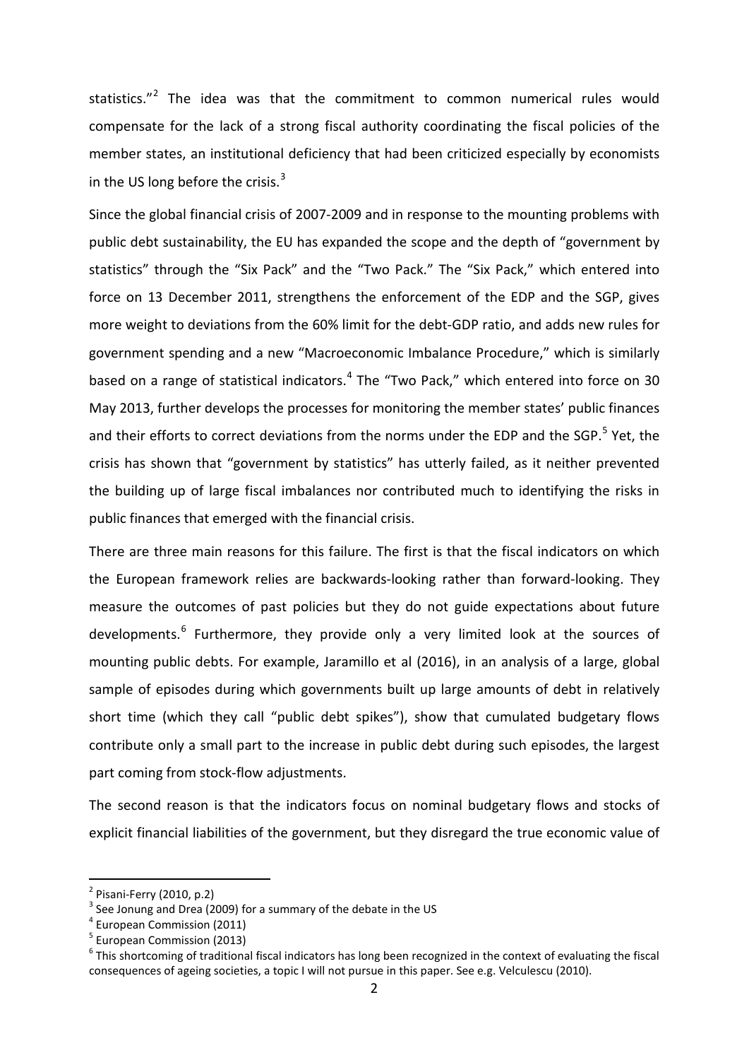statistics."[2] The idea was that the commitment to common numerical rules would compensate for the lack of a strong fiscal authority coordinating the fiscal policies of the member states, an institutional deficiency that had been criticized especially by economists in the US long before the crisis.[3]

Since the global financial crisis of 2007-2009 and in response to the mounting problems with public debt sustainability, the EU has expanded the scope and the depth of "government by statistics" through the "Six Pack" and the "Two Pack." The "Six Pack," which entered into force on 13 December 2011, strengthens the enforcement of the EDP and the SGP, gives more weight to deviations from the 60% limit for the debt-GDP ratio, and adds new rules for government spending and a new "Macroeconomic Imbalance Procedure," which is similarly based on a range of statistical indicators.[4] The "Two Pack," which entered into force on 30 May 2013, further develops the processes for monitoring the member states' public finances and their efforts to correct deviations from the norms under the EDP and the SGP.[5] Yet, the crisis has shown that "government by statistics" has utterly failed, as it neither prevented the building up of large fiscal imbalances nor contributed much to identifying the risks in public finances that emerged with the financial crisis.

There are three main reasons for this failure. The first is that the fiscal indicators on which the European framework relies are backwards-looking rather than forward-looking. They measure the outcomes of past policies but they do not guide expectations about future developments.[6] Furthermore, they provide only a very limited look at the sources of mounting public debts. For example, Jaramillo et al (2016), in an analysis of a large, global sample of episodes during which governments built up large amounts of debt in relatively short time (which they call "public debt spikes"), show that cumulated budgetary flows contribute only a small part to the increase in public debt during such episodes, the largest part coming from stock-flow adjustments.

The second reason is that the indicators focus on nominal budgetary flows and stocks of explicit financial liabilities of the government, but they disregard the true economic value of

---

[2] Pisani-Ferry (2010, p.2)

[3] See Jonung and Drea (2009) for a summary of the debate in the US

[4] European Commission (2011)

[5] European Commission (2013)

[6] This shortcoming of traditional fiscal indicators has long been recognized in the context of evaluating the fiscal consequences of ageing societies, a topic I will not pursue in this paper. See e.g. Velculescu (2010).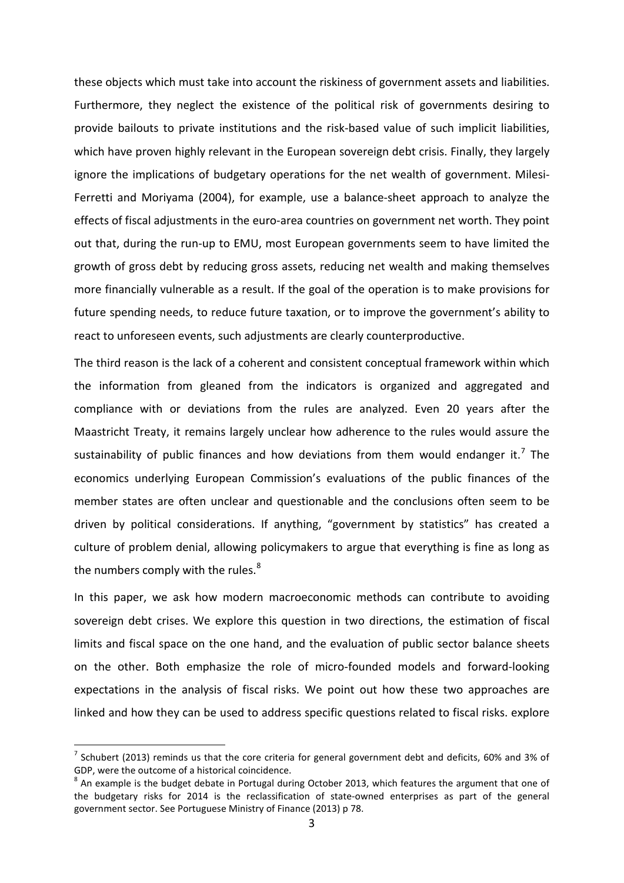these objects which must take into account the riskiness of government assets and liabilities. Furthermore, they neglect the existence of the political risk of governments desiring to provide bailouts to private institutions and the risk-based value of such implicit liabilities, which have proven highly relevant in the European sovereign debt crisis. Finally, they largely ignore the implications of budgetary operations for the net wealth of government. Milesi-Ferretti and Moriyama (2004), for example, use a balance-sheet approach to analyze the effects of fiscal adjustments in the euro-area countries on government net worth. They point out that, during the run-up to EMU, most European governments seem to have limited the growth of gross debt by reducing gross assets, reducing net wealth and making themselves more financially vulnerable as a result. If the goal of the operation is to make provisions for future spending needs, to reduce future taxation, or to improve the government's ability to react to unforeseen events, such adjustments are clearly counterproductive.

The third reason is the lack of a coherent and consistent conceptual framework within which the information from gleaned from the indicators is organized and aggregated and compliance with or deviations from the rules are analyzed. Even 20 years after the Maastricht Treaty, it remains largely unclear how adherence to the rules would assure the sustainability of public finances and how deviations from them would endanger it.[7] The economics underlying European Commission's evaluations of the public finances of the member states are often unclear and questionable and the conclusions often seem to be driven by political considerations. If anything, "government by statistics" has created a culture of problem denial, allowing policymakers to argue that everything is fine as long as the numbers comply with the rules.[8]

In this paper, we ask how modern macroeconomic methods can contribute to avoiding sovereign debt crises. We explore this question in two directions, the estimation of fiscal limits and fiscal space on the one hand, and the evaluation of public sector balance sheets on the other. Both emphasize the role of micro-founded models and forward-looking expectations in the analysis of fiscal risks. We point out how these two approaches are linked and how they can be used to address specific questions related to fiscal risks. explore

---

[7] Schubert (2013) reminds us that the core criteria for general government debt and deficits, 60% and 3% of GDP, were the outcome of a historical coincidence.

[8] An example is the budget debate in Portugal during October 2013, which features the argument that one of the budgetary risks for 2014 is the reclassification of state-owned enterprises as part of the general government sector. See Portuguese Ministry of Finance (2013) p 78.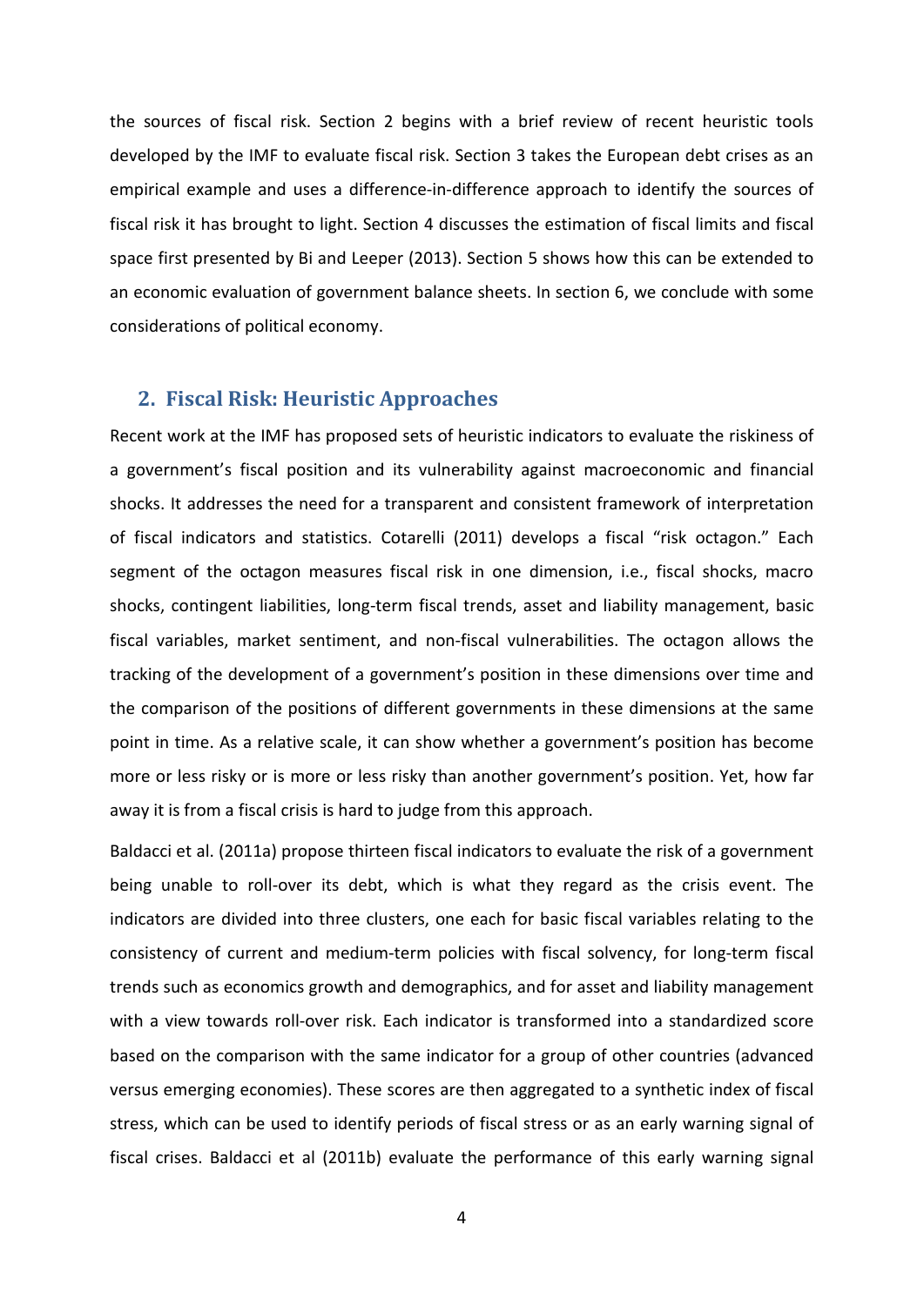the sources of fiscal risk. Section 2 begins with a brief review of recent heuristic tools developed by the IMF to evaluate fiscal risk. Section 3 takes the European debt crises as an empirical example and uses a difference-in-difference approach to identify the sources of fiscal risk it has brought to light. Section 4 discusses the estimation of fiscal limits and fiscal space first presented by Bi and Leeper (2013). Section 5 shows how this can be extended to an economic evaluation of government balance sheets. In section 6, we conclude with some considerations of political economy.

## 2. Fiscal Risk: Heuristic Approaches

Recent work at the IMF has proposed sets of heuristic indicators to evaluate the riskiness of a government's fiscal position and its vulnerability against macroeconomic and financial shocks. It addresses the need for a transparent and consistent framework of interpretation of fiscal indicators and statistics. Cotarelli (2011) develops a fiscal "risk octagon." Each segment of the octagon measures fiscal risk in one dimension, i.e., fiscal shocks, macro shocks, contingent liabilities, long-term fiscal trends, asset and liability management, basic fiscal variables, market sentiment, and non-fiscal vulnerabilities. The octagon allows the tracking of the development of a government's position in these dimensions over time and the comparison of the positions of different governments in these dimensions at the same point in time. As a relative scale, it can show whether a government's position has become more or less risky or is more or less risky than another government's position. Yet, how far away it is from a fiscal crisis is hard to judge from this approach.

Baldacci et al. (2011a) propose thirteen fiscal indicators to evaluate the risk of a government being unable to roll-over its debt, which is what they regard as the crisis event. The indicators are divided into three clusters, one each for basic fiscal variables relating to the consistency of current and medium-term policies with fiscal solvency, for long-term fiscal trends such as economics growth and demographics, and for asset and liability management with a view towards roll-over risk. Each indicator is transformed into a standardized score based on the comparison with the same indicator for a group of other countries (advanced versus emerging economies). These scores are then aggregated to a synthetic index of fiscal stress, which can be used to identify periods of fiscal stress or as an early warning signal of fiscal crises. Baldacci et al (2011b) evaluate the performance of this early warning signal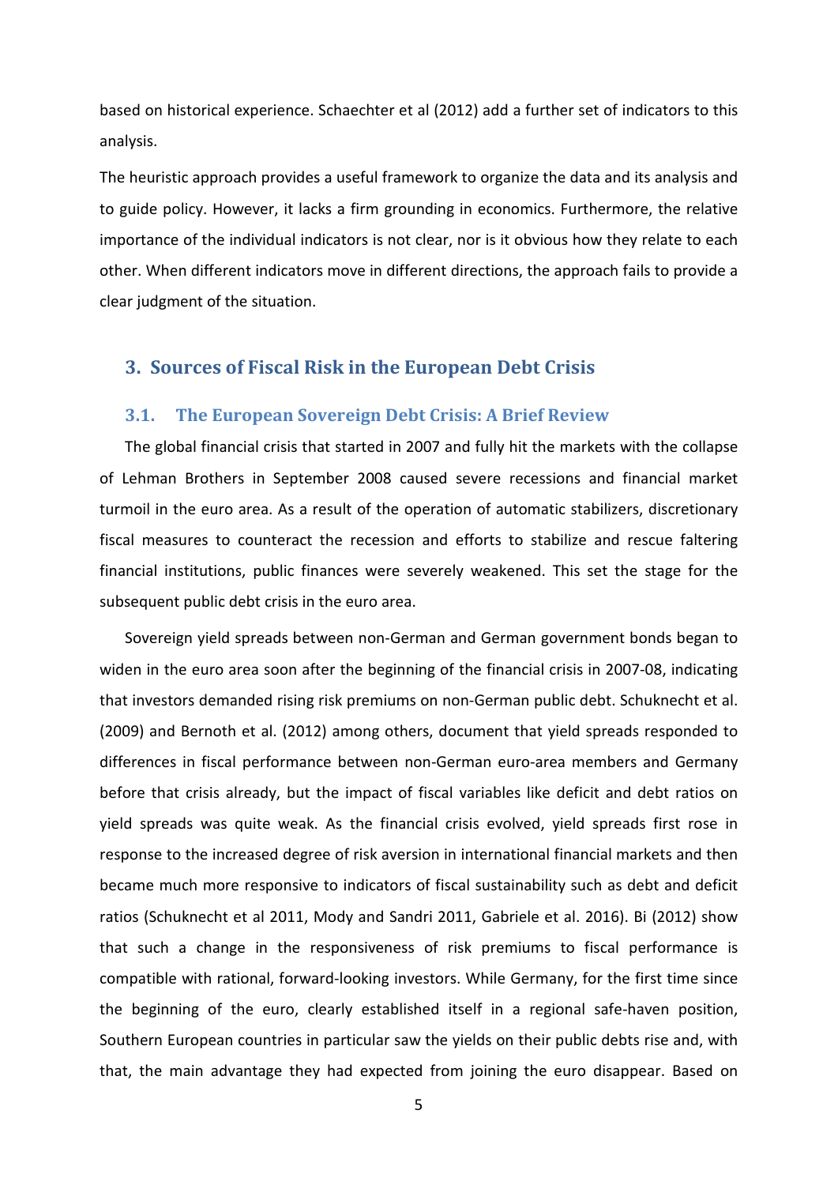based on historical experience. Schaechter et al (2012) add a further set of indicators to this analysis.

The heuristic approach provides a useful framework to organize the data and its analysis and to guide policy. However, it lacks a firm grounding in economics. Furthermore, the relative importance of the individual indicators is not clear, nor is it obvious how they relate to each other. When different indicators move in different directions, the approach fails to provide a clear judgment of the situation.

## 3. Sources of Fiscal Risk in the European Debt Crisis

### 3.1. The European Sovereign Debt Crisis: A Brief Review

The global financial crisis that started in 2007 and fully hit the markets with the collapse of Lehman Brothers in September 2008 caused severe recessions and financial market turmoil in the euro area. As a result of the operation of automatic stabilizers, discretionary fiscal measures to counteract the recession and efforts to stabilize and rescue faltering financial institutions, public finances were severely weakened. This set the stage for the subsequent public debt crisis in the euro area.

Sovereign yield spreads between non-German and German government bonds began to widen in the euro area soon after the beginning of the financial crisis in 2007-08, indicating that investors demanded rising risk premiums on non-German public debt. Schuknecht et al. (2009) and Bernoth et al. (2012) among others, document that yield spreads responded to differences in fiscal performance between non-German euro-area members and Germany before that crisis already, but the impact of fiscal variables like deficit and debt ratios on yield spreads was quite weak. As the financial crisis evolved, yield spreads first rose in response to the increased degree of risk aversion in international financial markets and then became much more responsive to indicators of fiscal sustainability such as debt and deficit ratios (Schuknecht et al 2011, Mody and Sandri 2011, Gabriele et al. 2016). Bi (2012) show that such a change in the responsiveness of risk premiums to fiscal performance is compatible with rational, forward-looking investors. While Germany, for the first time since the beginning of the euro, clearly established itself in a regional safe-haven position, Southern European countries in particular saw the yields on their public debts rise and, with that, the main advantage they had expected from joining the euro disappear. Based on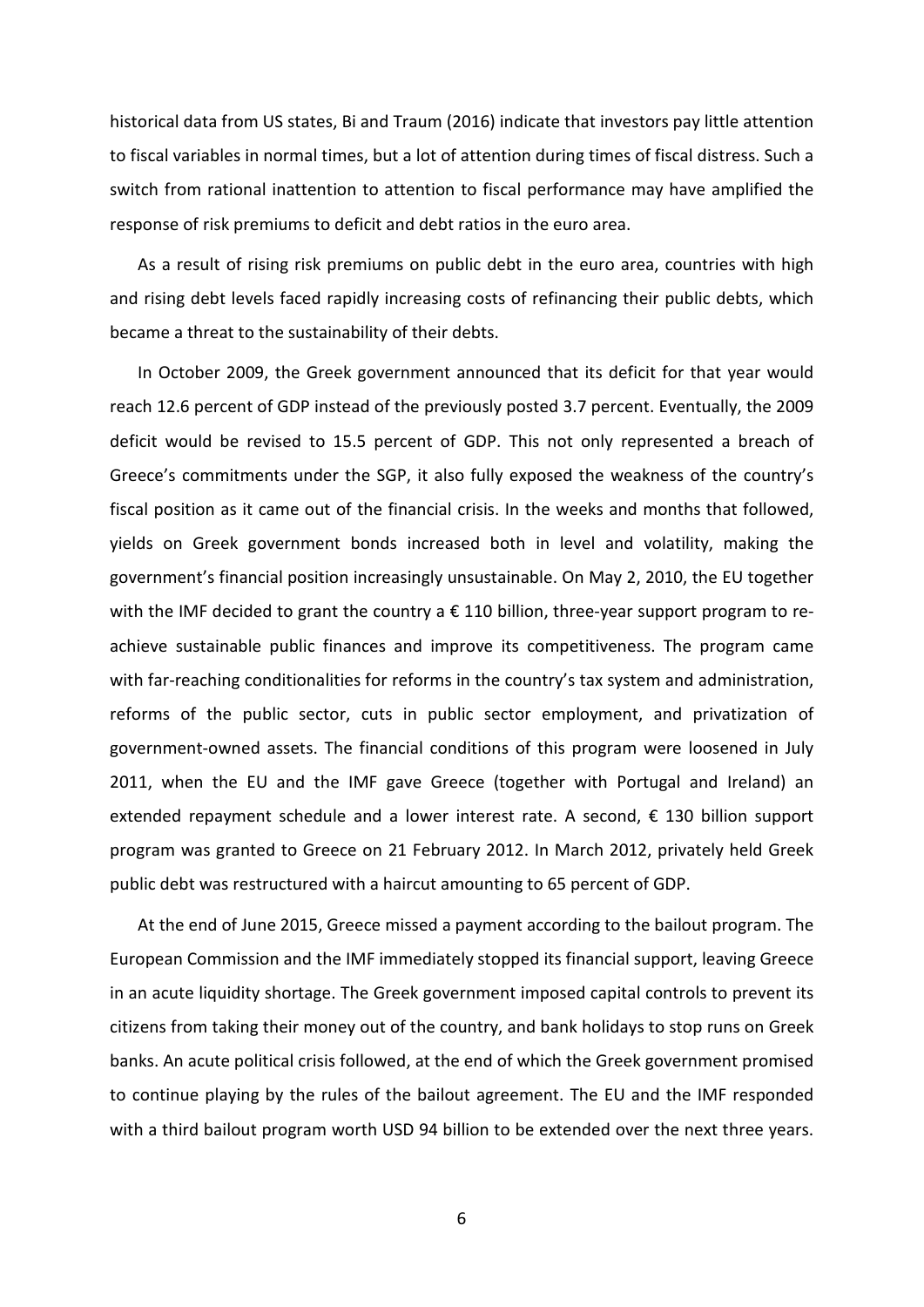historical data from US states, Bi and Traum (2016) indicate that investors pay little attention to fiscal variables in normal times, but a lot of attention during times of fiscal distress. Such a switch from rational inattention to attention to fiscal performance may have amplified the response of risk premiums to deficit and debt ratios in the euro area.

As a result of rising risk premiums on public debt in the euro area, countries with high and rising debt levels faced rapidly increasing costs of refinancing their public debts, which became a threat to the sustainability of their debts.

In October 2009, the Greek government announced that its deficit for that year would reach 12.6 percent of GDP instead of the previously posted 3.7 percent. Eventually, the 2009 deficit would be revised to 15.5 percent of GDP. This not only represented a breach of Greece's commitments under the SGP, it also fully exposed the weakness of the country's fiscal position as it came out of the financial crisis. In the weeks and months that followed, yields on Greek government bonds increased both in level and volatility, making the government's financial position increasingly unsustainable. On May 2, 2010, the EU together with the IMF decided to grant the country a € 110 billion, three-year support program to re-achieve sustainable public finances and improve its competitiveness. The program came with far-reaching conditionalities for reforms in the country's tax system and administration, reforms of the public sector, cuts in public sector employment, and privatization of government-owned assets. The financial conditions of this program were loosened in July 2011, when the EU and the IMF gave Greece (together with Portugal and Ireland) an extended repayment schedule and a lower interest rate. A second, € 130 billion support program was granted to Greece on 21 February 2012. In March 2012, privately held Greek public debt was restructured with a haircut amounting to 65 percent of GDP.

At the end of June 2015, Greece missed a payment according to the bailout program. The European Commission and the IMF immediately stopped its financial support, leaving Greece in an acute liquidity shortage. The Greek government imposed capital controls to prevent its citizens from taking their money out of the country, and bank holidays to stop runs on Greek banks. An acute political crisis followed, at the end of which the Greek government promised to continue playing by the rules of the bailout agreement. The EU and the IMF responded with a third bailout program worth USD 94 billion to be extended over the next three years.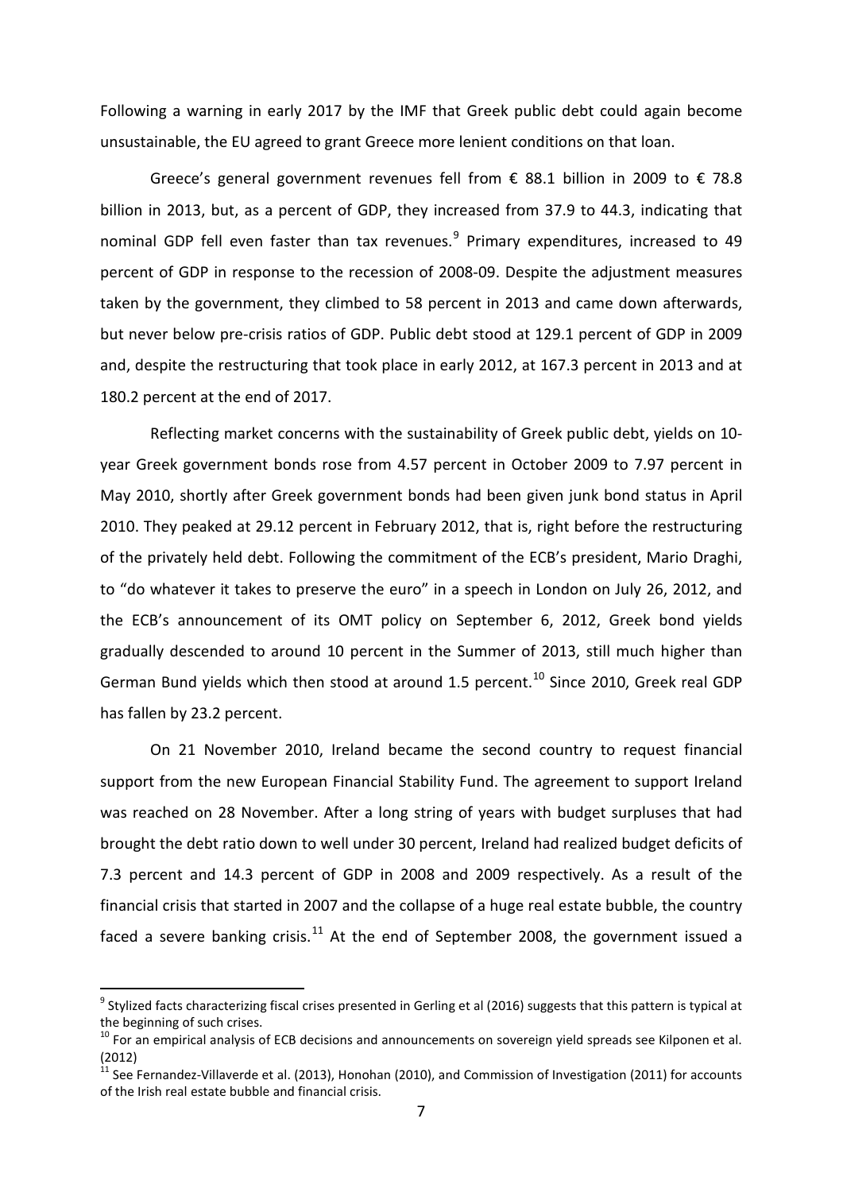Following a warning in early 2017 by the IMF that Greek public debt could again become unsustainable, the EU agreed to grant Greece more lenient conditions on that loan.

Greece's general government revenues fell from € 88.1 billion in 2009 to € 78.8 billion in 2013, but, as a percent of GDP, they increased from 37.9 to 44.3, indicating that nominal GDP fell even faster than tax revenues.[9] Primary expenditures, increased to 49 percent of GDP in response to the recession of 2008-09. Despite the adjustment measures taken by the government, they climbed to 58 percent in 2013 and came down afterwards, but never below pre-crisis ratios of GDP. Public debt stood at 129.1 percent of GDP in 2009 and, despite the restructuring that took place in early 2012, at 167.3 percent in 2013 and at 180.2 percent at the end of 2017.

Reflecting market concerns with the sustainability of Greek public debt, yields on 10-year Greek government bonds rose from 4.57 percent in October 2009 to 7.97 percent in May 2010, shortly after Greek government bonds had been given junk bond status in April 2010. They peaked at 29.12 percent in February 2012, that is, right before the restructuring of the privately held debt. Following the commitment of the ECB's president, Mario Draghi, to "do whatever it takes to preserve the euro" in a speech in London on July 26, 2012, and the ECB's announcement of its OMT policy on September 6, 2012, Greek bond yields gradually descended to around 10 percent in the Summer of 2013, still much higher than German Bund yields which then stood at around 1.5 percent.[10] Since 2010, Greek real GDP has fallen by 23.2 percent.

On 21 November 2010, Ireland became the second country to request financial support from the new European Financial Stability Fund. The agreement to support Ireland was reached on 28 November. After a long string of years with budget surpluses that had brought the debt ratio down to well under 30 percent, Ireland had realized budget deficits of 7.3 percent and 14.3 percent of GDP in 2008 and 2009 respectively. As a result of the financial crisis that started in 2007 and the collapse of a huge real estate bubble, the country faced a severe banking crisis.[11] At the end of September 2008, the government issued a

[9] Stylized facts characterizing fiscal crises presented in Gerling et al (2016) suggests that this pattern is typical at the beginning of such crises.

[10] For an empirical analysis of ECB decisions and announcements on sovereign yield spreads see Kilponen et al. (2012)

[11] See Fernandez-Villaverde et al. (2013), Honohan (2010), and Commission of Investigation (2011) for accounts of the Irish real estate bubble and financial crisis.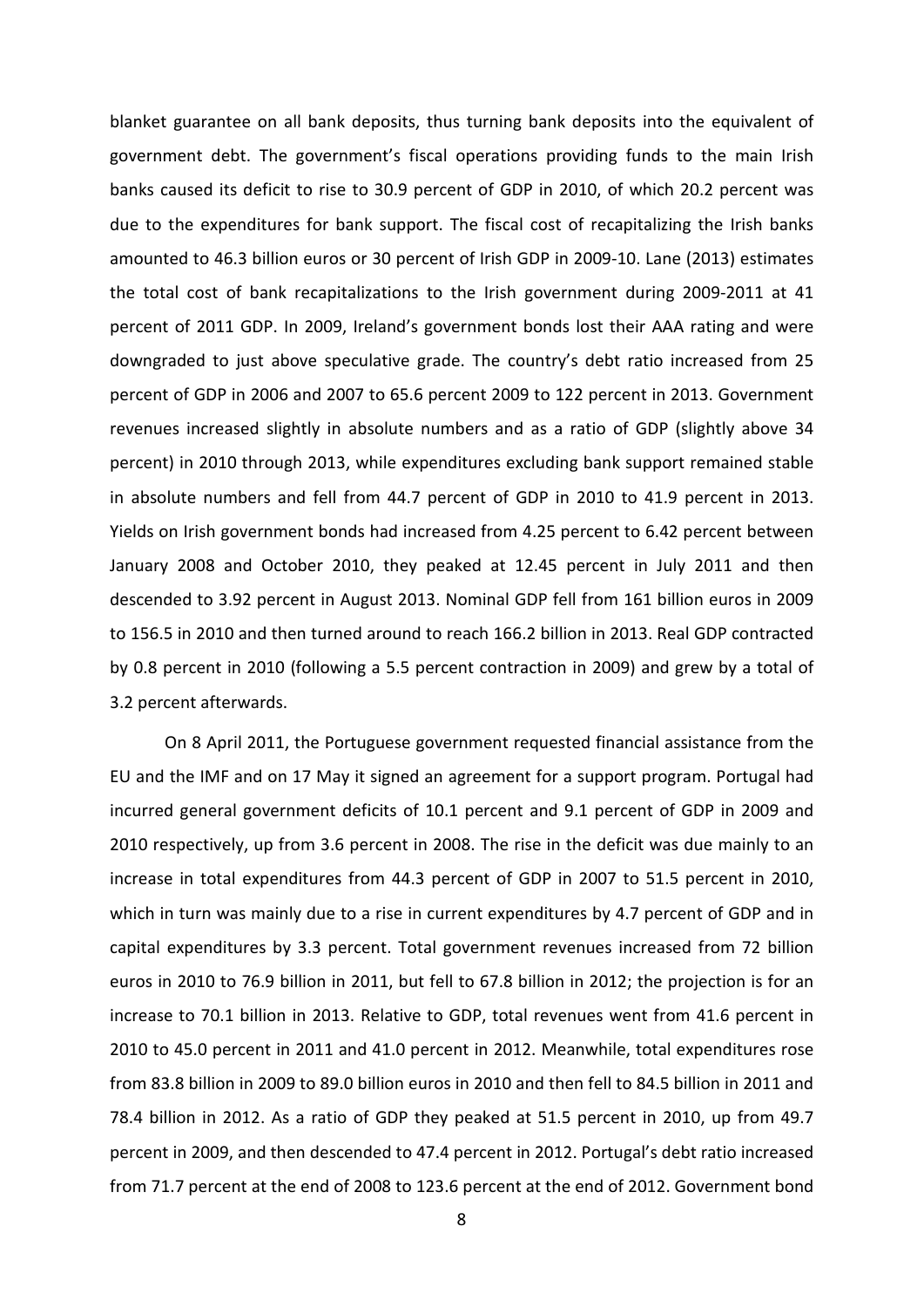blanket guarantee on all bank deposits, thus turning bank deposits into the equivalent of government debt. The government's fiscal operations providing funds to the main Irish banks caused its deficit to rise to 30.9 percent of GDP in 2010, of which 20.2 percent was due to the expenditures for bank support. The fiscal cost of recapitalizing the Irish banks amounted to 46.3 billion euros or 30 percent of Irish GDP in 2009-10. Lane (2013) estimates the total cost of bank recapitalizations to the Irish government during 2009-2011 at 41 percent of 2011 GDP. In 2009, Ireland's government bonds lost their AAA rating and were downgraded to just above speculative grade. The country's debt ratio increased from 25 percent of GDP in 2006 and 2007 to 65.6 percent 2009 to 122 percent in 2013. Government revenues increased slightly in absolute numbers and as a ratio of GDP (slightly above 34 percent) in 2010 through 2013, while expenditures excluding bank support remained stable in absolute numbers and fell from 44.7 percent of GDP in 2010 to 41.9 percent in 2013. Yields on Irish government bonds had increased from 4.25 percent to 6.42 percent between January 2008 and October 2010, they peaked at 12.45 percent in July 2011 and then descended to 3.92 percent in August 2013. Nominal GDP fell from 161 billion euros in 2009 to 156.5 in 2010 and then turned around to reach 166.2 billion in 2013. Real GDP contracted by 0.8 percent in 2010 (following a 5.5 percent contraction in 2009) and grew by a total of 3.2 percent afterwards.

On 8 April 2011, the Portuguese government requested financial assistance from the EU and the IMF and on 17 May it signed an agreement for a support program. Portugal had incurred general government deficits of 10.1 percent and 9.1 percent of GDP in 2009 and 2010 respectively, up from 3.6 percent in 2008. The rise in the deficit was due mainly to an increase in total expenditures from 44.3 percent of GDP in 2007 to 51.5 percent in 2010, which in turn was mainly due to a rise in current expenditures by 4.7 percent of GDP and in capital expenditures by 3.3 percent. Total government revenues increased from 72 billion euros in 2010 to 76.9 billion in 2011, but fell to 67.8 billion in 2012; the projection is for an increase to 70.1 billion in 2013. Relative to GDP, total revenues went from 41.6 percent in 2010 to 45.0 percent in 2011 and 41.0 percent in 2012. Meanwhile, total expenditures rose from 83.8 billion in 2009 to 89.0 billion euros in 2010 and then fell to 84.5 billion in 2011 and 78.4 billion in 2012. As a ratio of GDP they peaked at 51.5 percent in 2010, up from 49.7 percent in 2009, and then descended to 47.4 percent in 2012. Portugal's debt ratio increased from 71.7 percent at the end of 2008 to 123.6 percent at the end of 2012. Government bond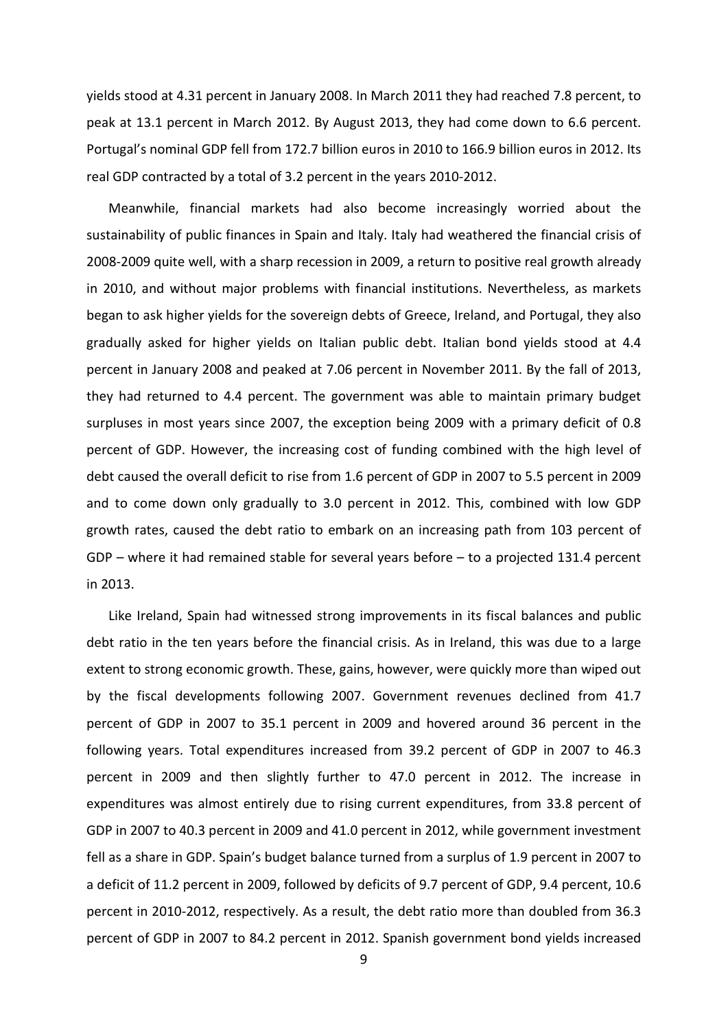yields stood at 4.31 percent in January 2008. In March 2011 they had reached 7.8 percent, to peak at 13.1 percent in March 2012. By August 2013, they had come down to 6.6 percent. Portugal's nominal GDP fell from 172.7 billion euros in 2010 to 166.9 billion euros in 2012. Its real GDP contracted by a total of 3.2 percent in the years 2010-2012.

Meanwhile, financial markets had also become increasingly worried about the sustainability of public finances in Spain and Italy. Italy had weathered the financial crisis of 2008-2009 quite well, with a sharp recession in 2009, a return to positive real growth already in 2010, and without major problems with financial institutions. Nevertheless, as markets began to ask higher yields for the sovereign debts of Greece, Ireland, and Portugal, they also gradually asked for higher yields on Italian public debt. Italian bond yields stood at 4.4 percent in January 2008 and peaked at 7.06 percent in November 2011. By the fall of 2013, they had returned to 4.4 percent. The government was able to maintain primary budget surpluses in most years since 2007, the exception being 2009 with a primary deficit of 0.8 percent of GDP. However, the increasing cost of funding combined with the high level of debt caused the overall deficit to rise from 1.6 percent of GDP in 2007 to 5.5 percent in 2009 and to come down only gradually to 3.0 percent in 2012. This, combined with low GDP growth rates, caused the debt ratio to embark on an increasing path from 103 percent of GDP – where it had remained stable for several years before – to a projected 131.4 percent in 2013.

Like Ireland, Spain had witnessed strong improvements in its fiscal balances and public debt ratio in the ten years before the financial crisis. As in Ireland, this was due to a large extent to strong economic growth. These, gains, however, were quickly more than wiped out by the fiscal developments following 2007. Government revenues declined from 41.7 percent of GDP in 2007 to 35.1 percent in 2009 and hovered around 36 percent in the following years. Total expenditures increased from 39.2 percent of GDP in 2007 to 46.3 percent in 2009 and then slightly further to 47.0 percent in 2012. The increase in expenditures was almost entirely due to rising current expenditures, from 33.8 percent of GDP in 2007 to 40.3 percent in 2009 and 41.0 percent in 2012, while government investment fell as a share in GDP. Spain's budget balance turned from a surplus of 1.9 percent in 2007 to a deficit of 11.2 percent in 2009, followed by deficits of 9.7 percent of GDP, 9.4 percent, 10.6 percent in 2010-2012, respectively. As a result, the debt ratio more than doubled from 36.3 percent of GDP in 2007 to 84.2 percent in 2012. Spanish government bond yields increased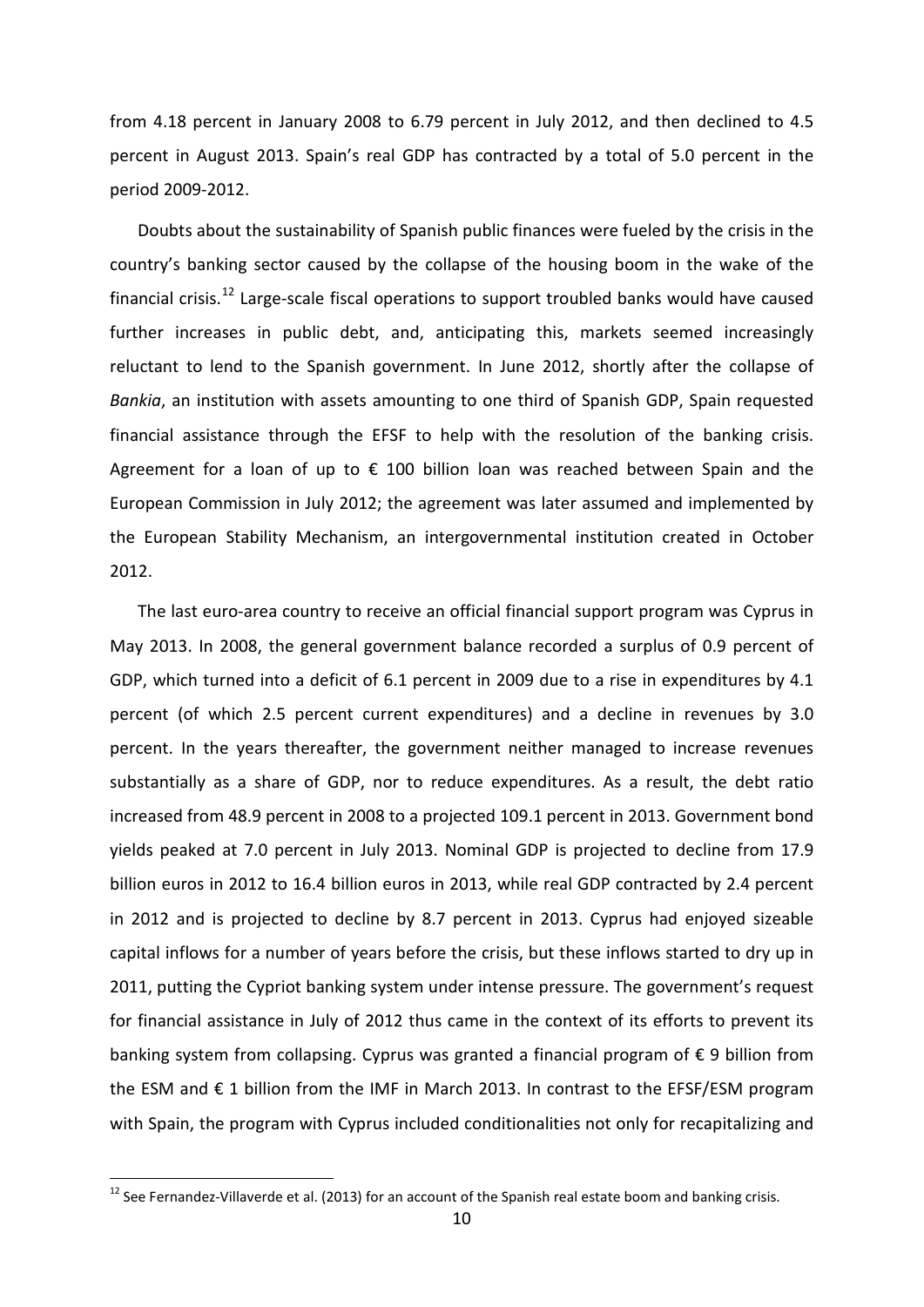from 4.18 percent in January 2008 to 6.79 percent in July 2012, and then declined to 4.5 percent in August 2013. Spain's real GDP has contracted by a total of 5.0 percent in the period 2009-2012.

Doubts about the sustainability of Spanish public finances were fueled by the crisis in the country's banking sector caused by the collapse of the housing boom in the wake of the financial crisis.[12] Large-scale fiscal operations to support troubled banks would have caused further increases in public debt, and, anticipating this, markets seemed increasingly reluctant to lend to the Spanish government. In June 2012, shortly after the collapse of *Bankia*, an institution with assets amounting to one third of Spanish GDP, Spain requested financial assistance through the EFSF to help with the resolution of the banking crisis. Agreement for a loan of up to € 100 billion loan was reached between Spain and the European Commission in July 2012; the agreement was later assumed and implemented by the European Stability Mechanism, an intergovernmental institution created in October 2012.

The last euro-area country to receive an official financial support program was Cyprus in May 2013. In 2008, the general government balance recorded a surplus of 0.9 percent of GDP, which turned into a deficit of 6.1 percent in 2009 due to a rise in expenditures by 4.1 percent (of which 2.5 percent current expenditures) and a decline in revenues by 3.0 percent. In the years thereafter, the government neither managed to increase revenues substantially as a share of GDP, nor to reduce expenditures. As a result, the debt ratio increased from 48.9 percent in 2008 to a projected 109.1 percent in 2013. Government bond yields peaked at 7.0 percent in July 2013. Nominal GDP is projected to decline from 17.9 billion euros in 2012 to 16.4 billion euros in 2013, while real GDP contracted by 2.4 percent in 2012 and is projected to decline by 8.7 percent in 2013. Cyprus had enjoyed sizeable capital inflows for a number of years before the crisis, but these inflows started to dry up in 2011, putting the Cypriot banking system under intense pressure. The government's request for financial assistance in July of 2012 thus came in the context of its efforts to prevent its banking system from collapsing. Cyprus was granted a financial program of € 9 billion from the ESM and € 1 billion from the IMF in March 2013. In contrast to the EFSF/ESM program with Spain, the program with Cyprus included conditionalities not only for recapitalizing and

[12] See Fernandez-Villaverde et al. (2013) for an account of the Spanish real estate boom and banking crisis.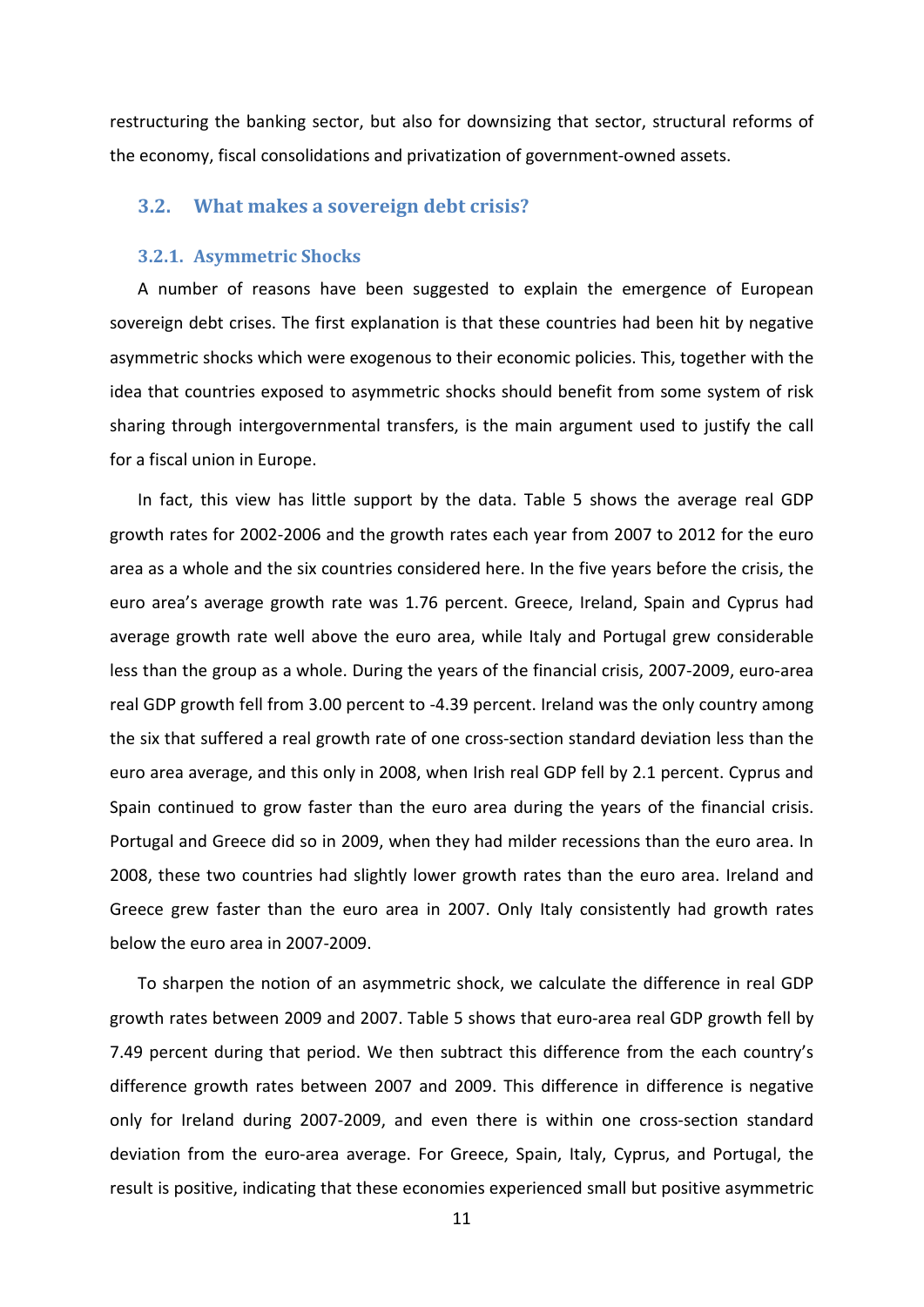restructuring the banking sector, but also for downsizing that sector, structural reforms of the economy, fiscal consolidations and privatization of government-owned assets.

## 3.2. What makes a sovereign debt crisis?

### 3.2.1. Asymmetric Shocks

A number of reasons have been suggested to explain the emergence of European sovereign debt crises. The first explanation is that these countries had been hit by negative asymmetric shocks which were exogenous to their economic policies. This, together with the idea that countries exposed to asymmetric shocks should benefit from some system of risk sharing through intergovernmental transfers, is the main argument used to justify the call for a fiscal union in Europe.

In fact, this view has little support by the data. Table 5 shows the average real GDP growth rates for 2002-2006 and the growth rates each year from 2007 to 2012 for the euro area as a whole and the six countries considered here. In the five years before the crisis, the euro area's average growth rate was 1.76 percent. Greece, Ireland, Spain and Cyprus had average growth rate well above the euro area, while Italy and Portugal grew considerable less than the group as a whole. During the years of the financial crisis, 2007-2009, euro-area real GDP growth fell from 3.00 percent to -4.39 percent. Ireland was the only country among the six that suffered a real growth rate of one cross-section standard deviation less than the euro area average, and this only in 2008, when Irish real GDP fell by 2.1 percent. Cyprus and Spain continued to grow faster than the euro area during the years of the financial crisis. Portugal and Greece did so in 2009, when they had milder recessions than the euro area. In 2008, these two countries had slightly lower growth rates than the euro area. Ireland and Greece grew faster than the euro area in 2007. Only Italy consistently had growth rates below the euro area in 2007-2009.

To sharpen the notion of an asymmetric shock, we calculate the difference in real GDP growth rates between 2009 and 2007. Table 5 shows that euro-area real GDP growth fell by 7.49 percent during that period. We then subtract this difference from the each country's difference growth rates between 2007 and 2009. This difference in difference is negative only for Ireland during 2007-2009, and even there is within one cross-section standard deviation from the euro-area average. For Greece, Spain, Italy, Cyprus, and Portugal, the result is positive, indicating that these economies experienced small but positive asymmetric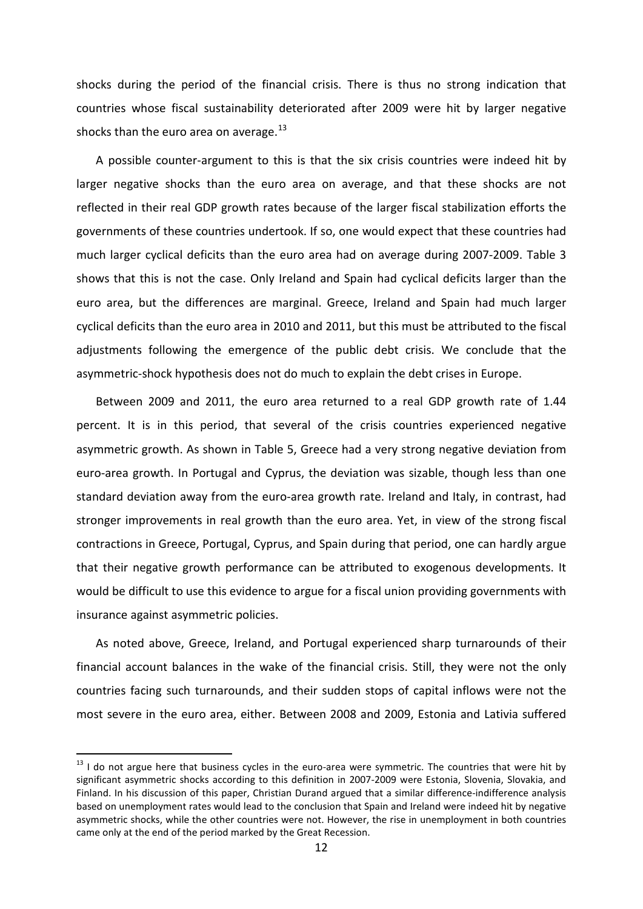shocks during the period of the financial crisis. There is thus no strong indication that countries whose fiscal sustainability deteriorated after 2009 were hit by larger negative shocks than the euro area on average.[13]

A possible counter-argument to this is that the six crisis countries were indeed hit by larger negative shocks than the euro area on average, and that these shocks are not reflected in their real GDP growth rates because of the larger fiscal stabilization efforts the governments of these countries undertook. If so, one would expect that these countries had much larger cyclical deficits than the euro area had on average during 2007-2009. Table 3 shows that this is not the case. Only Ireland and Spain had cyclical deficits larger than the euro area, but the differences are marginal. Greece, Ireland and Spain had much larger cyclical deficits than the euro area in 2010 and 2011, but this must be attributed to the fiscal adjustments following the emergence of the public debt crisis. We conclude that the asymmetric-shock hypothesis does not do much to explain the debt crises in Europe.

Between 2009 and 2011, the euro area returned to a real GDP growth rate of 1.44 percent. It is in this period, that several of the crisis countries experienced negative asymmetric growth. As shown in Table 5, Greece had a very strong negative deviation from euro-area growth. In Portugal and Cyprus, the deviation was sizable, though less than one standard deviation away from the euro-area growth rate. Ireland and Italy, in contrast, had stronger improvements in real growth than the euro area. Yet, in view of the strong fiscal contractions in Greece, Portugal, Cyprus, and Spain during that period, one can hardly argue that their negative growth performance can be attributed to exogenous developments. It would be difficult to use this evidence to argue for a fiscal union providing governments with insurance against asymmetric policies.

As noted above, Greece, Ireland, and Portugal experienced sharp turnarounds of their financial account balances in the wake of the financial crisis. Still, they were not the only countries facing such turnarounds, and their sudden stops of capital inflows were not the most severe in the euro area, either. Between 2008 and 2009, Estonia and Lativia suffered

---

[13] I do not argue here that business cycles in the euro-area were symmetric. The countries that were hit by significant asymmetric shocks according to this definition in 2007-2009 were Estonia, Slovenia, Slovakia, and Finland. In his discussion of this paper, Christian Durand argued that a similar difference-indifference analysis based on unemployment rates would lead to the conclusion that Spain and Ireland were indeed hit by negative asymmetric shocks, while the other countries were not. However, the rise in unemployment in both countries came only at the end of the period marked by the Great Recession.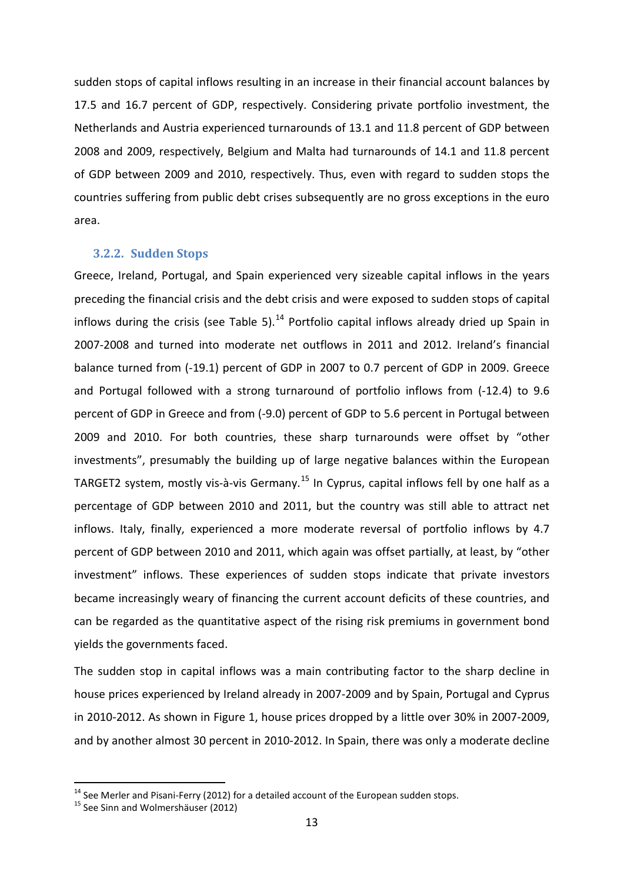sudden stops of capital inflows resulting in an increase in their financial account balances by 17.5 and 16.7 percent of GDP, respectively. Considering private portfolio investment, the Netherlands and Austria experienced turnarounds of 13.1 and 11.8 percent of GDP between 2008 and 2009, respectively, Belgium and Malta had turnarounds of 14.1 and 11.8 percent of GDP between 2009 and 2010, respectively. Thus, even with regard to sudden stops the countries suffering from public debt crises subsequently are no gross exceptions in the euro area.

### 3.2.2. Sudden Stops

Greece, Ireland, Portugal, and Spain experienced very sizeable capital inflows in the years preceding the financial crisis and the debt crisis and were exposed to sudden stops of capital inflows during the crisis (see Table 5).[14] Portfolio capital inflows already dried up Spain in 2007-2008 and turned into moderate net outflows in 2011 and 2012. Ireland's financial balance turned from (-19.1) percent of GDP in 2007 to 0.7 percent of GDP in 2009. Greece and Portugal followed with a strong turnaround of portfolio inflows from (-12.4) to 9.6 percent of GDP in Greece and from (-9.0) percent of GDP to 5.6 percent in Portugal between 2009 and 2010. For both countries, these sharp turnarounds were offset by "other investments", presumably the building up of large negative balances within the European TARGET2 system, mostly vis-à-vis Germany.[15] In Cyprus, capital inflows fell by one half as a percentage of GDP between 2010 and 2011, but the country was still able to attract net inflows. Italy, finally, experienced a more moderate reversal of portfolio inflows by 4.7 percent of GDP between 2010 and 2011, which again was offset partially, at least, by "other investment" inflows. These experiences of sudden stops indicate that private investors became increasingly weary of financing the current account deficits of these countries, and can be regarded as the quantitative aspect of the rising risk premiums in government bond yields the governments faced.

The sudden stop in capital inflows was a main contributing factor to the sharp decline in house prices experienced by Ireland already in 2007-2009 and by Spain, Portugal and Cyprus in 2010-2012. As shown in Figure 1, house prices dropped by a little over 30% in 2007-2009, and by another almost 30 percent in 2010-2012. In Spain, there was only a moderate decline

[14] See Merler and Pisani-Ferry (2012) for a detailed account of the European sudden stops.

[15] See Sinn and Wolmershäuser (2012)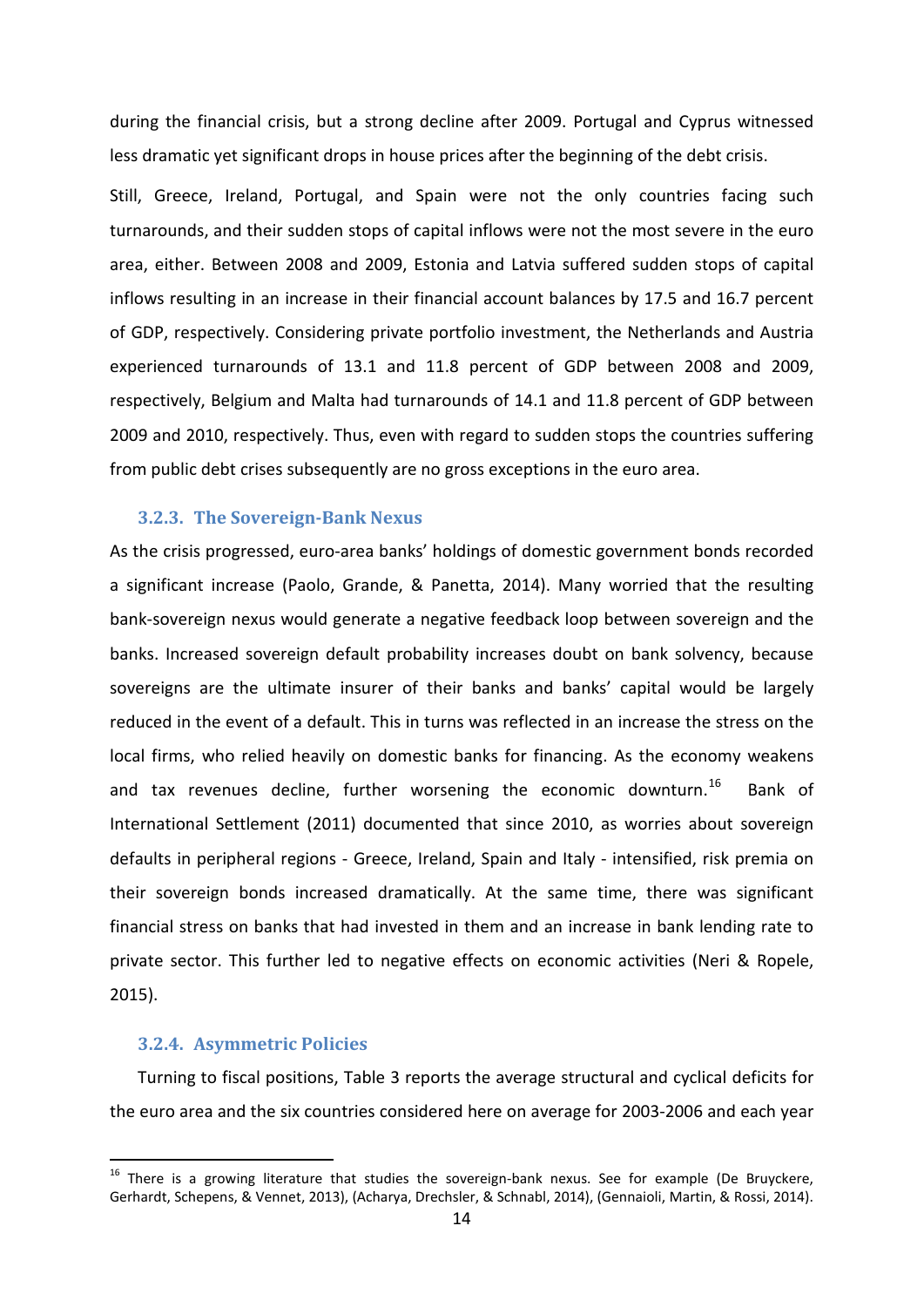during the financial crisis, but a strong decline after 2009. Portugal and Cyprus witnessed less dramatic yet significant drops in house prices after the beginning of the debt crisis.

Still, Greece, Ireland, Portugal, and Spain were not the only countries facing such turnarounds, and their sudden stops of capital inflows were not the most severe in the euro area, either. Between 2008 and 2009, Estonia and Latvia suffered sudden stops of capital inflows resulting in an increase in their financial account balances by 17.5 and 16.7 percent of GDP, respectively. Considering private portfolio investment, the Netherlands and Austria experienced turnarounds of 13.1 and 11.8 percent of GDP between 2008 and 2009, respectively, Belgium and Malta had turnarounds of 14.1 and 11.8 percent of GDP between 2009 and 2010, respectively. Thus, even with regard to sudden stops the countries suffering from public debt crises subsequently are no gross exceptions in the euro area.

### 3.2.3. The Sovereign-Bank Nexus

As the crisis progressed, euro-area banks' holdings of domestic government bonds recorded a significant increase (Paolo, Grande, & Panetta, 2014). Many worried that the resulting bank-sovereign nexus would generate a negative feedback loop between sovereign and the banks. Increased sovereign default probability increases doubt on bank solvency, because sovereigns are the ultimate insurer of their banks and banks' capital would be largely reduced in the event of a default. This in turns was reflected in an increase the stress on the local firms, who relied heavily on domestic banks for financing. As the economy weakens and tax revenues decline, further worsening the economic downturn.[16] Bank of International Settlement (2011) documented that since 2010, as worries about sovereign defaults in peripheral regions - Greece, Ireland, Spain and Italy - intensified, risk premia on their sovereign bonds increased dramatically. At the same time, there was significant financial stress on banks that had invested in them and an increase in bank lending rate to private sector. This further led to negative effects on economic activities (Neri & Ropele, 2015).

### 3.2.4. Asymmetric Policies

Turning to fiscal positions, Table 3 reports the average structural and cyclical deficits for the euro area and the six countries considered here on average for 2003-2006 and each year

[16] There is a growing literature that studies the sovereign-bank nexus. See for example (De Bruyckere, Gerhardt, Schepens, & Vennet, 2013), (Acharya, Drechsler, & Schnabl, 2014), (Gennaioli, Martin, & Rossi, 2014).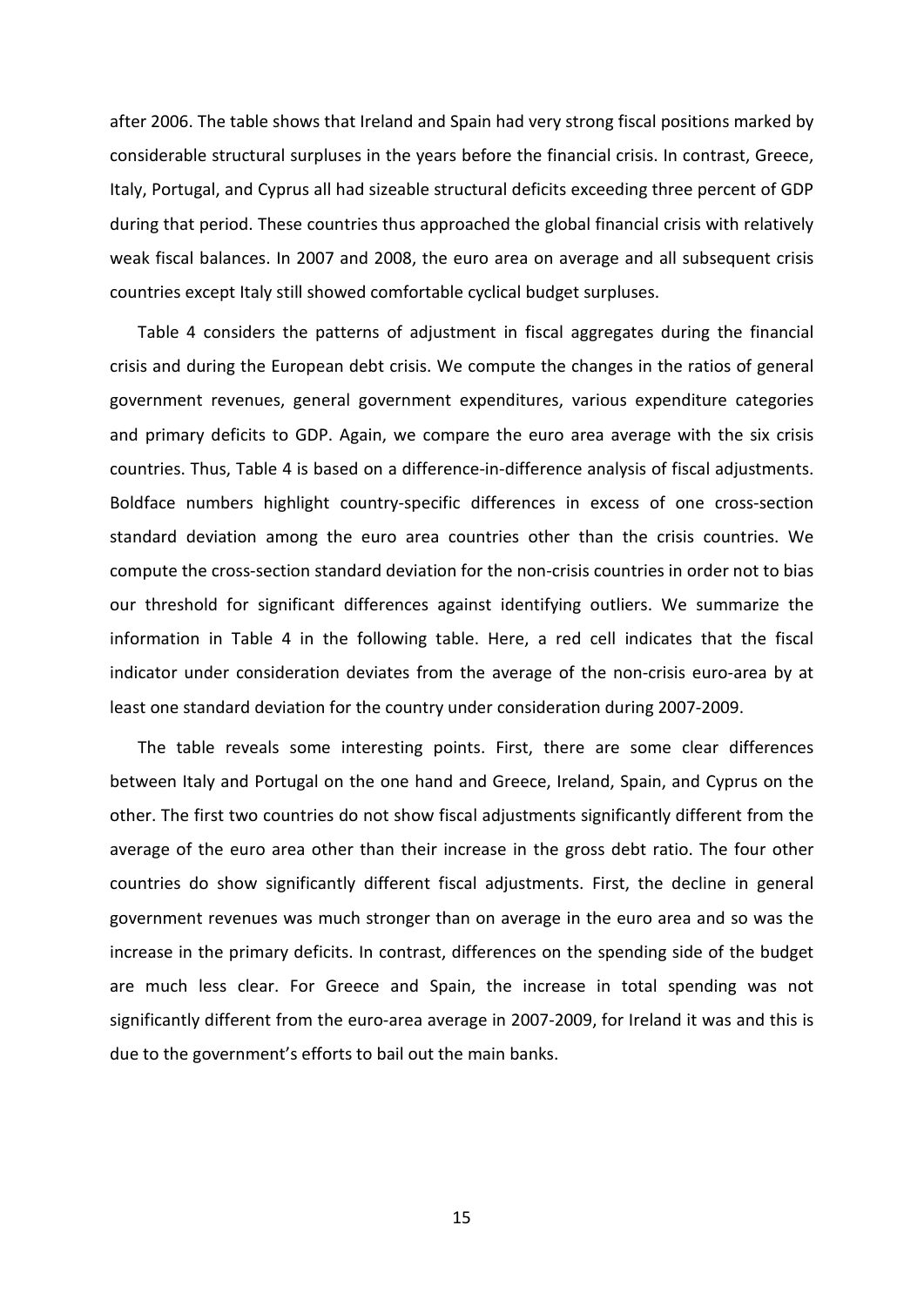after 2006. The table shows that Ireland and Spain had very strong fiscal positions marked by considerable structural surpluses in the years before the financial crisis. In contrast, Greece, Italy, Portugal, and Cyprus all had sizeable structural deficits exceeding three percent of GDP during that period. These countries thus approached the global financial crisis with relatively weak fiscal balances. In 2007 and 2008, the euro area on average and all subsequent crisis countries except Italy still showed comfortable cyclical budget surpluses.

Table 4 considers the patterns of adjustment in fiscal aggregates during the financial crisis and during the European debt crisis. We compute the changes in the ratios of general government revenues, general government expenditures, various expenditure categories and primary deficits to GDP. Again, we compare the euro area average with the six crisis countries. Thus, Table 4 is based on a difference-in-difference analysis of fiscal adjustments. Boldface numbers highlight country-specific differences in excess of one cross-section standard deviation among the euro area countries other than the crisis countries. We compute the cross-section standard deviation for the non-crisis countries in order not to bias our threshold for significant differences against identifying outliers. We summarize the information in Table 4 in the following table. Here, a red cell indicates that the fiscal indicator under consideration deviates from the average of the non-crisis euro-area by at least one standard deviation for the country under consideration during 2007-2009.

The table reveals some interesting points. First, there are some clear differences between Italy and Portugal on the one hand and Greece, Ireland, Spain, and Cyprus on the other. The first two countries do not show fiscal adjustments significantly different from the average of the euro area other than their increase in the gross debt ratio. The four other countries do show significantly different fiscal adjustments. First, the decline in general government revenues was much stronger than on average in the euro area and so was the increase in the primary deficits. In contrast, differences on the spending side of the budget are much less clear. For Greece and Spain, the increase in total spending was not significantly different from the euro-area average in 2007-2009, for Ireland it was and this is due to the government's efforts to bail out the main banks.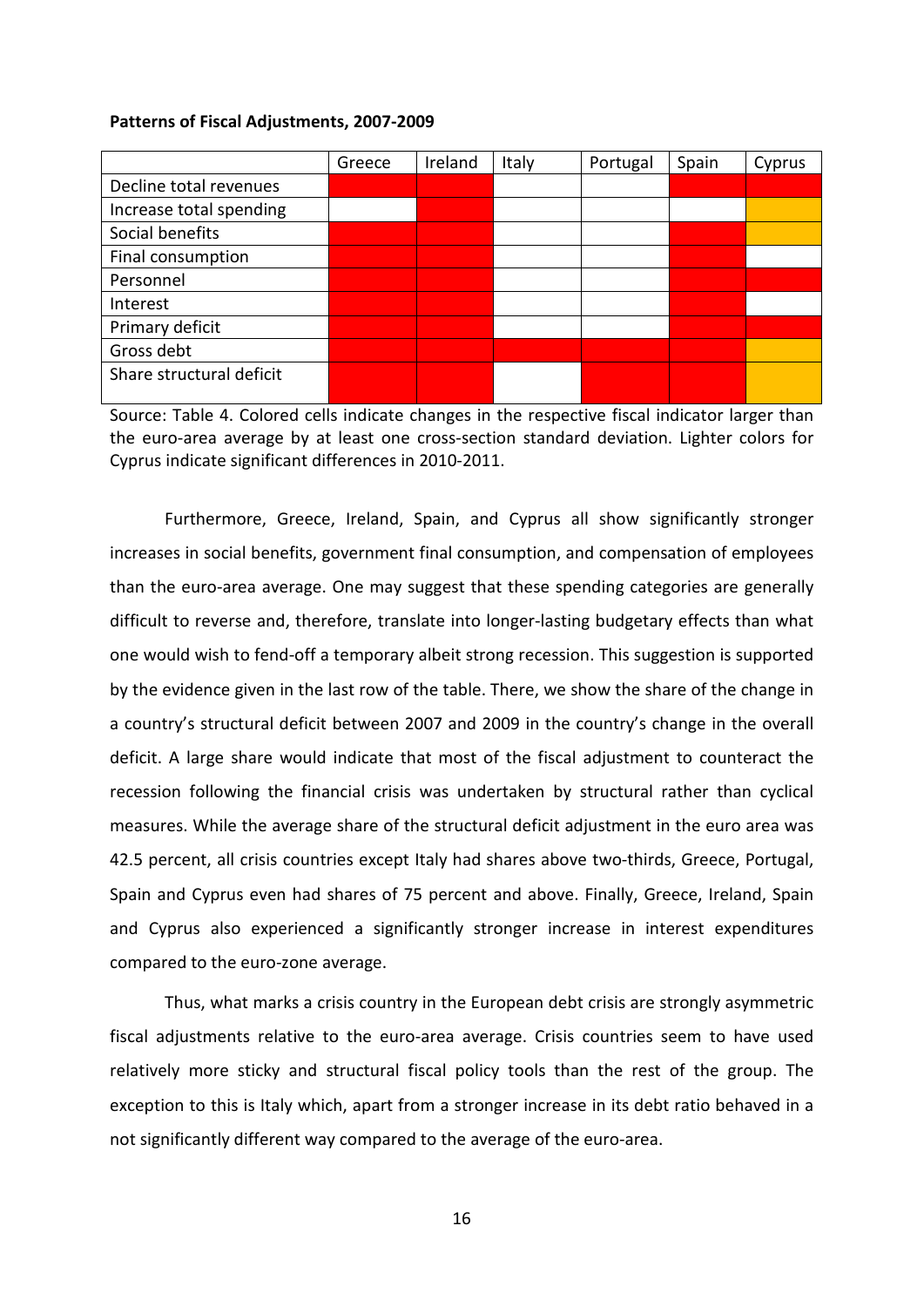**Patterns of Fiscal Adjustments, 2007-2009**

| | Greece | Ireland | Italy | Portugal | Spain | Cyprus |
|---|---|---|---|---|---|---|
| Decline total revenues | red | red | | | red | red |
| Increase total spending | | red | | | | orange |
| Social benefits | red | red | | | red | orange |
| Final consumption | red | red | | | red | |
| Personnel | red | red | | | red | red |
| Interest | red | red | | | red | |
| Primary deficit | red | red | | | red | red |
| Gross debt | red | red | red | red | red | orange |
| Share structural deficit | red | red | | red | red | orange |

Source: Table 4. Colored cells indicate changes in the respective fiscal indicator larger than the euro-area average by at least one cross-section standard deviation. Lighter colors for Cyprus indicate significant differences in 2010-2011.

Furthermore, Greece, Ireland, Spain, and Cyprus all show significantly stronger increases in social benefits, government final consumption, and compensation of employees than the euro-area average. One may suggest that these spending categories are generally difficult to reverse and, therefore, translate into longer-lasting budgetary effects than what one would wish to fend-off a temporary albeit strong recession. This suggestion is supported by the evidence given in the last row of the table. There, we show the share of the change in a country's structural deficit between 2007 and 2009 in the country's change in the overall deficit. A large share would indicate that most of the fiscal adjustment to counteract the recession following the financial crisis was undertaken by structural rather than cyclical measures. While the average share of the structural deficit adjustment in the euro area was 42.5 percent, all crisis countries except Italy had shares above two-thirds, Greece, Portugal, Spain and Cyprus even had shares of 75 percent and above. Finally, Greece, Ireland, Spain and Cyprus also experienced a significantly stronger increase in interest expenditures compared to the euro-zone average.

Thus, what marks a crisis country in the European debt crisis are strongly asymmetric fiscal adjustments relative to the euro-area average. Crisis countries seem to have used relatively more sticky and structural fiscal policy tools than the rest of the group. The exception to this is Italy which, apart from a stronger increase in its debt ratio behaved in a not significantly different way compared to the average of the euro-area.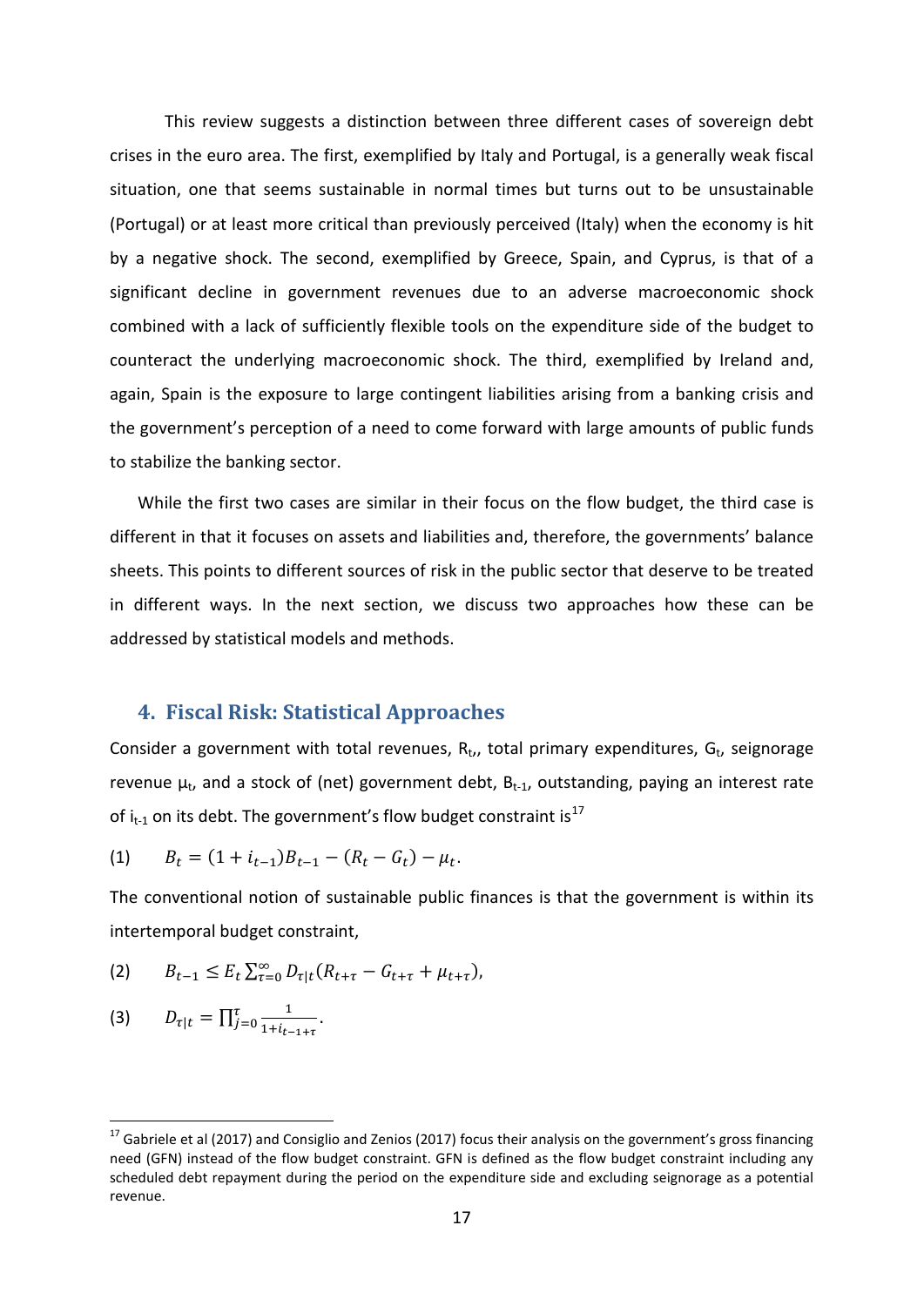This review suggests a distinction between three different cases of sovereign debt crises in the euro area. The first, exemplified by Italy and Portugal, is a generally weak fiscal situation, one that seems sustainable in normal times but turns out to be unsustainable (Portugal) or at least more critical than previously perceived (Italy) when the economy is hit by a negative shock. The second, exemplified by Greece, Spain, and Cyprus, is that of a significant decline in government revenues due to an adverse macroeconomic shock combined with a lack of sufficiently flexible tools on the expenditure side of the budget to counteract the underlying macroeconomic shock. The third, exemplified by Ireland and, again, Spain is the exposure to large contingent liabilities arising from a banking crisis and the government's perception of a need to come forward with large amounts of public funds to stabilize the banking sector.

While the first two cases are similar in their focus on the flow budget, the third case is different in that it focuses on assets and liabilities and, therefore, the governments' balance sheets. This points to different sources of risk in the public sector that deserve to be treated in different ways. In the next section, we discuss two approaches how these can be addressed by statistical models and methods.

## 4. Fiscal Risk: Statistical Approaches

Consider a government with total revenues, $R_t$,, total primary expenditures, $G_t$, seignorage revenue $\mu_t$, and a stock of (net) government debt, $B_{t-1}$, outstanding, paying an interest rate of $i_{t-1}$ on its debt. The government's flow budget constraint is[17]

$$(1) \qquad B_t = (1 + i_{t-1})B_{t-1} - (R_t - G_t) - \mu_t.$$

The conventional notion of sustainable public finances is that the government is within its intertemporal budget constraint,

$$(2) \qquad B_{t-1} \leq E_t \sum_{\tau=0}^{\infty} D_{\tau|t}(R_{t+\tau} - G_{t+\tau} + \mu_{t+\tau}),$$

$$(3) \qquad D_{\tau|t} = \prod_{j=0}^{\tau} \frac{1}{1+i_{t-1+\tau}}.$$

[17] Gabriele et al (2017) and Consiglio and Zenios (2017) focus their analysis on the government's gross financing need (GFN) instead of the flow budget constraint. GFN is defined as the flow budget constraint including any scheduled debt repayment during the period on the expenditure side and excluding seignorage as a potential revenue.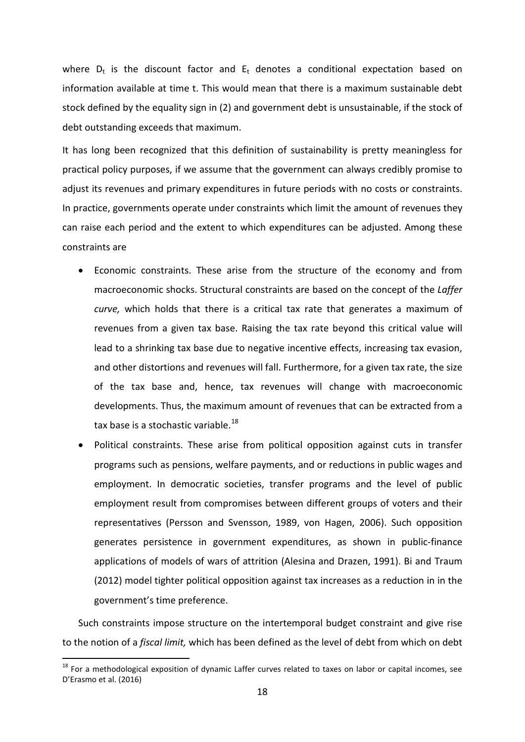where $D_t$ is the discount factor and $E_t$ denotes a conditional expectation based on information available at time t. This would mean that there is a maximum sustainable debt stock defined by the equality sign in (2) and government debt is unsustainable, if the stock of debt outstanding exceeds that maximum.

It has long been recognized that this definition of sustainability is pretty meaningless for practical policy purposes, if we assume that the government can always credibly promise to adjust its revenues and primary expenditures in future periods with no costs or constraints. In practice, governments operate under constraints which limit the amount of revenues they can raise each period and the extent to which expenditures can be adjusted. Among these constraints are

- Economic constraints. These arise from the structure of the economy and from macroeconomic shocks. Structural constraints are based on the concept of the *Laffer curve,* which holds that there is a critical tax rate that generates a maximum of revenues from a given tax base. Raising the tax rate beyond this critical value will lead to a shrinking tax base due to negative incentive effects, increasing tax evasion, and other distortions and revenues will fall. Furthermore, for a given tax rate, the size of the tax base and, hence, tax revenues will change with macroeconomic developments. Thus, the maximum amount of revenues that can be extracted from a tax base is a stochastic variable.[18]
- Political constraints. These arise from political opposition against cuts in transfer programs such as pensions, welfare payments, and or reductions in public wages and employment. In democratic societies, transfer programs and the level of public employment result from compromises between different groups of voters and their representatives (Persson and Svensson, 1989, von Hagen, 2006). Such opposition generates persistence in government expenditures, as shown in public-finance applications of models of wars of attrition (Alesina and Drazen, 1991). Bi and Traum (2012) model tighter political opposition against tax increases as a reduction in in the government's time preference.

Such constraints impose structure on the intertemporal budget constraint and give rise to the notion of a *fiscal limit,* which has been defined as the level of debt from which on debt

[18] For a methodological exposition of dynamic Laffer curves related to taxes on labor or capital incomes, see D'Erasmo et al. (2016)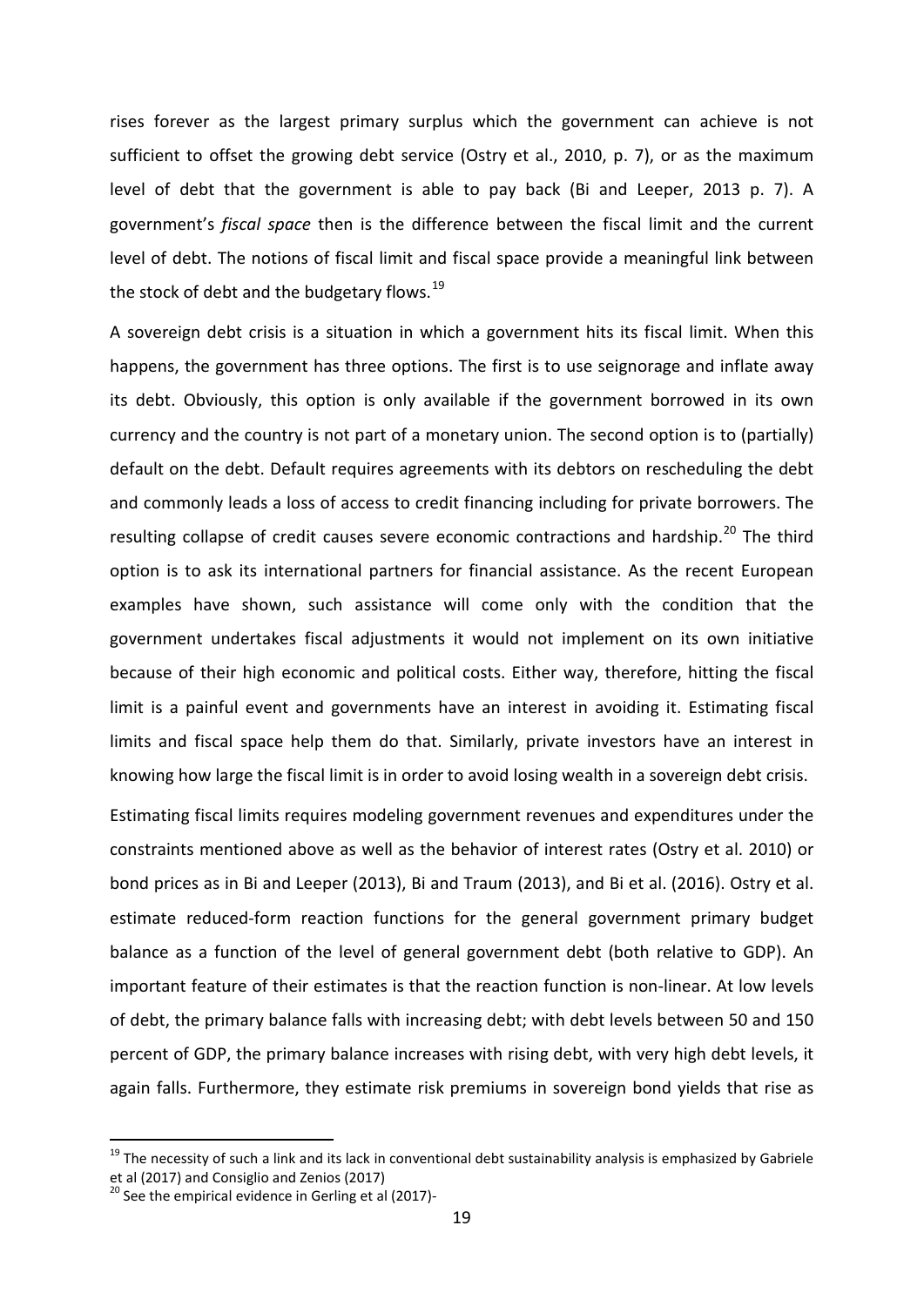rises forever as the largest primary surplus which the government can achieve is not sufficient to offset the growing debt service (Ostry et al., 2010, p. 7), or as the maximum level of debt that the government is able to pay back (Bi and Leeper, 2013 p. 7). A government's *fiscal space* then is the difference between the fiscal limit and the current level of debt. The notions of fiscal limit and fiscal space provide a meaningful link between the stock of debt and the budgetary flows.[19]

A sovereign debt crisis is a situation in which a government hits its fiscal limit. When this happens, the government has three options. The first is to use seignorage and inflate away its debt. Obviously, this option is only available if the government borrowed in its own currency and the country is not part of a monetary union. The second option is to (partially) default on the debt. Default requires agreements with its debtors on rescheduling the debt and commonly leads a loss of access to credit financing including for private borrowers. The resulting collapse of credit causes severe economic contractions and hardship.[20] The third option is to ask its international partners for financial assistance. As the recent European examples have shown, such assistance will come only with the condition that the government undertakes fiscal adjustments it would not implement on its own initiative because of their high economic and political costs. Either way, therefore, hitting the fiscal limit is a painful event and governments have an interest in avoiding it. Estimating fiscal limits and fiscal space help them do that. Similarly, private investors have an interest in knowing how large the fiscal limit is in order to avoid losing wealth in a sovereign debt crisis.

Estimating fiscal limits requires modeling government revenues and expenditures under the constraints mentioned above as well as the behavior of interest rates (Ostry et al. 2010) or bond prices as in Bi and Leeper (2013), Bi and Traum (2013), and Bi et al. (2016). Ostry et al. estimate reduced-form reaction functions for the general government primary budget balance as a function of the level of general government debt (both relative to GDP). An important feature of their estimates is that the reaction function is non-linear. At low levels of debt, the primary balance falls with increasing debt; with debt levels between 50 and 150 percent of GDP, the primary balance increases with rising debt, with very high debt levels, it again falls. Furthermore, they estimate risk premiums in sovereign bond yields that rise as

---

[19] The necessity of such a link and its lack in conventional debt sustainability analysis is emphasized by Gabriele et al (2017) and Consiglio and Zenios (2017)

[20] See the empirical evidence in Gerling et al (2017)-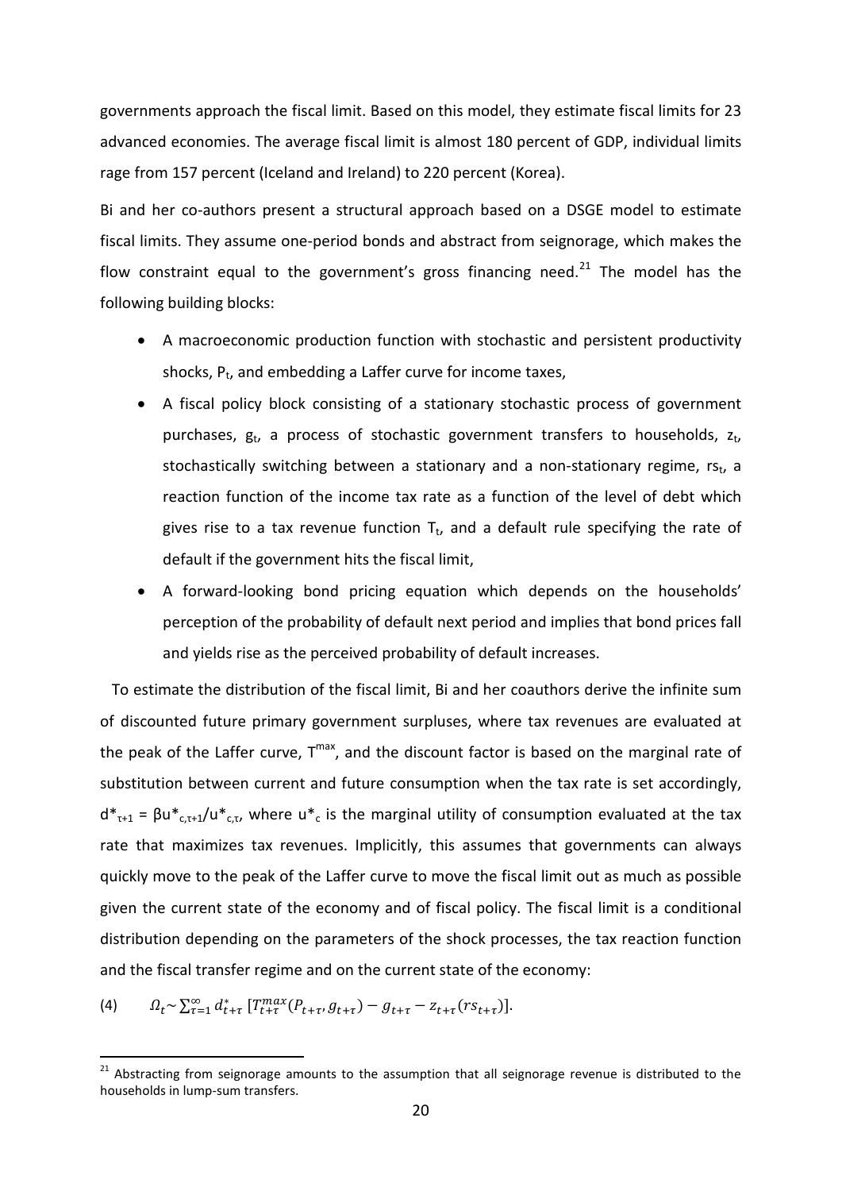governments approach the fiscal limit. Based on this model, they estimate fiscal limits for 23 advanced economies. The average fiscal limit is almost 180 percent of GDP, individual limits rage from 157 percent (Iceland and Ireland) to 220 percent (Korea).

Bi and her co-authors present a structural approach based on a DSGE model to estimate fiscal limits. They assume one-period bonds and abstract from seignorage, which makes the flow constraint equal to the government's gross financing need.[21] The model has the following building blocks:

- A macroeconomic production function with stochastic and persistent productivity shocks, $P_t$, and embedding a Laffer curve for income taxes,
- A fiscal policy block consisting of a stationary stochastic process of government purchases, $g_t$, a process of stochastic government transfers to households, $z_t$, stochastically switching between a stationary and a non-stationary regime, $rs_t$, a reaction function of the income tax rate as a function of the level of debt which gives rise to a tax revenue function $T_t$, and a default rule specifying the rate of default if the government hits the fiscal limit,
- A forward-looking bond pricing equation which depends on the households' perception of the probability of default next period and implies that bond prices fall and yields rise as the perceived probability of default increases.

To estimate the distribution of the fiscal limit, Bi and her coauthors derive the infinite sum of discounted future primary government surpluses, where tax revenues are evaluated at the peak of the Laffer curve, $T^{max}$, and the discount factor is based on the marginal rate of substitution between current and future consumption when the tax rate is set accordingly, $d^*_{\tau+1} = \beta u^*_{c,\tau+1}/u^*_{c,\tau}$, where $u^*_c$ is the marginal utility of consumption evaluated at the tax rate that maximizes tax revenues. Implicitly, this assumes that governments can always quickly move to the peak of the Laffer curve to move the fiscal limit out as much as possible given the current state of the economy and of fiscal policy. The fiscal limit is a conditional distribution depending on the parameters of the shock processes, the tax reaction function and the fiscal transfer regime and on the current state of the economy:

$$(4) \qquad \Omega_t \sim \sum_{\tau=1}^{\infty} d^*_{t+\tau} \, [T^{max}_{t+\tau}(P_{t+\tau}, g_{t+\tau}) - g_{t+\tau} - z_{t+\tau}(rs_{t+\tau})].$$

[21] Abstracting from seignorage amounts to the assumption that all seignorage revenue is distributed to the households in lump-sum transfers.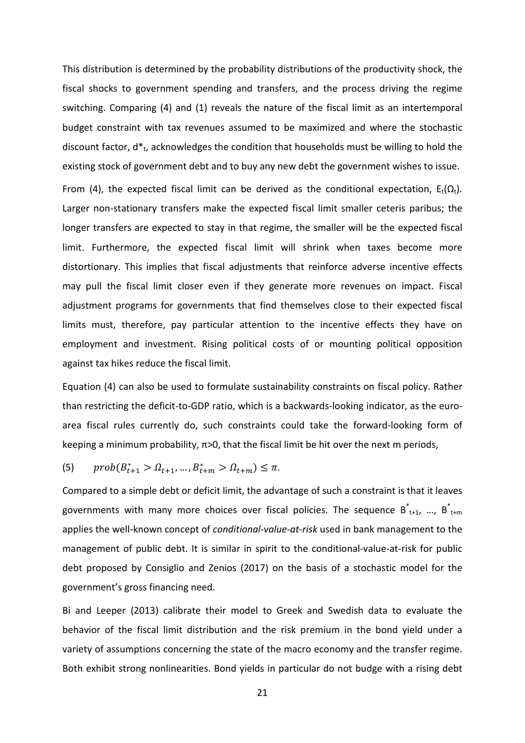This distribution is determined by the probability distributions of the productivity shock, the fiscal shocks to government spending and transfers, and the process driving the regime switching. Comparing (4) and (1) reveals the nature of the fiscal limit as an intertemporal budget constraint with tax revenues assumed to be maximized and where the stochastic discount factor, $d^*_t$, acknowledges the condition that households must be willing to hold the existing stock of government debt and to buy any new debt the government wishes to issue.

From (4), the expected fiscal limit can be derived as the conditional expectation, $E_t(\Omega_t)$. Larger non-stationary transfers make the expected fiscal limit smaller ceteris paribus; the longer transfers are expected to stay in that regime, the smaller will be the expected fiscal limit. Furthermore, the expected fiscal limit will shrink when taxes become more distortionary. This implies that fiscal adjustments that reinforce adverse incentive effects may pull the fiscal limit closer even if they generate more revenues on impact. Fiscal adjustment programs for governments that find themselves close to their expected fiscal limits must, therefore, pay particular attention to the incentive effects they have on employment and investment. Rising political costs of or mounting political opposition against tax hikes reduce the fiscal limit.

Equation (4) can also be used to formulate sustainability constraints on fiscal policy. Rather than restricting the deficit-to-GDP ratio, which is a backwards-looking indicator, as the euro-area fiscal rules currently do, such constraints could take the forward-looking form of keeping a minimum probability, $\pi > 0$, that the fiscal limit be hit over the next m periods,

$$(5) \qquad prob(B^*_{t+1} > \Omega_{t+1}, \dots, B^*_{t+m} > \Omega_{t+m}) \leq \pi.$$

Compared to a simple debt or deficit limit, the advantage of such a constraint is that it leaves governments with many more choices over fiscal policies. The sequence $B^*_{t+1}, \dots, B^*_{t+m}$ applies the well-known concept of *conditional-value-at-risk* used in bank management to the management of public debt. It is similar in spirit to the conditional-value-at-risk for public debt proposed by Consiglio and Zenios (2017) on the basis of a stochastic model for the government's gross financing need.

Bi and Leeper (2013) calibrate their model to Greek and Swedish data to evaluate the behavior of the fiscal limit distribution and the risk premium in the bond yield under a variety of assumptions concerning the state of the macro economy and the transfer regime. Both exhibit strong nonlinearities. Bond yields in particular do not budge with a rising debt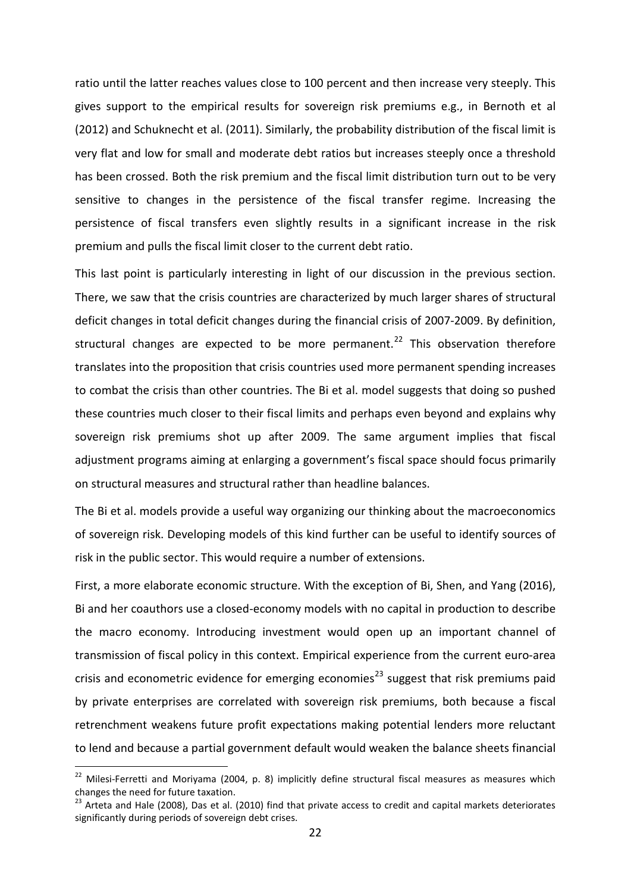ratio until the latter reaches values close to 100 percent and then increase very steeply. This gives support to the empirical results for sovereign risk premiums e.g., in Bernoth et al (2012) and Schuknecht et al. (2011). Similarly, the probability distribution of the fiscal limit is very flat and low for small and moderate debt ratios but increases steeply once a threshold has been crossed. Both the risk premium and the fiscal limit distribution turn out to be very sensitive to changes in the persistence of the fiscal transfer regime. Increasing the persistence of fiscal transfers even slightly results in a significant increase in the risk premium and pulls the fiscal limit closer to the current debt ratio.

This last point is particularly interesting in light of our discussion in the previous section. There, we saw that the crisis countries are characterized by much larger shares of structural deficit changes in total deficit changes during the financial crisis of 2007-2009. By definition, structural changes are expected to be more permanent.[22] This observation therefore translates into the proposition that crisis countries used more permanent spending increases to combat the crisis than other countries. The Bi et al. model suggests that doing so pushed these countries much closer to their fiscal limits and perhaps even beyond and explains why sovereign risk premiums shot up after 2009. The same argument implies that fiscal adjustment programs aiming at enlarging a government's fiscal space should focus primarily on structural measures and structural rather than headline balances.

The Bi et al. models provide a useful way organizing our thinking about the macroeconomics of sovereign risk. Developing models of this kind further can be useful to identify sources of risk in the public sector. This would require a number of extensions.

First, a more elaborate economic structure. With the exception of Bi, Shen, and Yang (2016), Bi and her coauthors use a closed-economy models with no capital in production to describe the macro economy. Introducing investment would open up an important channel of transmission of fiscal policy in this context. Empirical experience from the current euro-area crisis and econometric evidence for emerging economies[23] suggest that risk premiums paid by private enterprises are correlated with sovereign risk premiums, both because a fiscal retrenchment weakens future profit expectations making potential lenders more reluctant to lend and because a partial government default would weaken the balance sheets financial

---

[22] Milesi-Ferretti and Moriyama (2004, p. 8) implicitly define structural fiscal measures as measures which changes the need for future taxation.

[23] Arteta and Hale (2008), Das et al. (2010) find that private access to credit and capital markets deteriorates significantly during periods of sovereign debt crises.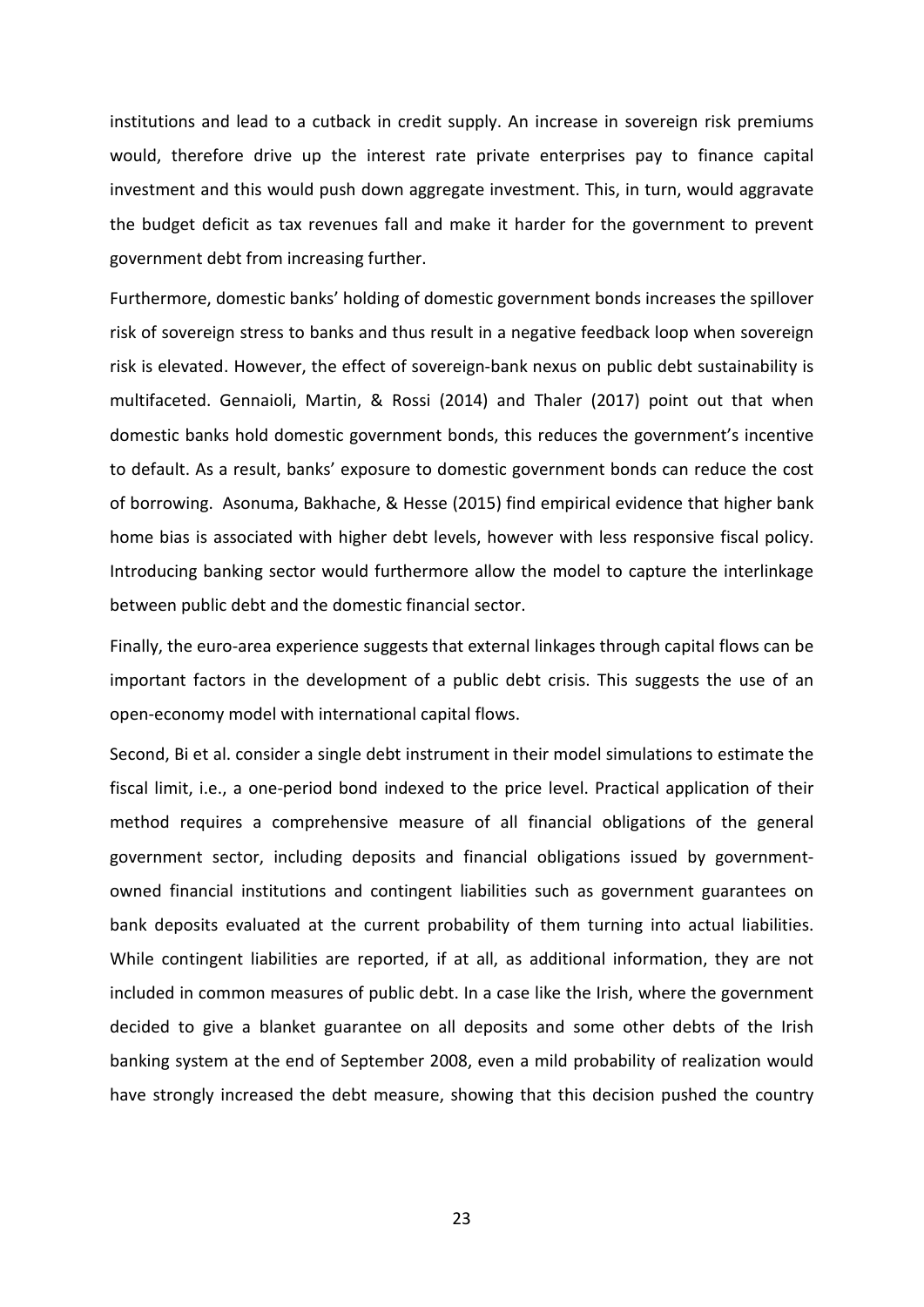institutions and lead to a cutback in credit supply. An increase in sovereign risk premiums would, therefore drive up the interest rate private enterprises pay to finance capital investment and this would push down aggregate investment. This, in turn, would aggravate the budget deficit as tax revenues fall and make it harder for the government to prevent government debt from increasing further.

Furthermore, domestic banks' holding of domestic government bonds increases the spillover risk of sovereign stress to banks and thus result in a negative feedback loop when sovereign risk is elevated. However, the effect of sovereign-bank nexus on public debt sustainability is multifaceted. Gennaioli, Martin, & Rossi (2014) and Thaler (2017) point out that when domestic banks hold domestic government bonds, this reduces the government's incentive to default. As a result, banks' exposure to domestic government bonds can reduce the cost of borrowing. Asonuma, Bakhache, & Hesse (2015) find empirical evidence that higher bank home bias is associated with higher debt levels, however with less responsive fiscal policy. Introducing banking sector would furthermore allow the model to capture the interlinkage between public debt and the domestic financial sector.

Finally, the euro-area experience suggests that external linkages through capital flows can be important factors in the development of a public debt crisis. This suggests the use of an open-economy model with international capital flows.

Second, Bi et al. consider a single debt instrument in their model simulations to estimate the fiscal limit, i.e., a one-period bond indexed to the price level. Practical application of their method requires a comprehensive measure of all financial obligations of the general government sector, including deposits and financial obligations issued by government-owned financial institutions and contingent liabilities such as government guarantees on bank deposits evaluated at the current probability of them turning into actual liabilities. While contingent liabilities are reported, if at all, as additional information, they are not included in common measures of public debt. In a case like the Irish, where the government decided to give a blanket guarantee on all deposits and some other debts of the Irish banking system at the end of September 2008, even a mild probability of realization would have strongly increased the debt measure, showing that this decision pushed the country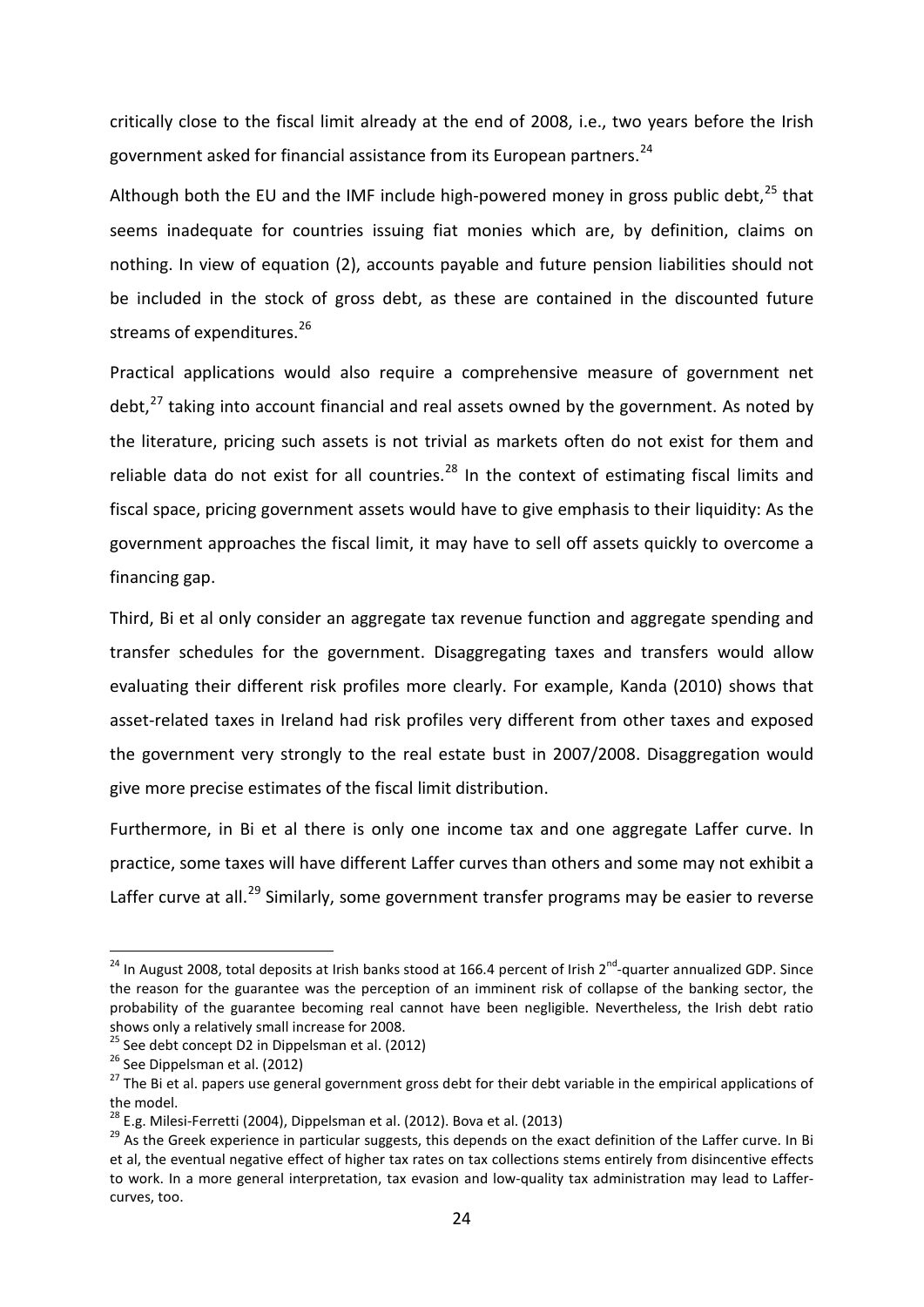critically close to the fiscal limit already at the end of 2008, i.e., two years before the Irish government asked for financial assistance from its European partners.[24]

Although both the EU and the IMF include high-powered money in gross public debt,[25] that seems inadequate for countries issuing fiat monies which are, by definition, claims on nothing. In view of equation (2), accounts payable and future pension liabilities should not be included in the stock of gross debt, as these are contained in the discounted future streams of expenditures.[26]

Practical applications would also require a comprehensive measure of government net debt,[27] taking into account financial and real assets owned by the government. As noted by the literature, pricing such assets is not trivial as markets often do not exist for them and reliable data do not exist for all countries.[28] In the context of estimating fiscal limits and fiscal space, pricing government assets would have to give emphasis to their liquidity: As the government approaches the fiscal limit, it may have to sell off assets quickly to overcome a financing gap.

Third, Bi et al only consider an aggregate tax revenue function and aggregate spending and transfer schedules for the government. Disaggregating taxes and transfers would allow evaluating their different risk profiles more clearly. For example, Kanda (2010) shows that asset-related taxes in Ireland had risk profiles very different from other taxes and exposed the government very strongly to the real estate bust in 2007/2008. Disaggregation would give more precise estimates of the fiscal limit distribution.

Furthermore, in Bi et al there is only one income tax and one aggregate Laffer curve. In practice, some taxes will have different Laffer curves than others and some may not exhibit a Laffer curve at all.[29] Similarly, some government transfer programs may be easier to reverse

---

[24] In August 2008, total deposits at Irish banks stood at 166.4 percent of Irish 2nd-quarter annualized GDP. Since the reason for the guarantee was the perception of an imminent risk of collapse of the banking sector, the probability of the guarantee becoming real cannot have been negligible. Nevertheless, the Irish debt ratio shows only a relatively small increase for 2008.

[25] See debt concept D2 in Dippelsman et al. (2012)

[26] See Dippelsman et al. (2012)

[27] The Bi et al. papers use general government gross debt for their debt variable in the empirical applications of the model.

[28] E.g. Milesi-Ferretti (2004), Dippelsman et al. (2012). Bova et al. (2013)

[29] As the Greek experience in particular suggests, this depends on the exact definition of the Laffer curve. In Bi et al, the eventual negative effect of higher tax rates on tax collections stems entirely from disincentive effects to work. In a more general interpretation, tax evasion and low-quality tax administration may lead to Laffer-curves, too.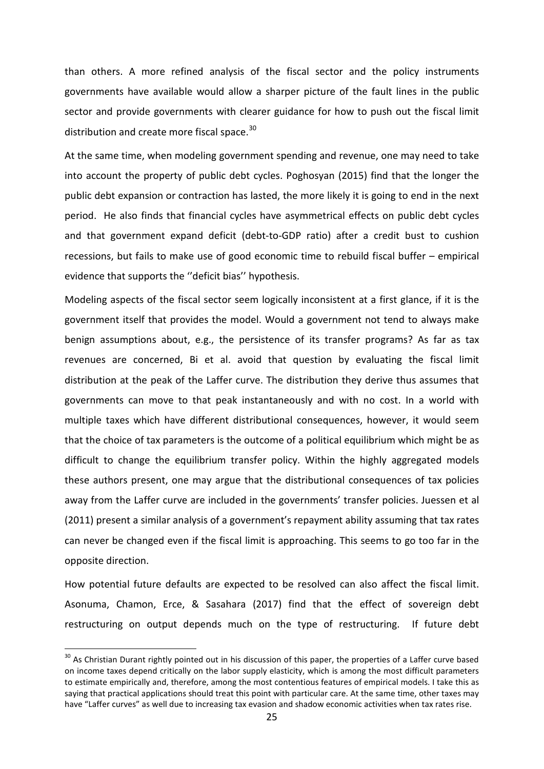than others. A more refined analysis of the fiscal sector and the policy instruments governments have available would allow a sharper picture of the fault lines in the public sector and provide governments with clearer guidance for how to push out the fiscal limit distribution and create more fiscal space.[30]

At the same time, when modeling government spending and revenue, one may need to take into account the property of public debt cycles. Poghosyan (2015) find that the longer the public debt expansion or contraction has lasted, the more likely it is going to end in the next period. He also finds that financial cycles have asymmetrical effects on public debt cycles and that government expand deficit (debt-to-GDP ratio) after a credit bust to cushion recessions, but fails to make use of good economic time to rebuild fiscal buffer – empirical evidence that supports the ''deficit bias'' hypothesis.

Modeling aspects of the fiscal sector seem logically inconsistent at a first glance, if it is the government itself that provides the model. Would a government not tend to always make benign assumptions about, e.g., the persistence of its transfer programs? As far as tax revenues are concerned, Bi et al. avoid that question by evaluating the fiscal limit distribution at the peak of the Laffer curve. The distribution they derive thus assumes that governments can move to that peak instantaneously and with no cost. In a world with multiple taxes which have different distributional consequences, however, it would seem that the choice of tax parameters is the outcome of a political equilibrium which might be as difficult to change the equilibrium transfer policy. Within the highly aggregated models these authors present, one may argue that the distributional consequences of tax policies away from the Laffer curve are included in the governments' transfer policies. Juessen et al (2011) present a similar analysis of a government's repayment ability assuming that tax rates can never be changed even if the fiscal limit is approaching. This seems to go too far in the opposite direction.

How potential future defaults are expected to be resolved can also affect the fiscal limit. Asonuma, Chamon, Erce, & Sasahara (2017) find that the effect of sovereign debt restructuring on output depends much on the type of restructuring. If future debt

[30] As Christian Durant rightly pointed out in his discussion of this paper, the properties of a Laffer curve based on income taxes depend critically on the labor supply elasticity, which is among the most difficult parameters to estimate empirically and, therefore, among the most contentious features of empirical models. I take this as saying that practical applications should treat this point with particular care. At the same time, other taxes may have "Laffer curves" as well due to increasing tax evasion and shadow economic activities when tax rates rise.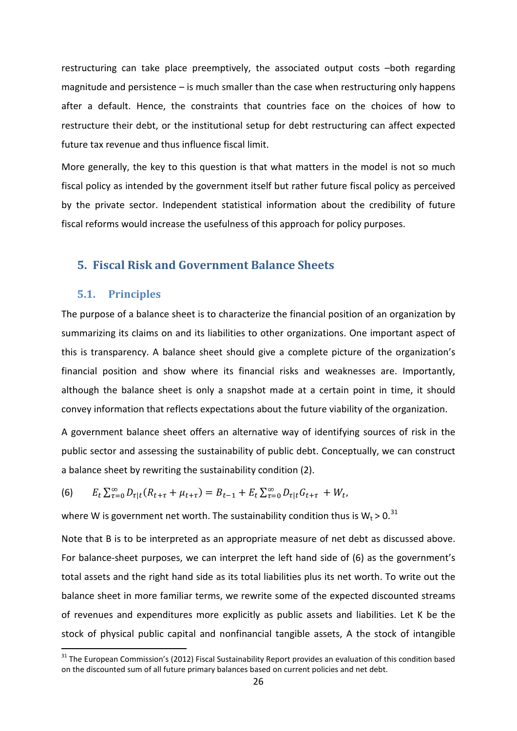restructuring can take place preemptively, the associated output costs –both regarding magnitude and persistence – is much smaller than the case when restructuring only happens after a default. Hence, the constraints that countries face on the choices of how to restructure their debt, or the institutional setup for debt restructuring can affect expected future tax revenue and thus influence fiscal limit.

More generally, the key to this question is that what matters in the model is not so much fiscal policy as intended by the government itself but rather future fiscal policy as perceived by the private sector. Independent statistical information about the credibility of future fiscal reforms would increase the usefulness of this approach for policy purposes.

## 5. Fiscal Risk and Government Balance Sheets

### 5.1. Principles

The purpose of a balance sheet is to characterize the financial position of an organization by summarizing its claims on and its liabilities to other organizations. One important aspect of this is transparency. A balance sheet should give a complete picture of the organization's financial position and show where its financial risks and weaknesses are. Importantly, although the balance sheet is only a snapshot made at a certain point in time, it should convey information that reflects expectations about the future viability of the organization.

A government balance sheet offers an alternative way of identifying sources of risk in the public sector and assessing the sustainability of public debt. Conceptually, we can construct a balance sheet by rewriting the sustainability condition (2).

$$(6) \qquad E_t \sum_{\tau=0}^{\infty} D_{\tau|t}(R_{t+\tau} + \mu_{t+\tau}) = B_{t-1} + E_t \sum_{\tau=0}^{\infty} D_{\tau|t} G_{t+\tau} + W_t,$$

where W is government net worth. The sustainability condition thus is $W_t > 0$.[31]

Note that B is to be interpreted as an appropriate measure of net debt as discussed above. For balance-sheet purposes, we can interpret the left hand side of (6) as the government's total assets and the right hand side as its total liabilities plus its net worth. To write out the balance sheet in more familiar terms, we rewrite some of the expected discounted streams of revenues and expenditures more explicitly as public assets and liabilities. Let K be the stock of physical public capital and nonfinancial tangible assets, A the stock of intangible

[31] The European Commission's (2012) Fiscal Sustainability Report provides an evaluation of this condition based on the discounted sum of all future primary balances based on current policies and net debt.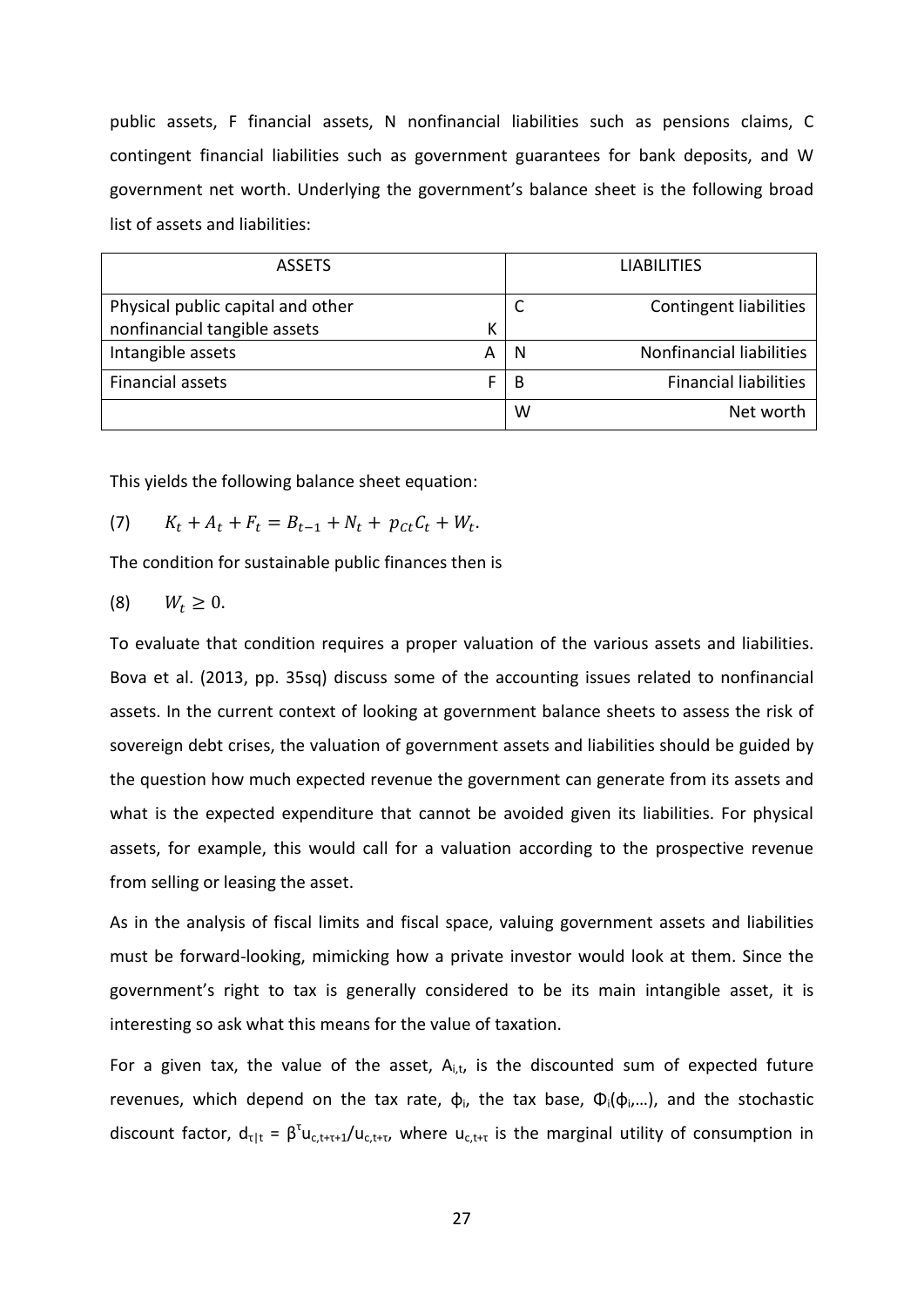public assets, F financial assets, N nonfinancial liabilities such as pensions claims, C contingent financial liabilities such as government guarantees for bank deposits, and W government net worth. Underlying the government's balance sheet is the following broad list of assets and liabilities:

| ASSETS | | | LIABILITIES |
|---|---|---|---|
| Physical public capital and other nonfinancial tangible assets | K | C | Contingent liabilities |
| Intangible assets | A | N | Nonfinancial liabilities |
| Financial assets | F | B | Financial liabilities |
| | | W | Net worth |

This yields the following balance sheet equation:

$$(7) \qquad K_t + A_t + F_t = B_{t-1} + N_t + p_{Ct}C_t + W_t.$$

The condition for sustainable public finances then is

$$(8) \qquad W_t \geq 0.$$

To evaluate that condition requires a proper valuation of the various assets and liabilities. Bova et al. (2013, pp. 35sq) discuss some of the accounting issues related to nonfinancial assets. In the current context of looking at government balance sheets to assess the risk of sovereign debt crises, the valuation of government assets and liabilities should be guided by the question how much expected revenue the government can generate from its assets and what is the expected expenditure that cannot be avoided given its liabilities. For physical assets, for example, this would call for a valuation according to the prospective revenue from selling or leasing the asset.

As in the analysis of fiscal limits and fiscal space, valuing government assets and liabilities must be forward-looking, mimicking how a private investor would look at them. Since the government's right to tax is generally considered to be its main intangible asset, it is interesting so ask what this means for the value of taxation.

For a given tax, the value of the asset, $A_{i,t}$, is the discounted sum of expected future revenues, which depend on the tax rate, $\phi_i$, the tax base, $\Phi_i(\phi_i,\ldots)$, and the stochastic discount factor, $d_{\tau|t} = \beta^{\tau}u_{c,t+\tau+1}/u_{c,t+\tau}$, where $u_{c,t+\tau}$ is the marginal utility of consumption in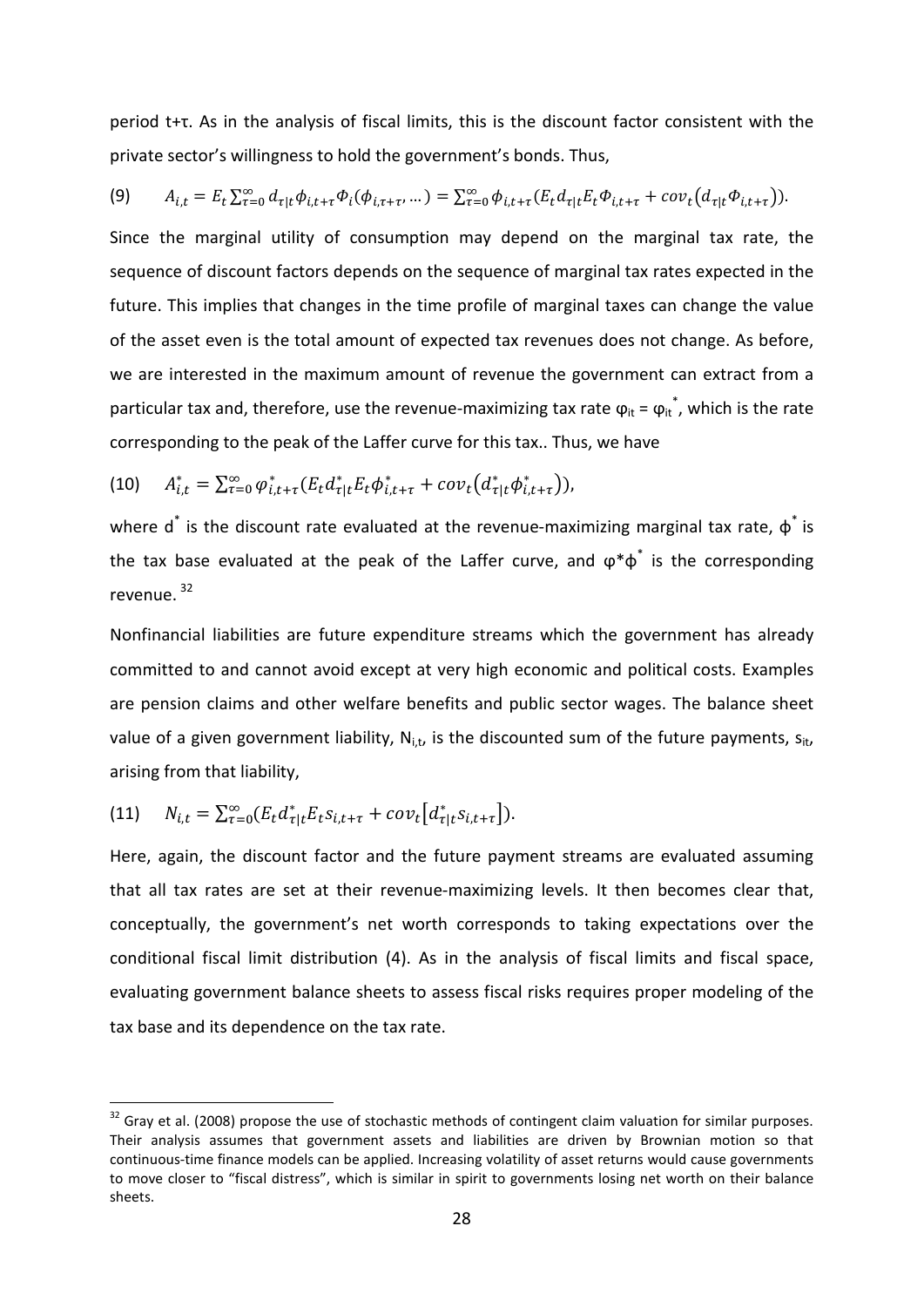period t+τ. As in the analysis of fiscal limits, this is the discount factor consistent with the private sector's willingness to hold the government's bonds. Thus,

$$(9) \qquad A_{i,t} = E_t \sum_{\tau=0}^{\infty} d_{\tau|t} \phi_{i,t+\tau} \Phi_i(\phi_{i,\tau+\tau}, \ldots) = \sum_{\tau=0}^{\infty} \phi_{i,t+\tau} (E_t d_{\tau|t} E_t \Phi_{i,t+\tau} + cov_t(d_{\tau|t} \Phi_{i,t+\tau})).$$

Since the marginal utility of consumption may depend on the marginal tax rate, the sequence of discount factors depends on the sequence of marginal tax rates expected in the future. This implies that changes in the time profile of marginal taxes can change the value of the asset even is the total amount of expected tax revenues does not change. As before, we are interested in the maximum amount of revenue the government can extract from a particular tax and, therefore, use the revenue-maximizing tax rate $\varphi_{it} = \varphi_{it}^*$, which is the rate corresponding to the peak of the Laffer curve for this tax.. Thus, we have

$$(10) \qquad A_{i,t}^* = \sum_{\tau=0}^{\infty} \varphi_{i,t+\tau}^* (E_t d_{\tau|t}^* E_t \phi_{i,t+\tau}^* + cov_t(d_{\tau|t}^* \phi_{i,t+\tau}^*)),$$

where $d^*$ is the discount rate evaluated at the revenue-maximizing marginal tax rate, $\phi^*$ is the tax base evaluated at the peak of the Laffer curve, and $\varphi^*\phi^*$ is the corresponding revenue. [32]

Nonfinancial liabilities are future expenditure streams which the government has already committed to and cannot avoid except at very high economic and political costs. Examples are pension claims and other welfare benefits and public sector wages. The balance sheet value of a given government liability, $N_{i,t}$, is the discounted sum of the future payments, $s_{it}$, arising from that liability,

$$(11) \qquad N_{i,t} = \sum_{\tau=0}^{\infty} (E_t d_{\tau|t}^* E_t s_{i,t+\tau} + cov_t[d_{\tau|t}^* s_{i,t+\tau}]).$$

Here, again, the discount factor and the future payment streams are evaluated assuming that all tax rates are set at their revenue-maximizing levels. It then becomes clear that, conceptually, the government's net worth corresponds to taking expectations over the conditional fiscal limit distribution (4). As in the analysis of fiscal limits and fiscal space, evaluating government balance sheets to assess fiscal risks requires proper modeling of the tax base and its dependence on the tax rate.

---

[32] Gray et al. (2008) propose the use of stochastic methods of contingent claim valuation for similar purposes. Their analysis assumes that government assets and liabilities are driven by Brownian motion so that continuous-time finance models can be applied. Increasing volatility of asset returns would cause governments to move closer to "fiscal distress", which is similar in spirit to governments losing net worth on their balance sheets.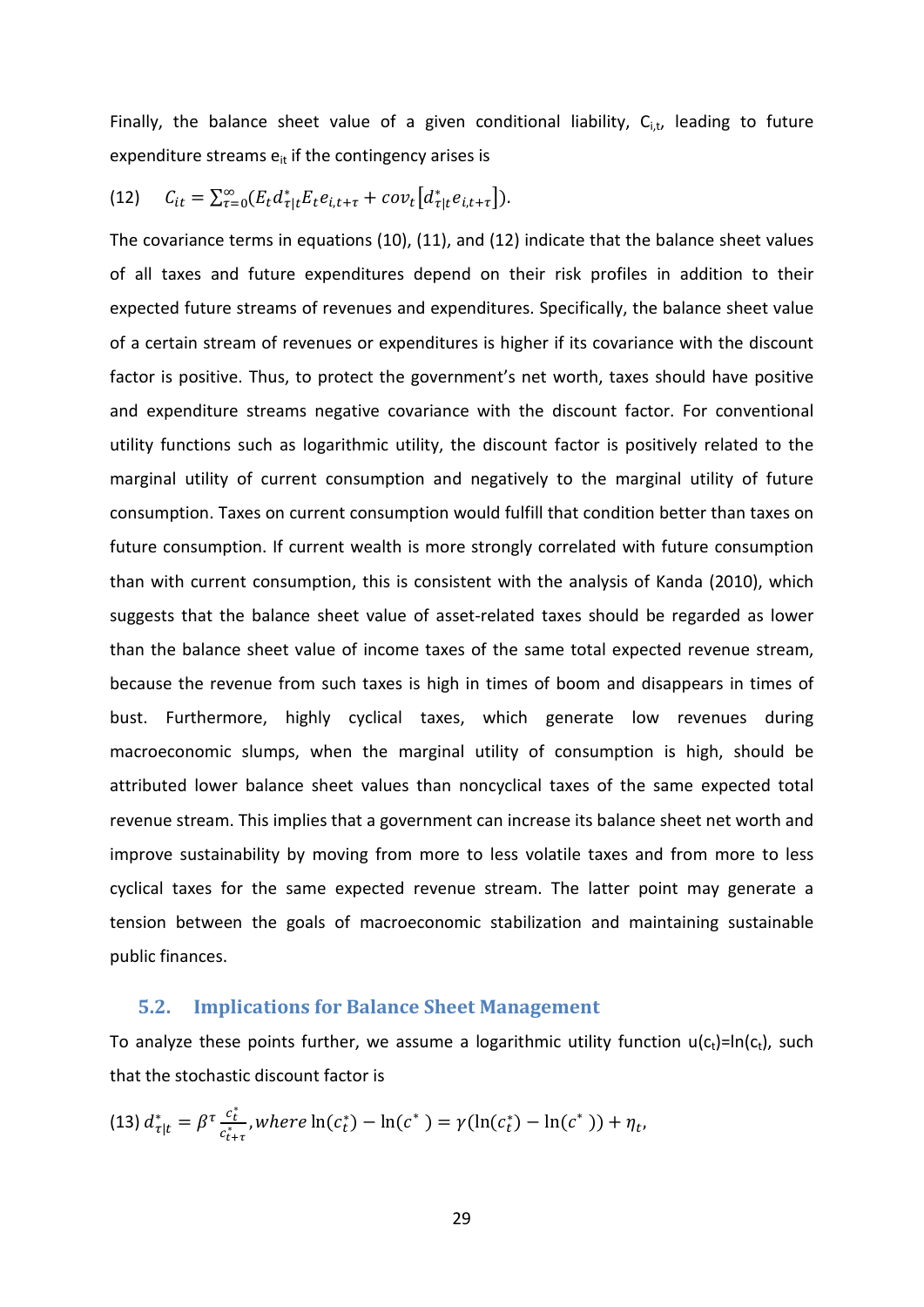Finally, the balance sheet value of a given conditional liability, $C_{i,t}$, leading to future expenditure streams $e_{it}$ if the contingency arises is

$$(12) \quad C_{it} = \sum_{\tau=0}^{\infty} (E_t d^*_{\tau|t} E_t e_{i,t+\tau} + cov_t\left[d^*_{\tau|t} e_{i,t+\tau}\right]).$$

The covariance terms in equations (10), (11), and (12) indicate that the balance sheet values of all taxes and future expenditures depend on their risk profiles in addition to their expected future streams of revenues and expenditures. Specifically, the balance sheet value of a certain stream of revenues or expenditures is higher if its covariance with the discount factor is positive. Thus, to protect the government's net worth, taxes should have positive and expenditure streams negative covariance with the discount factor. For conventional utility functions such as logarithmic utility, the discount factor is positively related to the marginal utility of current consumption and negatively to the marginal utility of future consumption. Taxes on current consumption would fulfill that condition better than taxes on future consumption. If current wealth is more strongly correlated with future consumption than with current consumption, this is consistent with the analysis of Kanda (2010), which suggests that the balance sheet value of asset-related taxes should be regarded as lower than the balance sheet value of income taxes of the same total expected revenue stream, because the revenue from such taxes is high in times of boom and disappears in times of bust. Furthermore, highly cyclical taxes, which generate low revenues during macroeconomic slumps, when the marginal utility of consumption is high, should be attributed lower balance sheet values than noncyclical taxes of the same expected total revenue stream. This implies that a government can increase its balance sheet net worth and improve sustainability by moving from more to less volatile taxes and from more to less cyclical taxes for the same expected revenue stream. The latter point may generate a tension between the goals of macroeconomic stabilization and maintaining sustainable public finances.

## 5.2. Implications for Balance Sheet Management

To analyze these points further, we assume a logarithmic utility function $u(c_t)=\ln(c_t)$, such that the stochastic discount factor is

$$(13)\ d^*_{\tau|t} = \beta^{\tau} \frac{c^*_t}{c^*_{t+\tau}}, where \ln(c^*_t) - \ln(c^*) = \gamma(\ln(c^*_t) - \ln(c^*)) + \eta_t,$$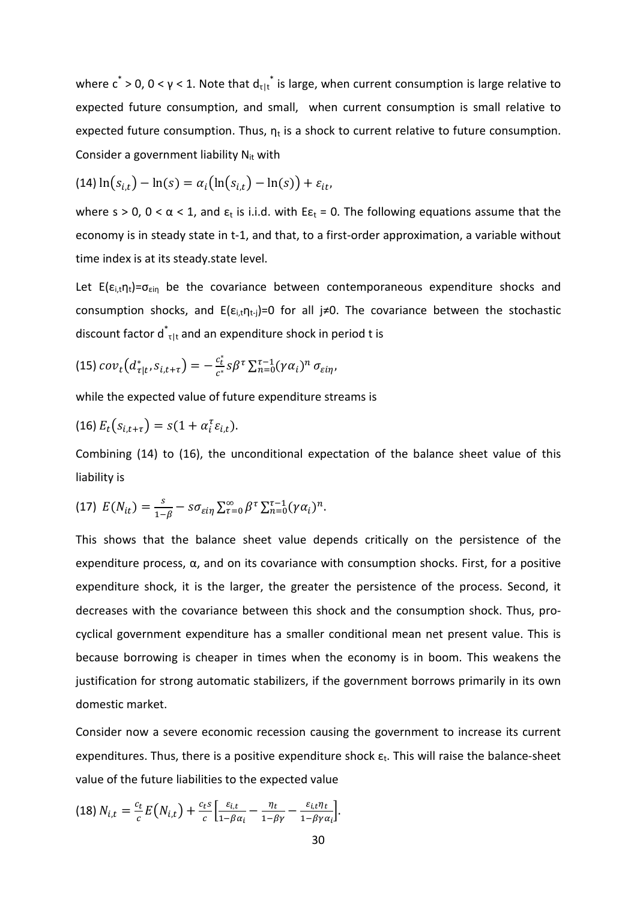where $c^* > 0$, $0 < \gamma < 1$. Note that $d_{\tau|t}^*$ is large, when current consumption is large relative to expected future consumption, and small, when current consumption is small relative to expected future consumption. Thus, $\eta_t$ is a shock to current relative to future consumption. Consider a government liability $N_{it}$ with

$$(14)\ \ln(s_{i,t}) - \ln(s) = \alpha_i(\ln(s_{i,t}) - \ln(s)) + \varepsilon_{it},$$

where $s > 0$, $0 < \alpha < 1$, and $\varepsilon_t$ is i.i.d. with $E\varepsilon_t = 0$. The following equations assume that the economy is in steady state in t-1, and that, to a first-order approximation, a variable without time index is at its steady.state level.

Let $E(\varepsilon_{i,t}\eta_t)=\sigma_{\varepsilon i\eta}$ be the covariance between contemporaneous expenditure shocks and consumption shocks, and $E(\varepsilon_{i,t}\eta_{t-j})=0$ for all $j\neq 0$. The covariance between the stochastic discount factor $d^*_{\tau|t}$ and an expenditure shock in period t is

$$(15)\ cov_t(d^*_{\tau|t}, s_{i,t+\tau}) = -\frac{c_t^*}{c^*} s\beta^\tau \sum_{n=0}^{\tau-1}(\gamma\alpha_i)^n \sigma_{\varepsilon i\eta},$$

while the expected value of future expenditure streams is

$$(16)\ E_t(s_{i,t+\tau}) = s(1 + \alpha_i^\tau \varepsilon_{i,t}).$$

Combining (14) to (16), the unconditional expectation of the balance sheet value of this liability is

$$(17)\ E(N_{it}) = \frac{s}{1-\beta} - s\sigma_{\varepsilon i\eta} \sum_{\tau=0}^{\infty} \beta^\tau \sum_{n=0}^{\tau-1}(\gamma\alpha_i)^n.$$

This shows that the balance sheet value depends critically on the persistence of the expenditure process, $\alpha$, and on its covariance with consumption shocks. First, for a positive expenditure shock, it is the larger, the greater the persistence of the process. Second, it decreases with the covariance between this shock and the consumption shock. Thus, pro-cyclical government expenditure has a smaller conditional mean net present value. This is because borrowing is cheaper in times when the economy is in boom. This weakens the justification for strong automatic stabilizers, if the government borrows primarily in its own domestic market.

Consider now a severe economic recession causing the government to increase its current expenditures. Thus, there is a positive expenditure shock $\varepsilon_t$. This will raise the balance-sheet value of the future liabilities to the expected value

$$(18)\ N_{i,t} = \frac{c_t}{c} E(N_{i,t}) + \frac{c_t s}{c}\left[\frac{\varepsilon_{i,t}}{1-\beta\alpha_i} - \frac{\eta_t}{1-\beta\gamma} - \frac{\varepsilon_{i,t}\eta_t}{1-\beta\gamma\alpha_i}\right].$$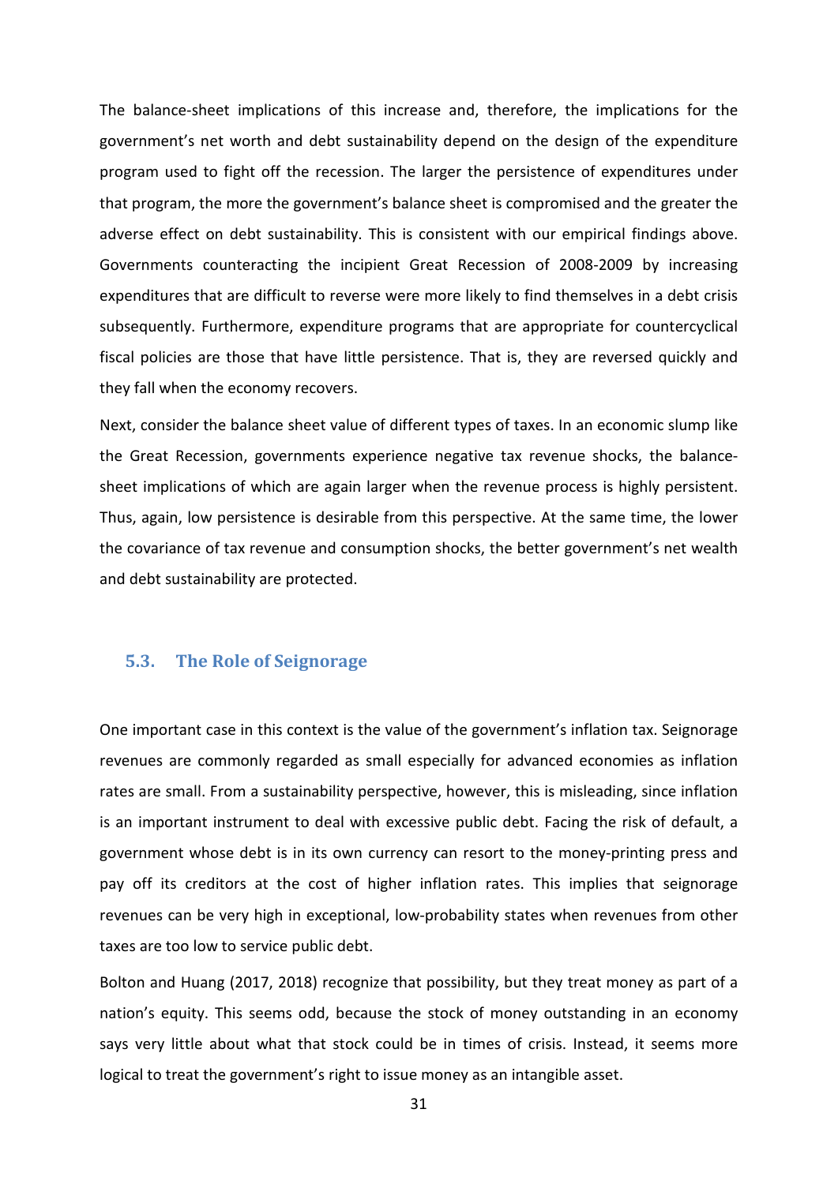The balance-sheet implications of this increase and, therefore, the implications for the government's net worth and debt sustainability depend on the design of the expenditure program used to fight off the recession. The larger the persistence of expenditures under that program, the more the government's balance sheet is compromised and the greater the adverse effect on debt sustainability. This is consistent with our empirical findings above. Governments counteracting the incipient Great Recession of 2008-2009 by increasing expenditures that are difficult to reverse were more likely to find themselves in a debt crisis subsequently. Furthermore, expenditure programs that are appropriate for countercyclical fiscal policies are those that have little persistence. That is, they are reversed quickly and they fall when the economy recovers.

Next, consider the balance sheet value of different types of taxes. In an economic slump like the Great Recession, governments experience negative tax revenue shocks, the balance-sheet implications of which are again larger when the revenue process is highly persistent. Thus, again, low persistence is desirable from this perspective. At the same time, the lower the covariance of tax revenue and consumption shocks, the better government's net wealth and debt sustainability are protected.

## 5.3. The Role of Seignorage

One important case in this context is the value of the government's inflation tax. Seignorage revenues are commonly regarded as small especially for advanced economies as inflation rates are small. From a sustainability perspective, however, this is misleading, since inflation is an important instrument to deal with excessive public debt. Facing the risk of default, a government whose debt is in its own currency can resort to the money-printing press and pay off its creditors at the cost of higher inflation rates. This implies that seignorage revenues can be very high in exceptional, low-probability states when revenues from other taxes are too low to service public debt.

Bolton and Huang (2017, 2018) recognize that possibility, but they treat money as part of a nation's equity. This seems odd, because the stock of money outstanding in an economy says very little about what that stock could be in times of crisis. Instead, it seems more logical to treat the government's right to issue money as an intangible asset.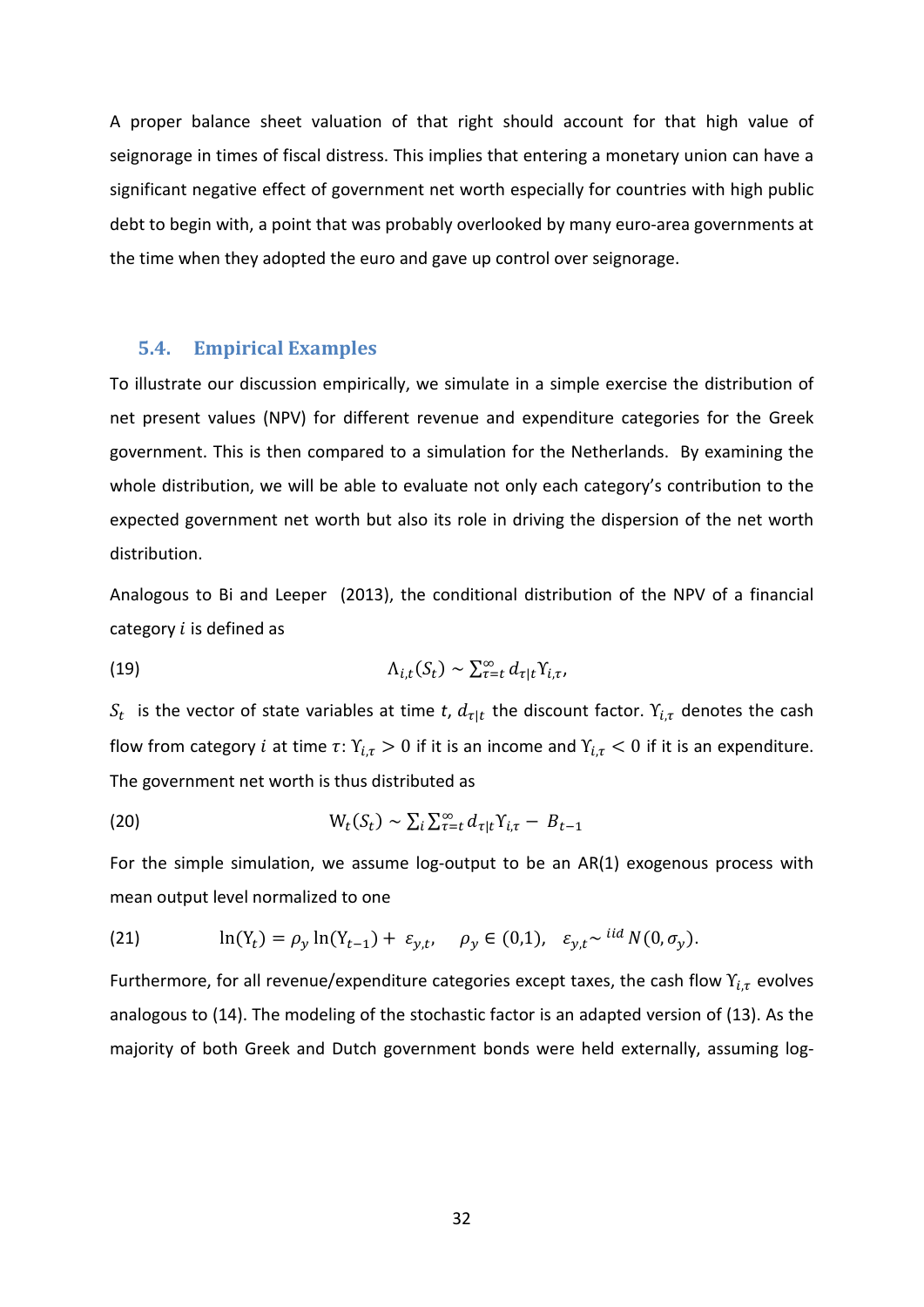A proper balance sheet valuation of that right should account for that high value of seignorage in times of fiscal distress. This implies that entering a monetary union can have a significant negative effect of government net worth especially for countries with high public debt to begin with, a point that was probably overlooked by many euro-area governments at the time when they adopted the euro and gave up control over seignorage.

### 5.4. Empirical Examples

To illustrate our discussion empirically, we simulate in a simple exercise the distribution of net present values (NPV) for different revenue and expenditure categories for the Greek government. This is then compared to a simulation for the Netherlands. By examining the whole distribution, we will be able to evaluate not only each category's contribution to the expected government net worth but also its role in driving the dispersion of the net worth distribution.

Analogous to Bi and Leeper (2013), the conditional distribution of the NPV of a financial category $i$ is defined as

$$\Lambda_{i,t}(S_t) \sim \sum_{\tau=t}^{\infty} d_{\tau|t} \Upsilon_{i,\tau}, \tag{19}$$

$S_t$ is the vector of state variables at time $t$, $d_{\tau|t}$ the discount factor. $\Upsilon_{i,\tau}$ denotes the cash flow from category $i$ at time $\tau$: $\Upsilon_{i,\tau} > 0$ if it is an income and $\Upsilon_{i,\tau} < 0$ if it is an expenditure. The government net worth is thus distributed as

$$\mathrm{W}_t(S_t) \sim \sum_i \sum_{\tau=t}^{\infty} d_{\tau|t} \Upsilon_{i,\tau} - B_{t-1} \tag{20}$$

For the simple simulation, we assume log-output to be an AR(1) exogenous process with mean output level normalized to one

$$\ln(\Upsilon_t) = \rho_y \ln(\Upsilon_{t-1}) + \varepsilon_{y,t}, \quad \rho_y \in (0,1), \quad \varepsilon_{y,t} \sim^{iid} N(0, \sigma_y). \tag{21}$$

Furthermore, for all revenue/expenditure categories except taxes, the cash flow $\Upsilon_{i,\tau}$ evolves analogous to (14). The modeling of the stochastic factor is an adapted version of (13). As the majority of both Greek and Dutch government bonds were held externally, assuming log-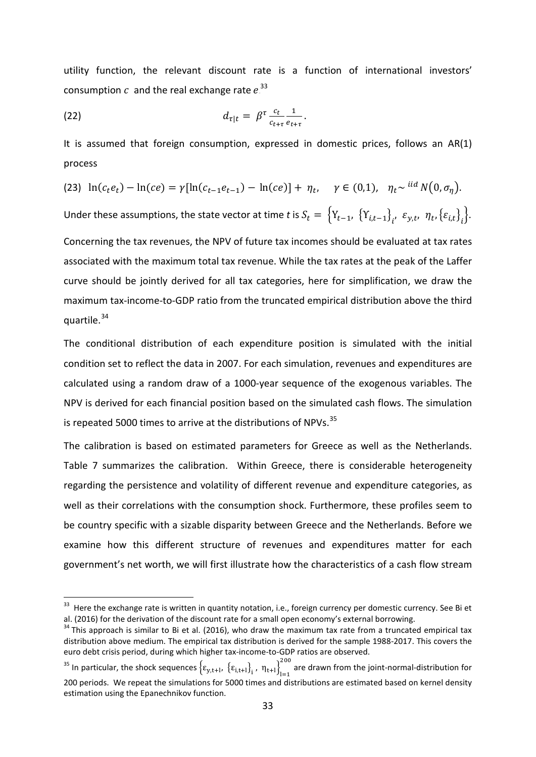utility function, the relevant discount rate is a function of international investors' consumption $c$ and the real exchange rate $e$.[33]

$$(22) \qquad d_{\tau|t} = \beta^{\tau} \frac{c_t}{c_{t+\tau}} \frac{1}{e_{t+\tau}}.$$

It is assumed that foreign consumption, expressed in domestic prices, follows an AR(1) process

$$(23) \quad \ln(c_t e_t) - \ln(ce) = \gamma[\ln(c_{t-1}e_{t-1}) - \ln(ce)] + \eta_t, \quad \gamma \in (0,1), \quad \eta_t \sim^{iid} N(0, \sigma_\eta).$$

Under these assumptions, the state vector at time $t$ is $S_t = \left\{Y_{t-1}, \{Y_{i,t-1}\}_i, \varepsilon_{y,t}, \eta_t, \{\varepsilon_{i,t}\}_i\right\}$.

Concerning the tax revenues, the NPV of future tax incomes should be evaluated at tax rates associated with the maximum total tax revenue. While the tax rates at the peak of the Laffer curve should be jointly derived for all tax categories, here for simplification, we draw the maximum tax-income-to-GDP ratio from the truncated empirical distribution above the third quartile.[34]

The conditional distribution of each expenditure position is simulated with the initial condition set to reflect the data in 2007. For each simulation, revenues and expenditures are calculated using a random draw of a 1000-year sequence of the exogenous variables. The NPV is derived for each financial position based on the simulated cash flows. The simulation is repeated 5000 times to arrive at the distributions of NPVs.[35]

The calibration is based on estimated parameters for Greece as well as the Netherlands. Table 7 summarizes the calibration. Within Greece, there is considerable heterogeneity regarding the persistence and volatility of different revenue and expenditure categories, as well as their correlations with the consumption shock. Furthermore, these profiles seem to be country specific with a sizable disparity between Greece and the Netherlands. Before we examine how this different structure of revenues and expenditures matter for each government's net worth, we will first illustrate how the characteristics of a cash flow stream

---

[33] Here the exchange rate is written in quantity notation, i.e., foreign currency per domestic currency. See Bi et al. (2016) for the derivation of the discount rate for a small open economy's external borrowing.

[34] This approach is similar to Bi et al. (2016), who draw the maximum tax rate from a truncated empirical tax distribution above medium. The empirical tax distribution is derived for the sample 1988-2017. This covers the euro debt crisis period, during which higher tax-income-to-GDP ratios are observed.

[35] In particular, the shock sequences $\left\{\varepsilon_{y,t+l}, \{\varepsilon_{i,t+l}\}_i, \eta_{t+l}\right\}_{l=1}^{200}$ are drawn from the joint-normal-distribution for 200 periods. We repeat the simulations for 5000 times and distributions are estimated based on kernel density estimation using the Epanechnikov function.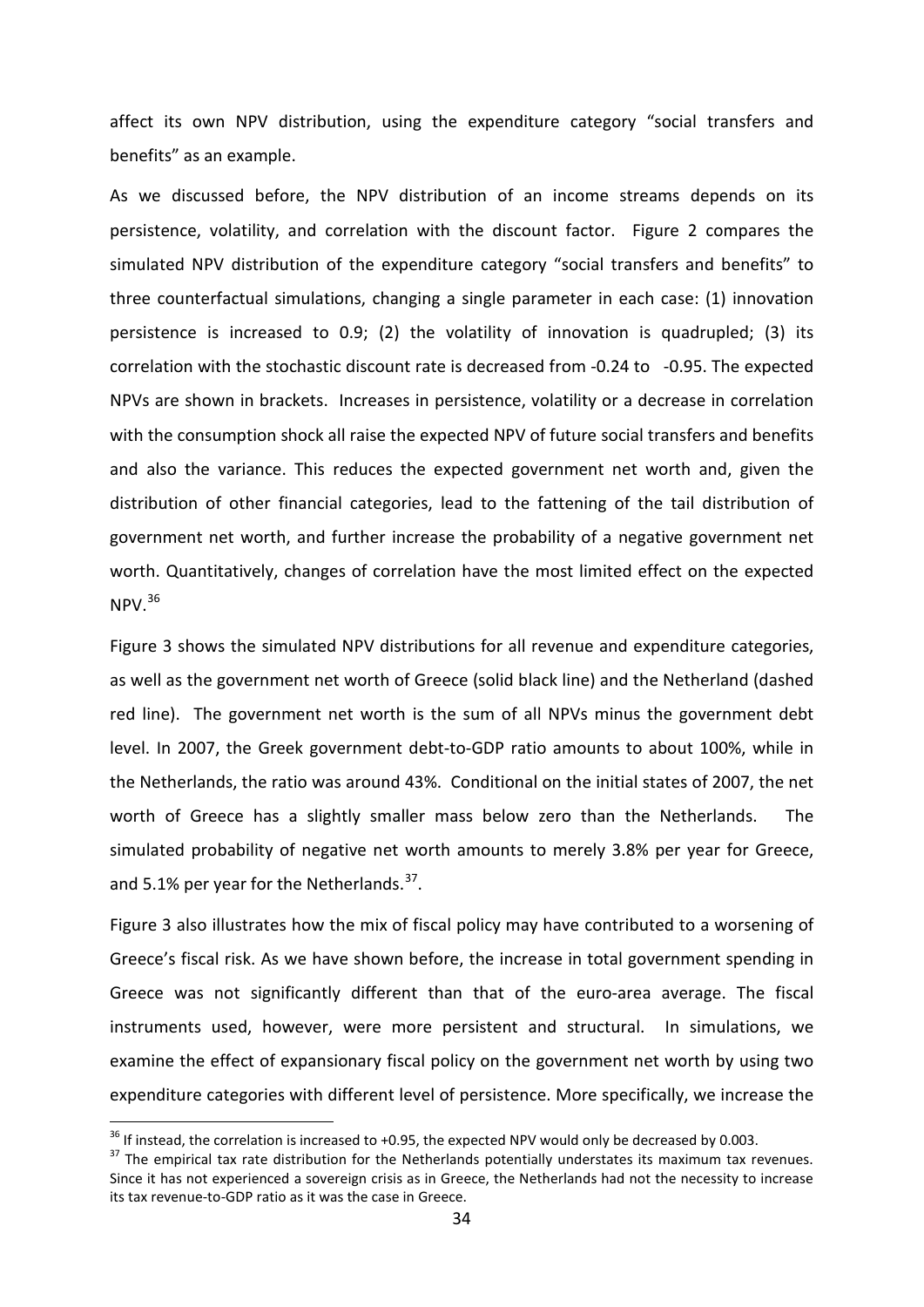affect its own NPV distribution, using the expenditure category "social transfers and benefits" as an example.

As we discussed before, the NPV distribution of an income streams depends on its persistence, volatility, and correlation with the discount factor. Figure 2 compares the simulated NPV distribution of the expenditure category "social transfers and benefits" to three counterfactual simulations, changing a single parameter in each case: (1) innovation persistence is increased to 0.9; (2) the volatility of innovation is quadrupled; (3) its correlation with the stochastic discount rate is decreased from -0.24 to -0.95. The expected NPVs are shown in brackets. Increases in persistence, volatility or a decrease in correlation with the consumption shock all raise the expected NPV of future social transfers and benefits and also the variance. This reduces the expected government net worth and, given the distribution of other financial categories, lead to the fattening of the tail distribution of government net worth, and further increase the probability of a negative government net worth. Quantitatively, changes of correlation have the most limited effect on the expected NPV.[36]

Figure 3 shows the simulated NPV distributions for all revenue and expenditure categories, as well as the government net worth of Greece (solid black line) and the Netherland (dashed red line). The government net worth is the sum of all NPVs minus the government debt level. In 2007, the Greek government debt-to-GDP ratio amounts to about 100%, while in the Netherlands, the ratio was around 43%. Conditional on the initial states of 2007, the net worth of Greece has a slightly smaller mass below zero than the Netherlands. The simulated probability of negative net worth amounts to merely 3.8% per year for Greece, and 5.1% per year for the Netherlands.[37].

Figure 3 also illustrates how the mix of fiscal policy may have contributed to a worsening of Greece's fiscal risk. As we have shown before, the increase in total government spending in Greece was not significantly different than that of the euro-area average. The fiscal instruments used, however, were more persistent and structural. In simulations, we examine the effect of expansionary fiscal policy on the government net worth by using two expenditure categories with different level of persistence. More specifically, we increase the

[36] If instead, the correlation is increased to +0.95, the expected NPV would only be decreased by 0.003.

[37] The empirical tax rate distribution for the Netherlands potentially understates its maximum tax revenues. Since it has not experienced a sovereign crisis as in Greece, the Netherlands had not the necessity to increase its tax revenue-to-GDP ratio as it was the case in Greece.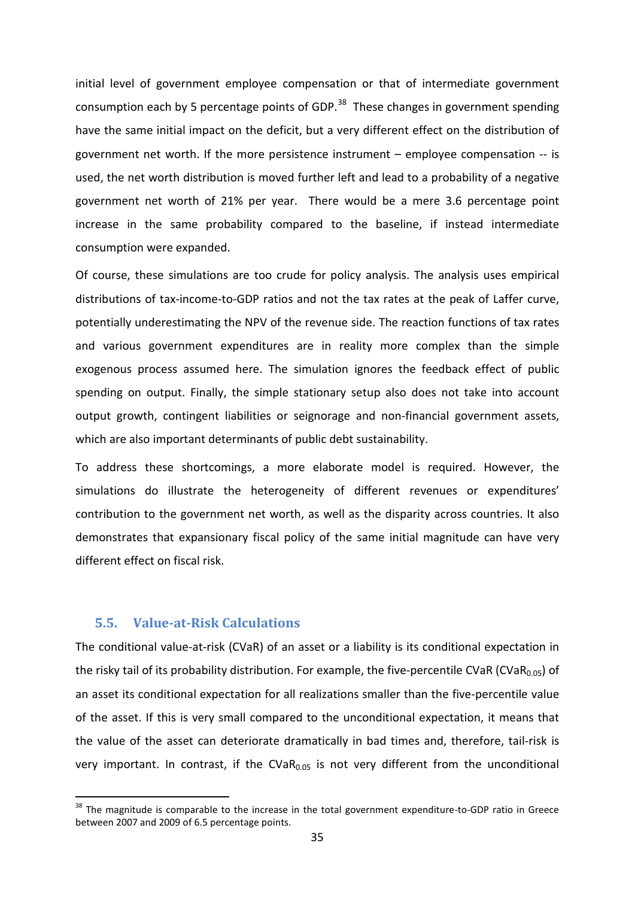initial level of government employee compensation or that of intermediate government consumption each by 5 percentage points of GDP.[38] These changes in government spending have the same initial impact on the deficit, but a very different effect on the distribution of government net worth. If the more persistence instrument – employee compensation -- is used, the net worth distribution is moved further left and lead to a probability of a negative government net worth of 21% per year. There would be a mere 3.6 percentage point increase in the same probability compared to the baseline, if instead intermediate consumption were expanded.

Of course, these simulations are too crude for policy analysis. The analysis uses empirical distributions of tax-income-to-GDP ratios and not the tax rates at the peak of Laffer curve, potentially underestimating the NPV of the revenue side. The reaction functions of tax rates and various government expenditures are in reality more complex than the simple exogenous process assumed here. The simulation ignores the feedback effect of public spending on output. Finally, the simple stationary setup also does not take into account output growth, contingent liabilities or seignorage and non-financial government assets, which are also important determinants of public debt sustainability.

To address these shortcomings, a more elaborate model is required. However, the simulations do illustrate the heterogeneity of different revenues or expenditures' contribution to the government net worth, as well as the disparity across countries. It also demonstrates that expansionary fiscal policy of the same initial magnitude can have very different effect on fiscal risk.

### 5.5. Value-at-Risk Calculations

The conditional value-at-risk (CVaR) of an asset or a liability is its conditional expectation in the risky tail of its probability distribution. For example, the five-percentile CVaR ($CVaR_{0.05}$) of an asset its conditional expectation for all realizations smaller than the five-percentile value of the asset. If this is very small compared to the unconditional expectation, it means that the value of the asset can deteriorate dramatically in bad times and, therefore, tail-risk is very important. In contrast, if the $CVaR_{0.05}$ is not very different from the unconditional

[38] The magnitude is comparable to the increase in the total government expenditure-to-GDP ratio in Greece between 2007 and 2009 of 6.5 percentage points.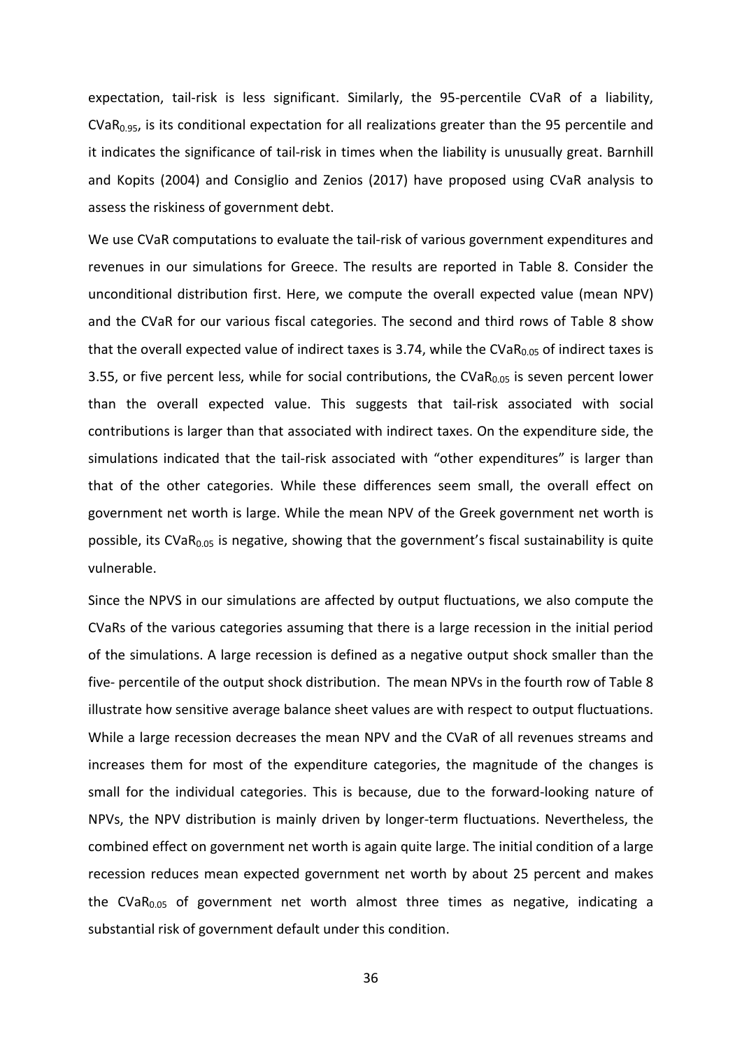expectation, tail-risk is less significant. Similarly, the 95-percentile CVaR of a liability, $CVaR_{0.95}$, is its conditional expectation for all realizations greater than the 95 percentile and it indicates the significance of tail-risk in times when the liability is unusually great. Barnhill and Kopits (2004) and Consiglio and Zenios (2017) have proposed using CVaR analysis to assess the riskiness of government debt.

We use CVaR computations to evaluate the tail-risk of various government expenditures and revenues in our simulations for Greece. The results are reported in Table 8. Consider the unconditional distribution first. Here, we compute the overall expected value (mean NPV) and the CVaR for our various fiscal categories. The second and third rows of Table 8 show that the overall expected value of indirect taxes is 3.74, while the $CVaR_{0.05}$ of indirect taxes is 3.55, or five percent less, while for social contributions, the $CVaR_{0.05}$ is seven percent lower than the overall expected value. This suggests that tail-risk associated with social contributions is larger than that associated with indirect taxes. On the expenditure side, the simulations indicated that the tail-risk associated with "other expenditures" is larger than that of the other categories. While these differences seem small, the overall effect on government net worth is large. While the mean NPV of the Greek government net worth is possible, its $CVaR_{0.05}$ is negative, showing that the government's fiscal sustainability is quite vulnerable.

Since the NPVS in our simulations are affected by output fluctuations, we also compute the CVaRs of the various categories assuming that there is a large recession in the initial period of the simulations. A large recession is defined as a negative output shock smaller than the five- percentile of the output shock distribution. The mean NPVs in the fourth row of Table 8 illustrate how sensitive average balance sheet values are with respect to output fluctuations. While a large recession decreases the mean NPV and the CVaR of all revenues streams and increases them for most of the expenditure categories, the magnitude of the changes is small for the individual categories. This is because, due to the forward-looking nature of NPVs, the NPV distribution is mainly driven by longer-term fluctuations. Nevertheless, the combined effect on government net worth is again quite large. The initial condition of a large recession reduces mean expected government net worth by about 25 percent and makes the $CVaR_{0.05}$ of government net worth almost three times as negative, indicating a substantial risk of government default under this condition.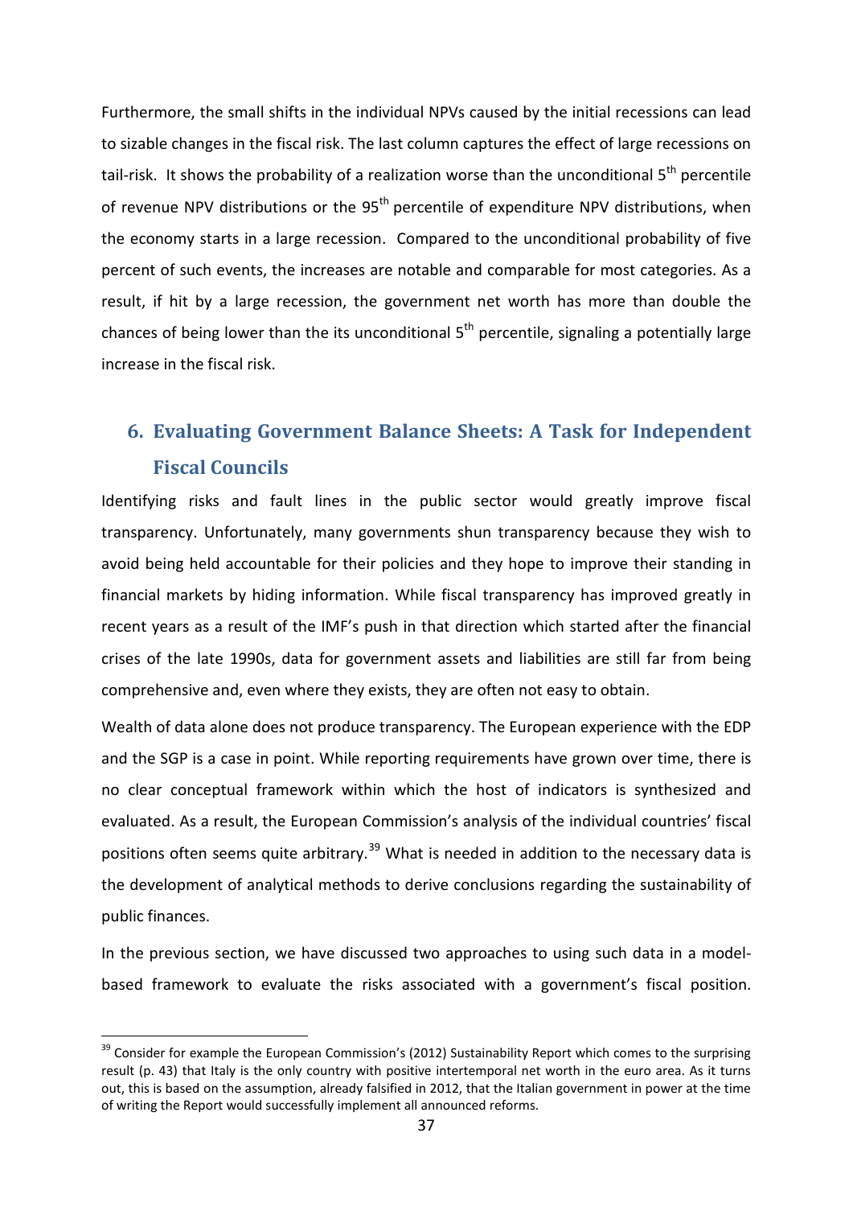Furthermore, the small shifts in the individual NPVs caused by the initial recessions can lead to sizable changes in the fiscal risk. The last column captures the effect of large recessions on tail-risk. It shows the probability of a realization worse than the unconditional 5$^{th}$ percentile of revenue NPV distributions or the 95$^{th}$ percentile of expenditure NPV distributions, when the economy starts in a large recession. Compared to the unconditional probability of five percent of such events, the increases are notable and comparable for most categories. As a result, if hit by a large recession, the government net worth has more than double the chances of being lower than the its unconditional 5$^{th}$ percentile, signaling a potentially large increase in the fiscal risk.

## 6. Evaluating Government Balance Sheets: A Task for Independent Fiscal Councils

Identifying risks and fault lines in the public sector would greatly improve fiscal transparency. Unfortunately, many governments shun transparency because they wish to avoid being held accountable for their policies and they hope to improve their standing in financial markets by hiding information. While fiscal transparency has improved greatly in recent years as a result of the IMF's push in that direction which started after the financial crises of the late 1990s, data for government assets and liabilities are still far from being comprehensive and, even where they exists, they are often not easy to obtain.

Wealth of data alone does not produce transparency. The European experience with the EDP and the SGP is a case in point. While reporting requirements have grown over time, there is no clear conceptual framework within which the host of indicators is synthesized and evaluated. As a result, the European Commission's analysis of the individual countries' fiscal positions often seems quite arbitrary.[39] What is needed in addition to the necessary data is the development of analytical methods to derive conclusions regarding the sustainability of public finances.

In the previous section, we have discussed two approaches to using such data in a model-based framework to evaluate the risks associated with a government's fiscal position.

---

[39] Consider for example the European Commission's (2012) Sustainability Report which comes to the surprising result (p. 43) that Italy is the only country with positive intertemporal net worth in the euro area. As it turns out, this is based on the assumption, already falsified in 2012, that the Italian government in power at the time of writing the Report would successfully implement all announced reforms.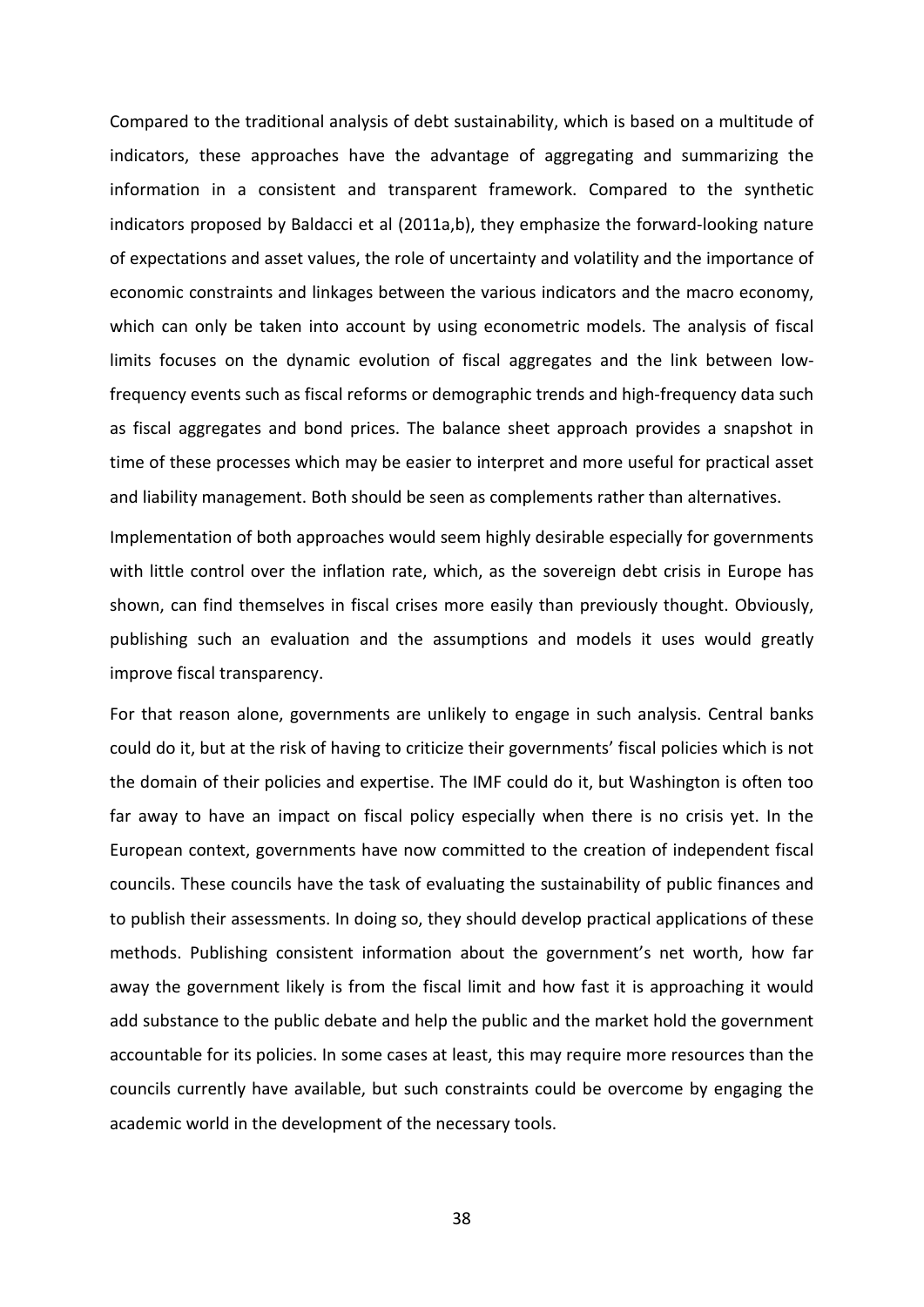Compared to the traditional analysis of debt sustainability, which is based on a multitude of indicators, these approaches have the advantage of aggregating and summarizing the information in a consistent and transparent framework. Compared to the synthetic indicators proposed by Baldacci et al (2011a,b), they emphasize the forward-looking nature of expectations and asset values, the role of uncertainty and volatility and the importance of economic constraints and linkages between the various indicators and the macro economy, which can only be taken into account by using econometric models. The analysis of fiscal limits focuses on the dynamic evolution of fiscal aggregates and the link between low-frequency events such as fiscal reforms or demographic trends and high-frequency data such as fiscal aggregates and bond prices. The balance sheet approach provides a snapshot in time of these processes which may be easier to interpret and more useful for practical asset and liability management. Both should be seen as complements rather than alternatives.

Implementation of both approaches would seem highly desirable especially for governments with little control over the inflation rate, which, as the sovereign debt crisis in Europe has shown, can find themselves in fiscal crises more easily than previously thought. Obviously, publishing such an evaluation and the assumptions and models it uses would greatly improve fiscal transparency.

For that reason alone, governments are unlikely to engage in such analysis. Central banks could do it, but at the risk of having to criticize their governments' fiscal policies which is not the domain of their policies and expertise. The IMF could do it, but Washington is often too far away to have an impact on fiscal policy especially when there is no crisis yet. In the European context, governments have now committed to the creation of independent fiscal councils. These councils have the task of evaluating the sustainability of public finances and to publish their assessments. In doing so, they should develop practical applications of these methods. Publishing consistent information about the government's net worth, how far away the government likely is from the fiscal limit and how fast it is approaching it would add substance to the public debate and help the public and the market hold the government accountable for its policies. In some cases at least, this may require more resources than the councils currently have available, but such constraints could be overcome by engaging the academic world in the development of the necessary tools.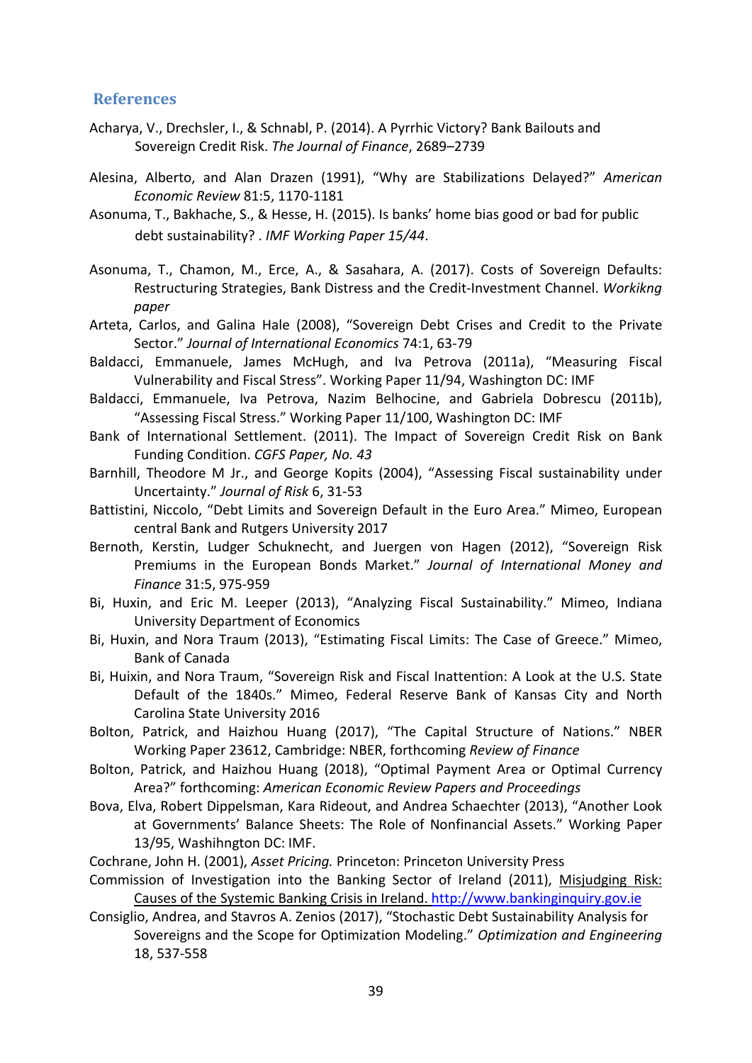## References

Acharya, V., Drechsler, I., & Schnabl, P. (2014). A Pyrrhic Victory? Bank Bailouts and Sovereign Credit Risk. *The Journal of Finance*, 2689–2739

Alesina, Alberto, and Alan Drazen (1991), "Why are Stabilizations Delayed?" *American Economic Review* 81:5, 1170-1181

Asonuma, T., Bakhache, S., & Hesse, H. (2015). Is banks' home bias good or bad for public debt sustainability? . *IMF Working Paper 15/44*.

Asonuma, T., Chamon, M., Erce, A., & Sasahara, A. (2017). Costs of Sovereign Defaults: Restructuring Strategies, Bank Distress and the Credit-Investment Channel. *Workikng paper*

Arteta, Carlos, and Galina Hale (2008), "Sovereign Debt Crises and Credit to the Private Sector." *Journal of International Economics* 74:1, 63-79

Baldacci, Emmanuele, James McHugh, and Iva Petrova (2011a), "Measuring Fiscal Vulnerability and Fiscal Stress". Working Paper 11/94, Washington DC: IMF

Baldacci, Emmanuele, Iva Petrova, Nazim Belhocine, and Gabriela Dobrescu (2011b), "Assessing Fiscal Stress." Working Paper 11/100, Washington DC: IMF

Bank of International Settlement. (2011). The Impact of Sovereign Credit Risk on Bank Funding Condition. *CGFS Paper, No. 43*

Barnhill, Theodore M Jr., and George Kopits (2004), "Assessing Fiscal sustainability under Uncertainty." *Journal of Risk* 6, 31-53

Battistini, Niccolo, "Debt Limits and Sovereign Default in the Euro Area." Mimeo, European central Bank and Rutgers University 2017

Bernoth, Kerstin, Ludger Schuknecht, and Juergen von Hagen (2012), "Sovereign Risk Premiums in the European Bonds Market." *Journal of International Money and Finance* 31:5, 975-959

Bi, Huxin, and Eric M. Leeper (2013), "Analyzing Fiscal Sustainability." Mimeo, Indiana University Department of Economics

Bi, Huxin, and Nora Traum (2013), "Estimating Fiscal Limits: The Case of Greece." Mimeo, Bank of Canada

Bi, Huixin, and Nora Traum, "Sovereign Risk and Fiscal Inattention: A Look at the U.S. State Default of the 1840s." Mimeo, Federal Reserve Bank of Kansas City and North Carolina State University 2016

Bolton, Patrick, and Haizhou Huang (2017), "The Capital Structure of Nations." NBER Working Paper 23612, Cambridge: NBER, forthcoming *Review of Finance*

Bolton, Patrick, and Haizhou Huang (2018), "Optimal Payment Area or Optimal Currency Area?" forthcoming: *American Economic Review Papers and Proceedings*

Bova, Elva, Robert Dippelsman, Kara Rideout, and Andrea Schaechter (2013), "Another Look at Governments' Balance Sheets: The Role of Nonfinancial Assets." Working Paper 13/95, Washihngton DC: IMF.

Cochrane, John H. (2001), *Asset Pricing.* Princeton: Princeton University Press

Commission of Investigation into the Banking Sector of Ireland (2011), Misjudging Risk: Causes of the Systemic Banking Crisis in Ireland. http://www.bankinginquiry.gov.ie

Consiglio, Andrea, and Stavros A. Zenios (2017), "Stochastic Debt Sustainability Analysis for Sovereigns and the Scope for Optimization Modeling." *Optimization and Engineering* 18, 537-558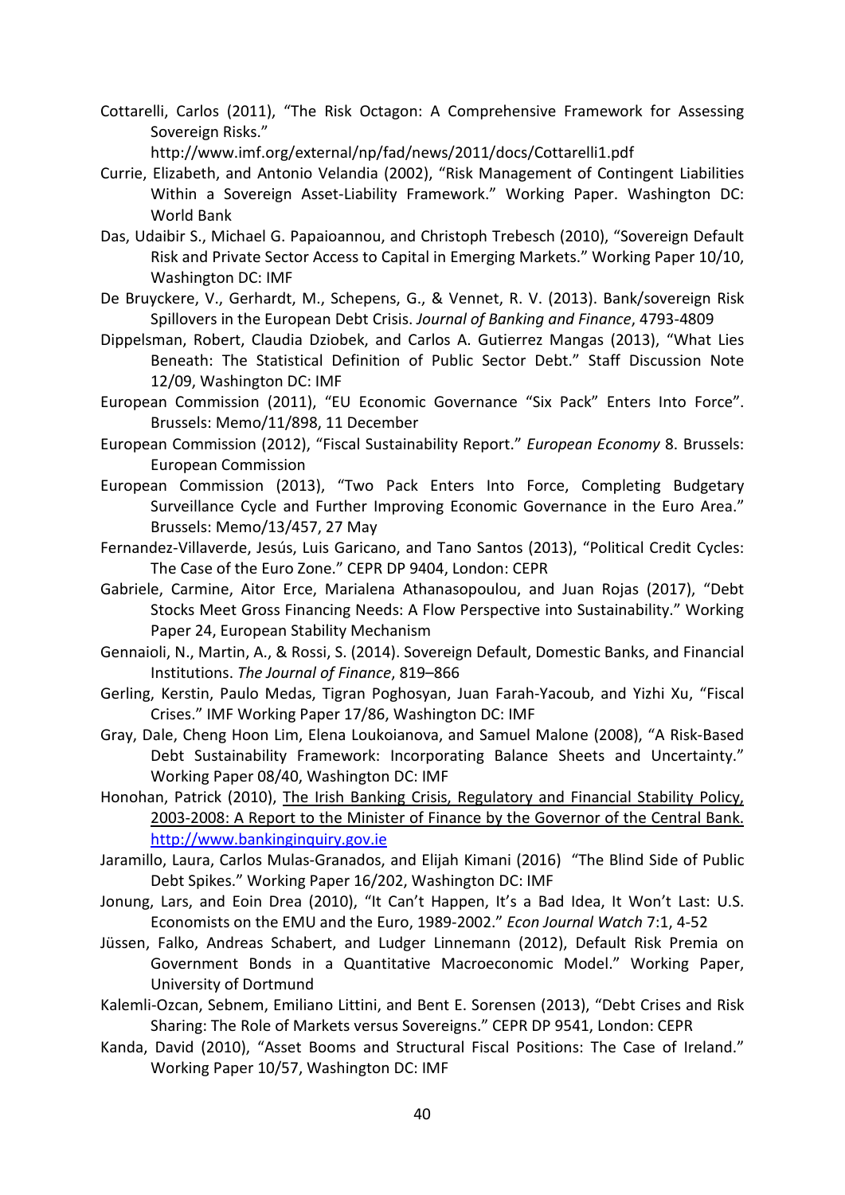Cottarelli, Carlos (2011), "The Risk Octagon: A Comprehensive Framework for Assessing Sovereign Risks." http://www.imf.org/external/np/fad/news/2011/docs/Cottarelli1.pdf

Currie, Elizabeth, and Antonio Velandia (2002), "Risk Management of Contingent Liabilities Within a Sovereign Asset-Liability Framework." Working Paper. Washington DC: World Bank

Das, Udaibir S., Michael G. Papaioannou, and Christoph Trebesch (2010), "Sovereign Default Risk and Private Sector Access to Capital in Emerging Markets." Working Paper 10/10, Washington DC: IMF

De Bruyckere, V., Gerhardt, M., Schepens, G., & Vennet, R. V. (2013). Bank/sovereign Risk Spillovers in the European Debt Crisis. *Journal of Banking and Finance*, 4793-4809

Dippelsman, Robert, Claudia Dziobek, and Carlos A. Gutierrez Mangas (2013), "What Lies Beneath: The Statistical Definition of Public Sector Debt." Staff Discussion Note 12/09, Washington DC: IMF

European Commission (2011), "EU Economic Governance "Six Pack" Enters Into Force". Brussels: Memo/11/898, 11 December

European Commission (2012), "Fiscal Sustainability Report." *European Economy* 8. Brussels: European Commission

European Commission (2013), "Two Pack Enters Into Force, Completing Budgetary Surveillance Cycle and Further Improving Economic Governance in the Euro Area." Brussels: Memo/13/457, 27 May

Fernandez-Villaverde, Jesús, Luis Garicano, and Tano Santos (2013), "Political Credit Cycles: The Case of the Euro Zone." CEPR DP 9404, London: CEPR

Gabriele, Carmine, Aitor Erce, Marialena Athanasopoulou, and Juan Rojas (2017), "Debt Stocks Meet Gross Financing Needs: A Flow Perspective into Sustainability." Working Paper 24, European Stability Mechanism

Gennaioli, N., Martin, A., & Rossi, S. (2014). Sovereign Default, Domestic Banks, and Financial Institutions. *The Journal of Finance*, 819–866

Gerling, Kerstin, Paulo Medas, Tigran Poghosyan, Juan Farah-Yacoub, and Yizhi Xu, "Fiscal Crises." IMF Working Paper 17/86, Washington DC: IMF

Gray, Dale, Cheng Hoon Lim, Elena Loukoianova, and Samuel Malone (2008), "A Risk-Based Debt Sustainability Framework: Incorporating Balance Sheets and Uncertainty." Working Paper 08/40, Washington DC: IMF

Honohan, Patrick (2010), The Irish Banking Crisis, Regulatory and Financial Stability Policy, 2003-2008: A Report to the Minister of Finance by the Governor of the Central Bank. http://www.bankinginquiry.gov.ie

Jaramillo, Laura, Carlos Mulas-Granados, and Elijah Kimani (2016) "The Blind Side of Public Debt Spikes." Working Paper 16/202, Washington DC: IMF

Jonung, Lars, and Eoin Drea (2010), "It Can't Happen, It's a Bad Idea, It Won't Last: U.S. Economists on the EMU and the Euro, 1989-2002." *Econ Journal Watch* 7:1, 4-52

Jüssen, Falko, Andreas Schabert, and Ludger Linnemann (2012), Default Risk Premia on Government Bonds in a Quantitative Macroeconomic Model." Working Paper, University of Dortmund

Kalemli-Ozcan, Sebnem, Emiliano Littini, and Bent E. Sorensen (2013), "Debt Crises and Risk Sharing: The Role of Markets versus Sovereigns." CEPR DP 9541, London: CEPR

Kanda, David (2010), "Asset Booms and Structural Fiscal Positions: The Case of Ireland." Working Paper 10/57, Washington DC: IMF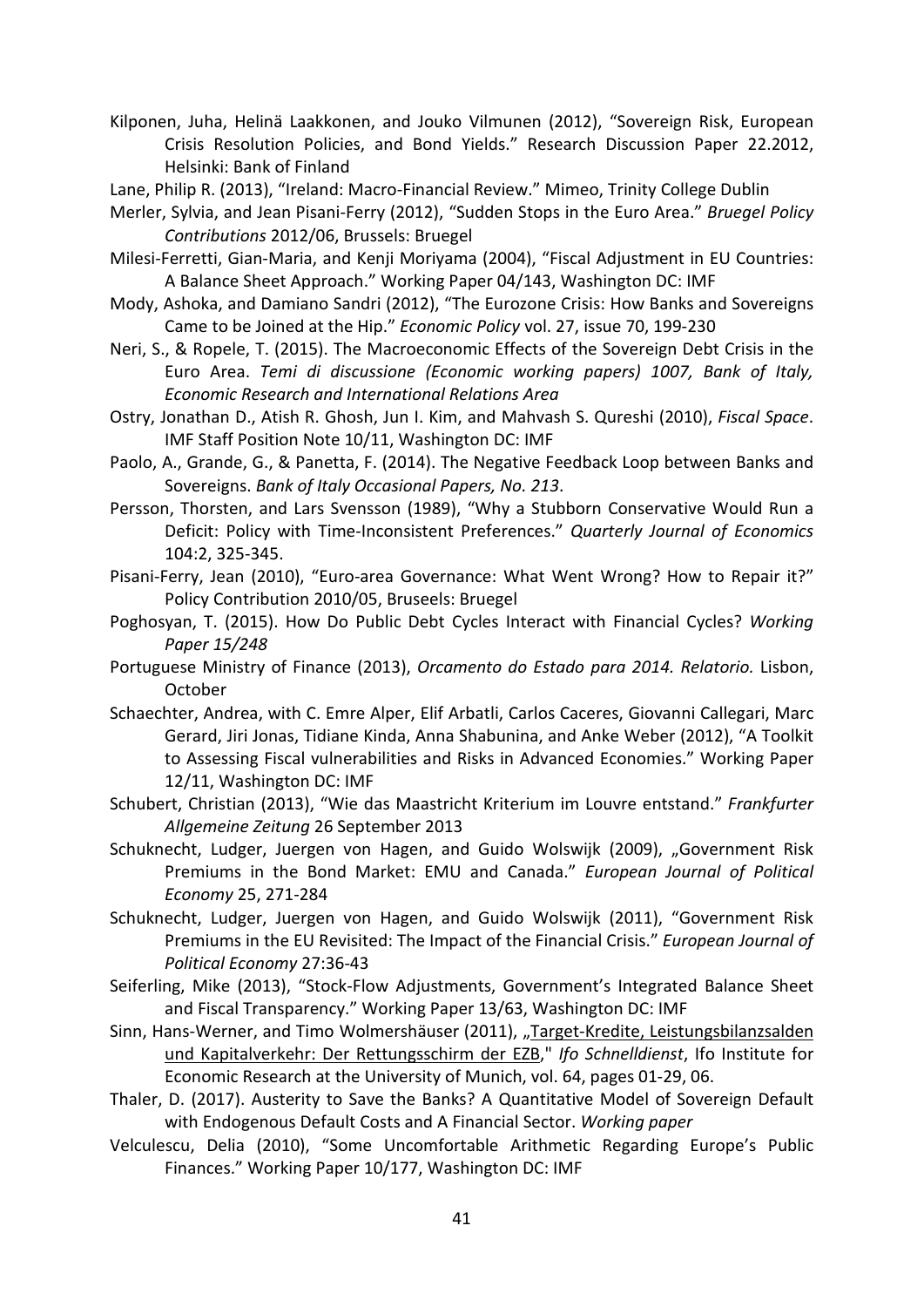Kilponen, Juha, Helinä Laakkonen, and Jouko Vilmunen (2012), "Sovereign Risk, European Crisis Resolution Policies, and Bond Yields." Research Discussion Paper 22.2012, Helsinki: Bank of Finland

Lane, Philip R. (2013), "Ireland: Macro-Financial Review." Mimeo, Trinity College Dublin

Merler, Sylvia, and Jean Pisani-Ferry (2012), "Sudden Stops in the Euro Area." *Bruegel Policy Contributions* 2012/06, Brussels: Bruegel

Milesi-Ferretti, Gian-Maria, and Kenji Moriyama (2004), "Fiscal Adjustment in EU Countries: A Balance Sheet Approach." Working Paper 04/143, Washington DC: IMF

Mody, Ashoka, and Damiano Sandri (2012), "The Eurozone Crisis: How Banks and Sovereigns Came to be Joined at the Hip." *Economic Policy* vol. 27, issue 70, 199-230

Neri, S., & Ropele, T. (2015). The Macroeconomic Effects of the Sovereign Debt Crisis in the Euro Area. *Temi di discussione (Economic working papers) 1007, Bank of Italy, Economic Research and International Relations Area*

Ostry, Jonathan D., Atish R. Ghosh, Jun I. Kim, and Mahvash S. Qureshi (2010), *Fiscal Space*. IMF Staff Position Note 10/11, Washington DC: IMF

Paolo, A., Grande, G., & Panetta, F. (2014). The Negative Feedback Loop between Banks and Sovereigns. *Bank of Italy Occasional Papers, No. 213*.

Persson, Thorsten, and Lars Svensson (1989), "Why a Stubborn Conservative Would Run a Deficit: Policy with Time-Inconsistent Preferences." *Quarterly Journal of Economics* 104:2, 325-345.

Pisani-Ferry, Jean (2010), "Euro-area Governance: What Went Wrong? How to Repair it?" Policy Contribution 2010/05, Bruseels: Bruegel

Poghosyan, T. (2015). How Do Public Debt Cycles Interact with Financial Cycles? *Working Paper 15/248*

Portuguese Ministry of Finance (2013), *Orcamento do Estado para 2014. Relatorio.* Lisbon, October

Schaechter, Andrea, with C. Emre Alper, Elif Arbatli, Carlos Caceres, Giovanni Callegari, Marc Gerard, Jiri Jonas, Tidiane Kinda, Anna Shabunina, and Anke Weber (2012), "A Toolkit to Assessing Fiscal vulnerabilities and Risks in Advanced Economies." Working Paper 12/11, Washington DC: IMF

Schubert, Christian (2013), "Wie das Maastricht Kriterium im Louvre entstand." *Frankfurter Allgemeine Zeitung* 26 September 2013

Schuknecht, Ludger, Juergen von Hagen, and Guido Wolswijk (2009), „Government Risk Premiums in the Bond Market: EMU and Canada." *European Journal of Political Economy* 25, 271-284

Schuknecht, Ludger, Juergen von Hagen, and Guido Wolswijk (2011), "Government Risk Premiums in the EU Revisited: The Impact of the Financial Crisis." *European Journal of Political Economy* 27:36-43

Seiferling, Mike (2013), "Stock-Flow Adjustments, Government's Integrated Balance Sheet and Fiscal Transparency." Working Paper 13/63, Washington DC: IMF

Sinn, Hans-Werner, and Timo Wolmershäuser (2011), „Target-Kredite, Leistungsbilanzsalden und Kapitalverkehr: Der Rettungsschirm der EZB," *Ifo Schnelldienst*, Ifo Institute for Economic Research at the University of Munich, vol. 64, pages 01-29, 06.

Thaler, D. (2017). Austerity to Save the Banks? A Quantitative Model of Sovereign Default with Endogenous Default Costs and A Financial Sector. *Working paper*

Velculescu, Delia (2010), "Some Uncomfortable Arithmetic Regarding Europe's Public Finances." Working Paper 10/177, Washington DC: IMF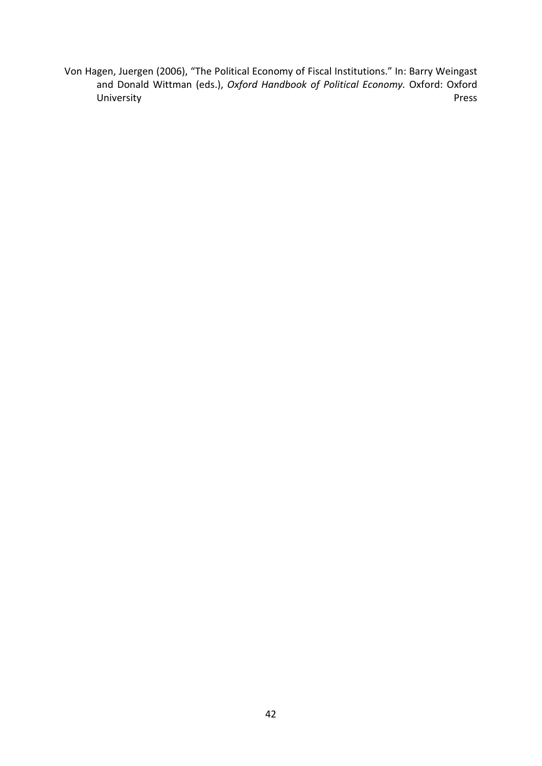Von Hagen, Juergen (2006), "The Political Economy of Fiscal Institutions." In: Barry Weingast and Donald Wittman (eds.), *Oxford Handbook of Political Economy.* Oxford: Oxford University Press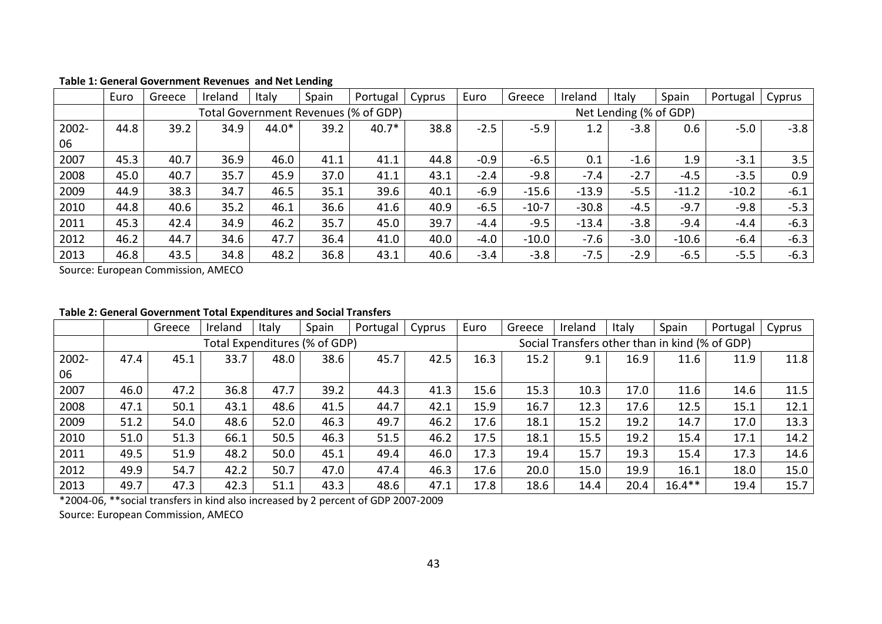**Table 1: General Government Revenues and Net Lending**

| | Euro | Greece | Ireland | Italy | Spain | Portugal | Cyprus | Euro | Greece | Ireland | Italy | Spain | Portugal | Cyprus |
|---|---|---|---|---|---|---|---|---|---|---|---|---|---|---|
| | | Total Government Revenues (% of GDP) | | | | | | Net Lending (% of GDP) | | | | | | |
| 2002-06 | 44.8 | 39.2 | 34.9 | 44.0* | 39.2 | 40.7* | 38.8 | -2.5 | -5.9 | 1.2 | -3.8 | 0.6 | -5.0 | -3.8 |
| 2007 | 45.3 | 40.7 | 36.9 | 46.0 | 41.1 | 41.1 | 44.8 | -0.9 | -6.5 | 0.1 | -1.6 | 1.9 | -3.1 | 3.5 |
| 2008 | 45.0 | 40.7 | 35.7 | 45.9 | 37.0 | 41.1 | 43.1 | -2.4 | -9.8 | -7.4 | -2.7 | -4.5 | -3.5 | 0.9 |
| 2009 | 44.9 | 38.3 | 34.7 | 46.5 | 35.1 | 39.6 | 40.1 | -6.9 | -15.6 | -13.9 | -5.5 | -11.2 | -10.2 | -6.1 |
| 2010 | 44.8 | 40.6 | 35.2 | 46.1 | 36.6 | 41.6 | 40.9 | -6.5 | -10-7 | -30.8 | -4.5 | -9.7 | -9.8 | -5.3 |
| 2011 | 45.3 | 42.4 | 34.9 | 46.2 | 35.7 | 45.0 | 39.7 | -4.4 | -9.5 | -13.4 | -3.8 | -9.4 | -4.4 | -6.3 |
| 2012 | 46.2 | 44.7 | 34.6 | 47.7 | 36.4 | 41.0 | 40.0 | -4.0 | -10.0 | -7.6 | -3.0 | -10.6 | -6.4 | -6.3 |
| 2013 | 46.8 | 43.5 | 34.8 | 48.2 | 36.8 | 43.1 | 40.6 | -3.4 | -3.8 | -7.5 | -2.9 | -6.5 | -5.5 | -6.3 |

Source: European Commission, AMECO

**Table 2: General Government Total Expenditures and Social Transfers**

| | | Greece | Ireland | Italy | Spain | Portugal | Cyprus | Euro | Greece | Ireland | Italy | Spain | Portugal | Cyprus |
|---|---|---|---|---|---|---|---|---|---|---|---|---|---|---|
| | | Total Expenditures (% of GDP) | | | | | | Social Transfers other than in kind (% of GDP) | | | | | | |
| 2002-06 | 47.4 | 45.1 | 33.7 | 48.0 | 38.6 | 45.7 | 42.5 | 16.3 | 15.2 | 9.1 | 16.9 | 11.6 | 11.9 | 11.8 |
| 2007 | 46.0 | 47.2 | 36.8 | 47.7 | 39.2 | 44.3 | 41.3 | 15.6 | 15.3 | 10.3 | 17.0 | 11.6 | 14.6 | 11.5 |
| 2008 | 47.1 | 50.1 | 43.1 | 48.6 | 41.5 | 44.7 | 42.1 | 15.9 | 16.7 | 12.3 | 17.6 | 12.5 | 15.1 | 12.1 |
| 2009 | 51.2 | 54.0 | 48.6 | 52.0 | 46.3 | 49.7 | 46.2 | 17.6 | 18.1 | 15.2 | 19.2 | 14.7 | 17.0 | 13.3 |
| 2010 | 51.0 | 51.3 | 66.1 | 50.5 | 46.3 | 51.5 | 46.2 | 17.5 | 18.1 | 15.5 | 19.2 | 15.4 | 17.1 | 14.2 |
| 2011 | 49.5 | 51.9 | 48.2 | 50.0 | 45.1 | 49.4 | 46.0 | 17.3 | 19.4 | 15.7 | 19.3 | 15.4 | 17.3 | 14.6 |
| 2012 | 49.9 | 54.7 | 42.2 | 50.7 | 47.0 | 47.4 | 46.3 | 17.6 | 20.0 | 15.0 | 19.9 | 16.1 | 18.0 | 15.0 |
| 2013 | 49.7 | 47.3 | 42.3 | 51.1 | 43.3 | 48.6 | 47.1 | 17.8 | 18.6 | 14.4 | 20.4 | 16.4** | 19.4 | 15.7 |

*2004-06, **social transfers in kind also increased by 2 percent of GDP 2007-2009

Source: European Commission, AMECO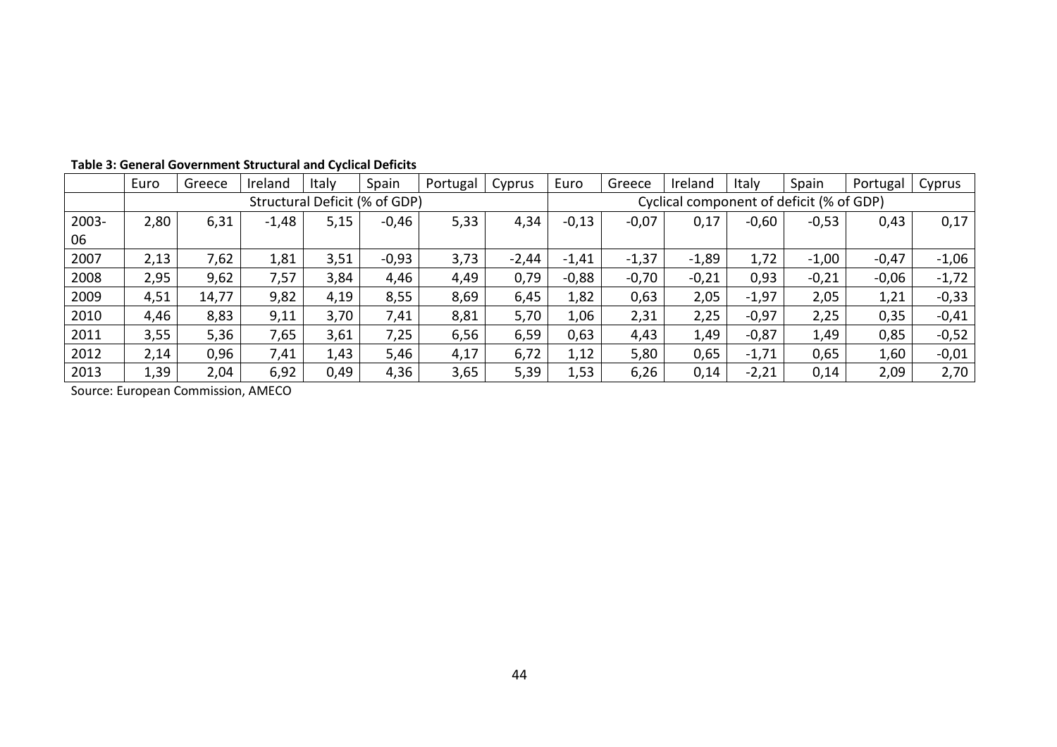**Table 3: General Government Structural and Cyclical Deficits**

| | Euro | Greece | Ireland | Italy | Spain | Portugal | Cyprus | Euro | Greece | Ireland | Italy | Spain | Portugal | Cyprus |
|---|---|---|---|---|---|---|---|---|---|---|---|---|---|---|
| | Structural Deficit (% of GDP) | | | | | | | Cyclical component of deficit (% of GDP) | | | | | | |
| 2003-06 | 2,80 | 6,31 | -1,48 | 5,15 | -0,46 | 5,33 | 4,34 | -0,13 | -0,07 | 0,17 | -0,60 | -0,53 | 0,43 | 0,17 |
| 2007 | 2,13 | 7,62 | 1,81 | 3,51 | -0,93 | 3,73 | -2,44 | -1,41 | -1,37 | -1,89 | 1,72 | -1,00 | -0,47 | -1,06 |
| 2008 | 2,95 | 9,62 | 7,57 | 3,84 | 4,46 | 4,49 | 0,79 | -0,88 | -0,70 | -0,21 | 0,93 | -0,21 | -0,06 | -1,72 |
| 2009 | 4,51 | 14,77 | 9,82 | 4,19 | 8,55 | 8,69 | 6,45 | 1,82 | 0,63 | 2,05 | -1,97 | 2,05 | 1,21 | -0,33 |
| 2010 | 4,46 | 8,83 | 9,11 | 3,70 | 7,41 | 8,81 | 5,70 | 1,06 | 2,31 | 2,25 | -0,97 | 2,25 | 0,35 | -0,41 |
| 2011 | 3,55 | 5,36 | 7,65 | 3,61 | 7,25 | 6,56 | 6,59 | 0,63 | 4,43 | 1,49 | -0,87 | 1,49 | 0,85 | -0,52 |
| 2012 | 2,14 | 0,96 | 7,41 | 1,43 | 5,46 | 4,17 | 6,72 | 1,12 | 5,80 | 0,65 | -1,71 | 0,65 | 1,60 | -0,01 |
| 2013 | 1,39 | 2,04 | 6,92 | 0,49 | 4,36 | 3,65 | 5,39 | 1,53 | 6,26 | 0,14 | -2,21 | 0,14 | 2,09 | 2,70 |

Source: European Commission, AMECO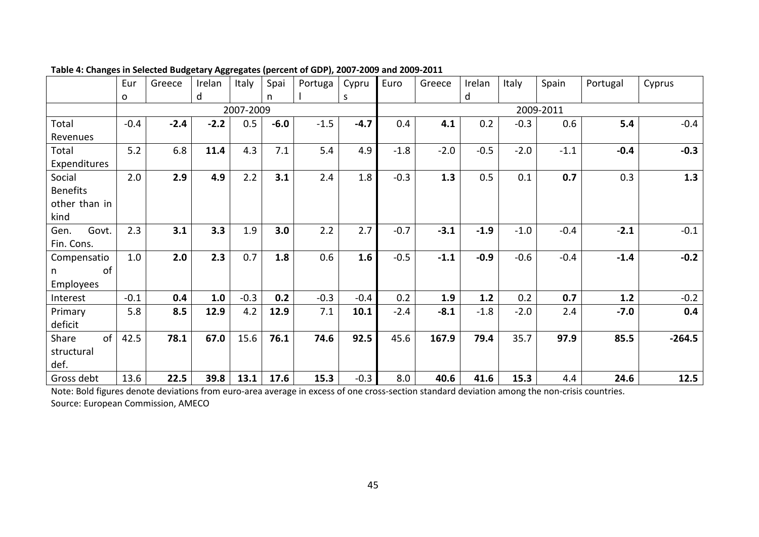**Table 4: Changes in Selected Budgetary Aggregates (percent of GDP), 2007-2009 and 2009-2011**

| | Euro | Greece | Ireland | Italy | Spain | Portugal | Cyprus | Euro | Greece | Ireland | Italy | Spain | Portugal | Cyprus |
|---|---|---|---|---|---|---|---|---|---|---|---|---|---|---|
| | 2007-2009 | | | | | | | 2009-2011 | | | | | | |
| Total Revenues | -0.4 | **-2.4** | **-2.2** | 0.5 | **-6.0** | -1.5 | **-4.7** | 0.4 | **4.1** | 0.2 | -0.3 | 0.6 | **5.4** | -0.4 |
| Total Expenditures | 5.2 | 6.8 | **11.4** | 4.3 | 7.1 | 5.4 | 4.9 | -1.8 | -2.0 | -0.5 | -2.0 | -1.1 | **-0.4** | **-0.3** |
| Social Benefits other than in kind | 2.0 | **2.9** | **4.9** | 2.2 | **3.1** | 2.4 | 1.8 | -0.3 | **1.3** | 0.5 | 0.1 | **0.7** | 0.3 | **1.3** |
| Gen. Govt. Fin. Cons. | 2.3 | **3.1** | **3.3** | 1.9 | **3.0** | 2.2 | 2.7 | -0.7 | **-3.1** | **-1.9** | -1.0 | -0.4 | **-2.1** | -0.1 |
| Compensation of Employees | 1.0 | **2.0** | **2.3** | 0.7 | **1.8** | 0.6 | **1.6** | -0.5 | **-1.1** | **-0.9** | -0.6 | -0.4 | **-1.4** | **-0.2** |
| Interest | -0.1 | **0.4** | **1.0** | -0.3 | **0.2** | -0.3 | -0.4 | 0.2 | **1.9** | **1.2** | 0.2 | **0.7** | **1.2** | -0.2 |
| Primary deficit | 5.8 | **8.5** | **12.9** | 4.2 | **12.9** | 7.1 | **10.1** | -2.4 | **-8.1** | -1.8 | -2.0 | 2.4 | **-7.0** | **0.4** |
| Share of structural def. | 42.5 | **78.1** | **67.0** | 15.6 | **76.1** | **74.6** | **92.5** | 45.6 | **167.9** | **79.4** | 35.7 | **97.9** | **85.5** | **-264.5** |
| Gross debt | 13.6 | **22.5** | **39.8** | **13.1** | **17.6** | **15.3** | -0.3 | 8.0 | **40.6** | **41.6** | **15.3** | 4.4 | **24.6** | **12.5** |

Note: Bold figures denote deviations from euro-area average in excess of one cross-section standard deviation among the non-crisis countries.
Source: European Commission, AMECO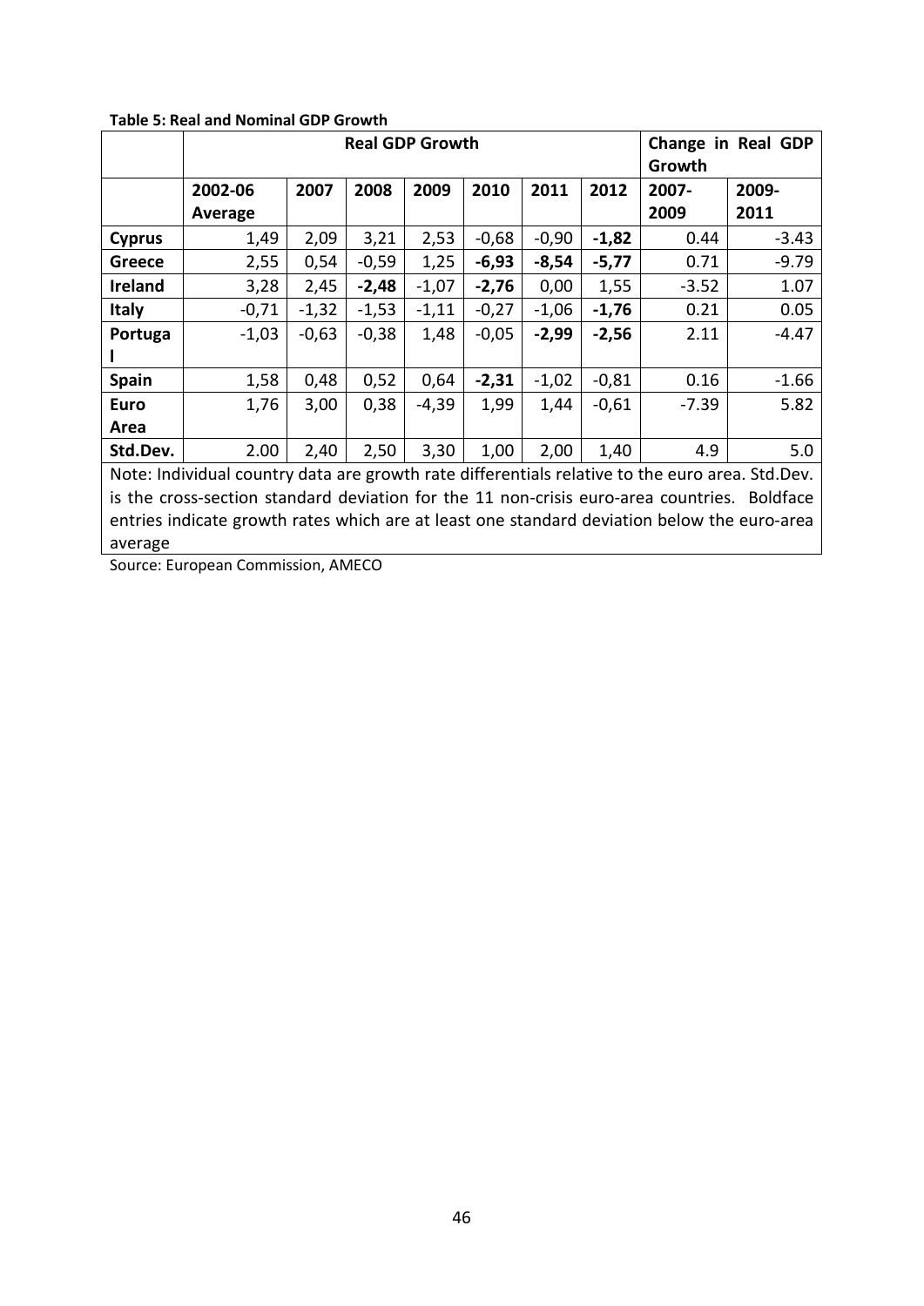**Table 5: Real and Nominal GDP Growth**

| | Real GDP Growth | | | | | | | Change in Real GDP Growth | |
|---|---|---|---|---|---|---|---|---|---|
| | 2002-06 Average | 2007 | 2008 | 2009 | 2010 | 2011 | 2012 | 2007-2009 | 2009-2011 |
| **Cyprus** | 1,49 | 2,09 | 3,21 | 2,53 | -0,68 | -0,90 | **-1,82** | 0.44 | -3.43 |
| **Greece** | 2,55 | 0,54 | -0,59 | 1,25 | **-6,93** | **-8,54** | **-5,77** | 0.71 | -9.79 |
| **Ireland** | 3,28 | 2,45 | **-2,48** | -1,07 | **-2,76** | 0,00 | 1,55 | -3.52 | 1.07 |
| **Italy** | -0,71 | -1,32 | -1,53 | -1,11 | -0,27 | -1,06 | **-1,76** | 0.21 | 0.05 |
| **Portugal** | -1,03 | -0,63 | -0,38 | 1,48 | -0,05 | **-2,99** | **-2,56** | 2.11 | -4.47 |
| **Spain** | 1,58 | 0,48 | 0,52 | 0,64 | **-2,31** | -1,02 | -0,81 | 0.16 | -1.66 |
| **Euro Area** | 1,76 | 3,00 | 0,38 | -4,39 | 1,99 | 1,44 | -0,61 | -7.39 | 5.82 |
| **Std.Dev.** | 2.00 | 2,40 | 2,50 | 3,30 | 1,00 | 2,00 | 1,40 | 4.9 | 5.0 |

Note: Individual country data are growth rate differentials relative to the euro area. Std.Dev. is the cross-section standard deviation for the 11 non-crisis euro-area countries. Boldface entries indicate growth rates which are at least one standard deviation below the euro-area average

Source: European Commission, AMECO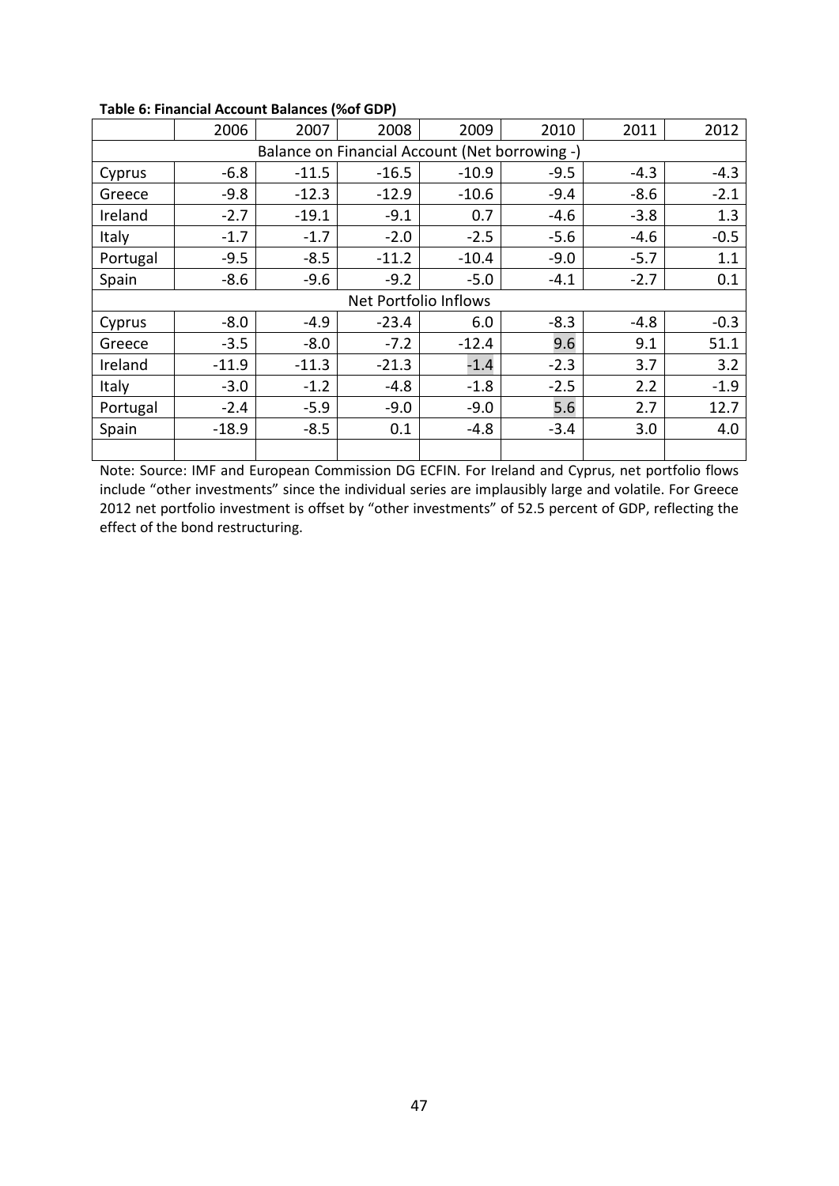**Table 6: Financial Account Balances (%of GDP)**

| | 2006 | 2007 | 2008 | 2009 | 2010 | 2011 | 2012 |
|---|---|---|---|---|---|---|---|
| Balance on Financial Account (Net borrowing -) | | | | | | | |
| Cyprus | -6.8 | -11.5 | -16.5 | -10.9 | -9.5 | -4.3 | -4.3 |
| Greece | -9.8 | -12.3 | -12.9 | -10.6 | -9.4 | -8.6 | -2.1 |
| Ireland | -2.7 | -19.1 | -9.1 | 0.7 | -4.6 | -3.8 | 1.3 |
| Italy | -1.7 | -1.7 | -2.0 | -2.5 | -5.6 | -4.6 | -0.5 |
| Portugal | -9.5 | -8.5 | -11.2 | -10.4 | -9.0 | -5.7 | 1.1 |
| Spain | -8.6 | -9.6 | -9.2 | -5.0 | -4.1 | -2.7 | 0.1 |
| Net Portfolio Inflows | | | | | | | |
| Cyprus | -8.0 | -4.9 | -23.4 | 6.0 | -8.3 | -4.8 | -0.3 |
| Greece | -3.5 | -8.0 | -7.2 | -12.4 | 9.6 | 9.1 | 51.1 |
| Ireland | -11.9 | -11.3 | -21.3 | -1.4 | -2.3 | 3.7 | 3.2 |
| Italy | -3.0 | -1.2 | -4.8 | -1.8 | -2.5 | 2.2 | -1.9 |
| Portugal | -2.4 | -5.9 | -9.0 | -9.0 | 5.6 | 2.7 | 12.7 |
| Spain | -18.9 | -8.5 | 0.1 | -4.8 | -3.4 | 3.0 | 4.0 |

Note: Source: IMF and European Commission DG ECFIN. For Ireland and Cyprus, net portfolio flows include "other investments" since the individual series are implausibly large and volatile. For Greece 2012 net portfolio investment is offset by "other investments" of 52.5 percent of GDP, reflecting the effect of the bond restructuring.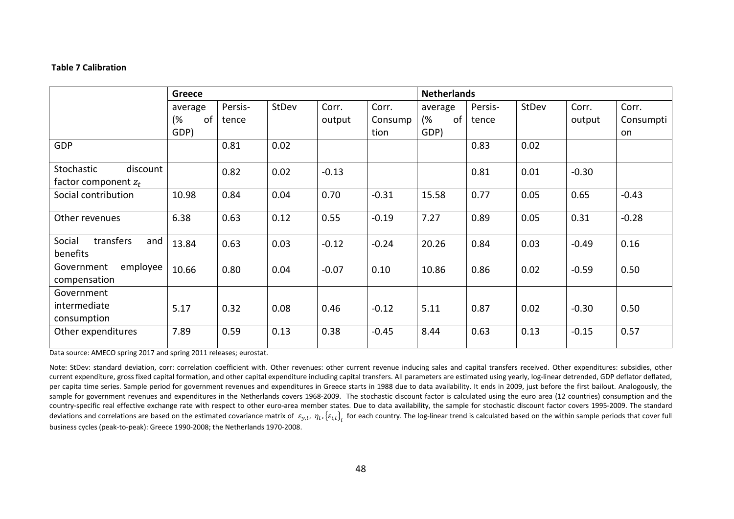**Table 7 Calibration**

| | Greece | | | | | Netherlands | | | | |
|---|---|---|---|---|---|---|---|---|---|---|
| | average (% of GDP) | Persis-tence | StDev | Corr. output | Corr. Consumption | average (% of GDP) | Persis-tence | StDev | Corr. output | Corr. Consumption |
| GDP | | 0.81 | 0.02 | | | | 0.83 | 0.02 | | |
| Stochastic discount factor component $z_t$ | | 0.82 | 0.02 | -0.13 | | | 0.81 | 0.01 | -0.30 | |
| Social contribution | 10.98 | 0.84 | 0.04 | 0.70 | -0.31 | 15.58 | 0.77 | 0.05 | 0.65 | -0.43 |
| Other revenues | 6.38 | 0.63 | 0.12 | 0.55 | -0.19 | 7.27 | 0.89 | 0.05 | 0.31 | -0.28 |
| Social transfers and benefits | 13.84 | 0.63 | 0.03 | -0.12 | -0.24 | 20.26 | 0.84 | 0.03 | -0.49 | 0.16 |
| Government employee compensation | 10.66 | 0.80 | 0.04 | -0.07 | 0.10 | 10.86 | 0.86 | 0.02 | -0.59 | 0.50 |
| Government intermediate consumption | 5.17 | 0.32 | 0.08 | 0.46 | -0.12 | 5.11 | 0.87 | 0.02 | -0.30 | 0.50 |
| Other expenditures | 7.89 | 0.59 | 0.13 | 0.38 | -0.45 | 8.44 | 0.63 | 0.13 | -0.15 | 0.57 |

Data source: AMECO spring 2017 and spring 2011 releases; eurostat.

Note: StDev: standard deviation, corr: correlation coefficient with. Other revenues: other current revenue inducing sales and capital transfers received. Other expenditures: subsidies, other current expenditure, gross fixed capital formation, and other capital expenditure including capital transfers. All parameters are estimated using yearly, log-linear detrended, GDP deflator deflated, per capita time series. Sample period for government revenues and expenditures in Greece starts in 1988 due to data availability. It ends in 2009, just before the first bailout. Analogously, the sample for government revenues and expenditures in the Netherlands covers 1968-2009. The stochastic discount factor is calculated using the euro area (12 countries) consumption and the country-specific real effective exchange rate with respect to other euro-area member states. Due to data availability, the sample for stochastic discount factor covers 1995-2009. The standard deviations and correlations are based on the estimated covariance matrix of $\varepsilon_{y,t}$, $\eta_t$, $\{\varepsilon_{i,t}\}_i$ for each country. The log-linear trend is calculated based on the within sample periods that cover full business cycles (peak-to-peak): Greece 1990-2008; the Netherlands 1970-2008.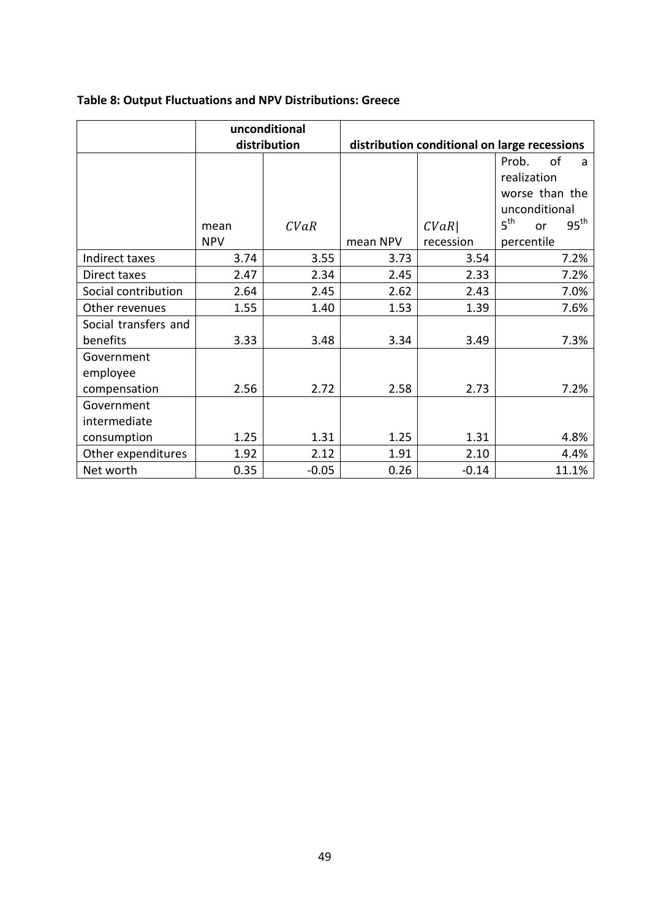**Table 8: Output Fluctuations and NPV Distributions: Greece**

| | unconditional distribution | | distribution conditional on large recessions | | |
|---|---|---|---|---|---|
| | mean NPV | $CVaR$ | mean NPV | $CVaR\|$ recession | Prob. of a realization worse than the unconditional $5^{th}$ or $95^{th}$ percentile |
| Indirect taxes | 3.74 | 3.55 | 3.73 | 3.54 | 7.2% |
| Direct taxes | 2.47 | 2.34 | 2.45 | 2.33 | 7.2% |
| Social contribution | 2.64 | 2.45 | 2.62 | 2.43 | 7.0% |
| Other revenues | 1.55 | 1.40 | 1.53 | 1.39 | 7.6% |
| Social transfers and benefits | 3.33 | 3.48 | 3.34 | 3.49 | 7.3% |
| Government employee compensation | 2.56 | 2.72 | 2.58 | 2.73 | 7.2% |
| Government intermediate consumption | 1.25 | 1.31 | 1.25 | 1.31 | 4.8% |
| Other expenditures | 1.92 | 2.12 | 1.91 | 2.10 | 4.4% |
| Net worth | 0.35 | -0.05 | 0.26 | -0.14 | 11.1% |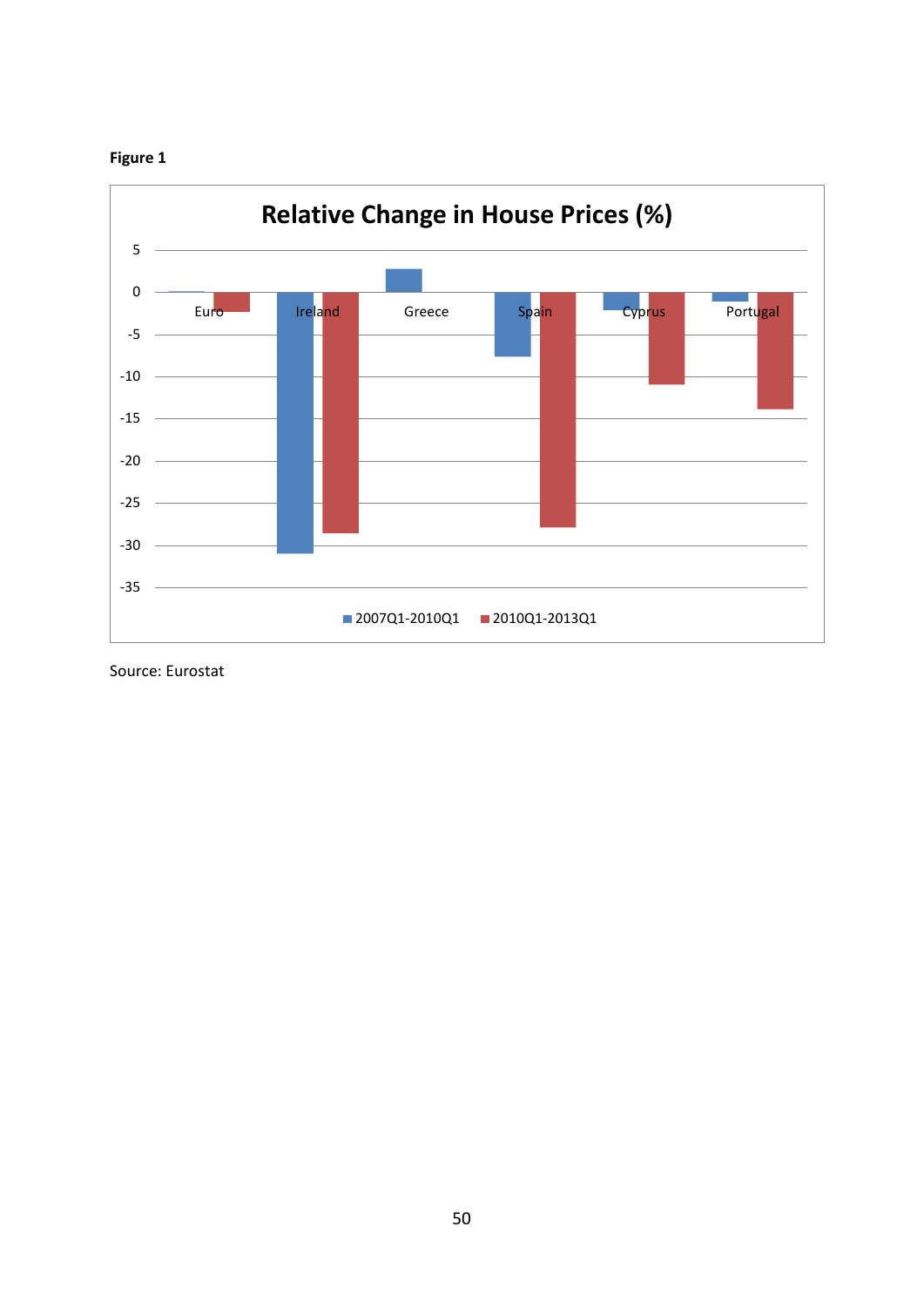**Figure 1**

**Relative Change in House Prices (%)**

| | 2007Q1-2010Q1 | 2010Q1-2013Q1 |
|---|---|---|
| Euro | | |
| Ireland | | |
| Greece | | |
| Spain | | |
| Cyprus | | |
| Portugal | | |

Source: Eurostat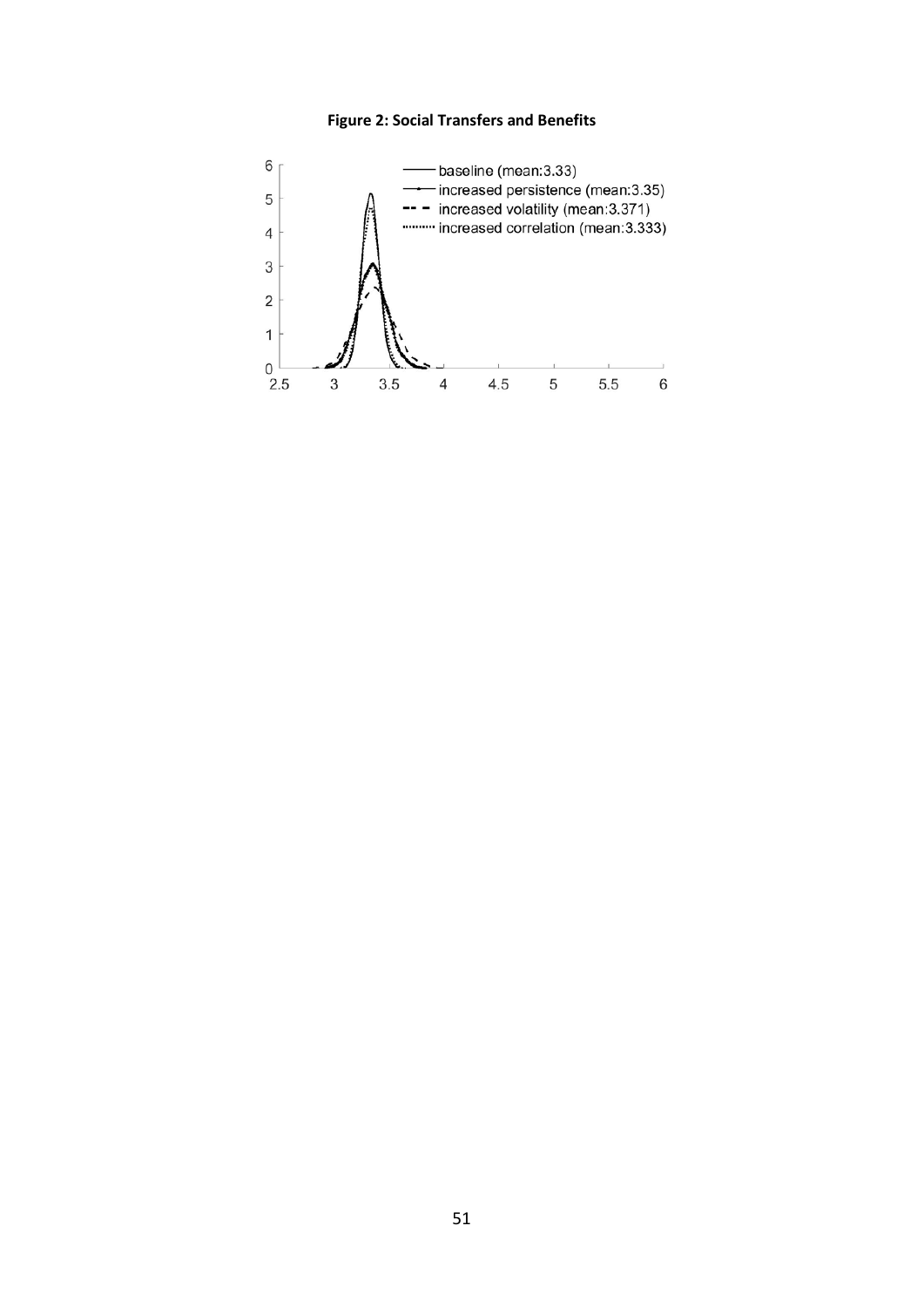**Figure 2: Social Transfers and Benefits**

baseline (mean:3.33)

increased persistence (mean:3.35)

increased volatility (mean:3.371)

increased correlation (mean:3.333)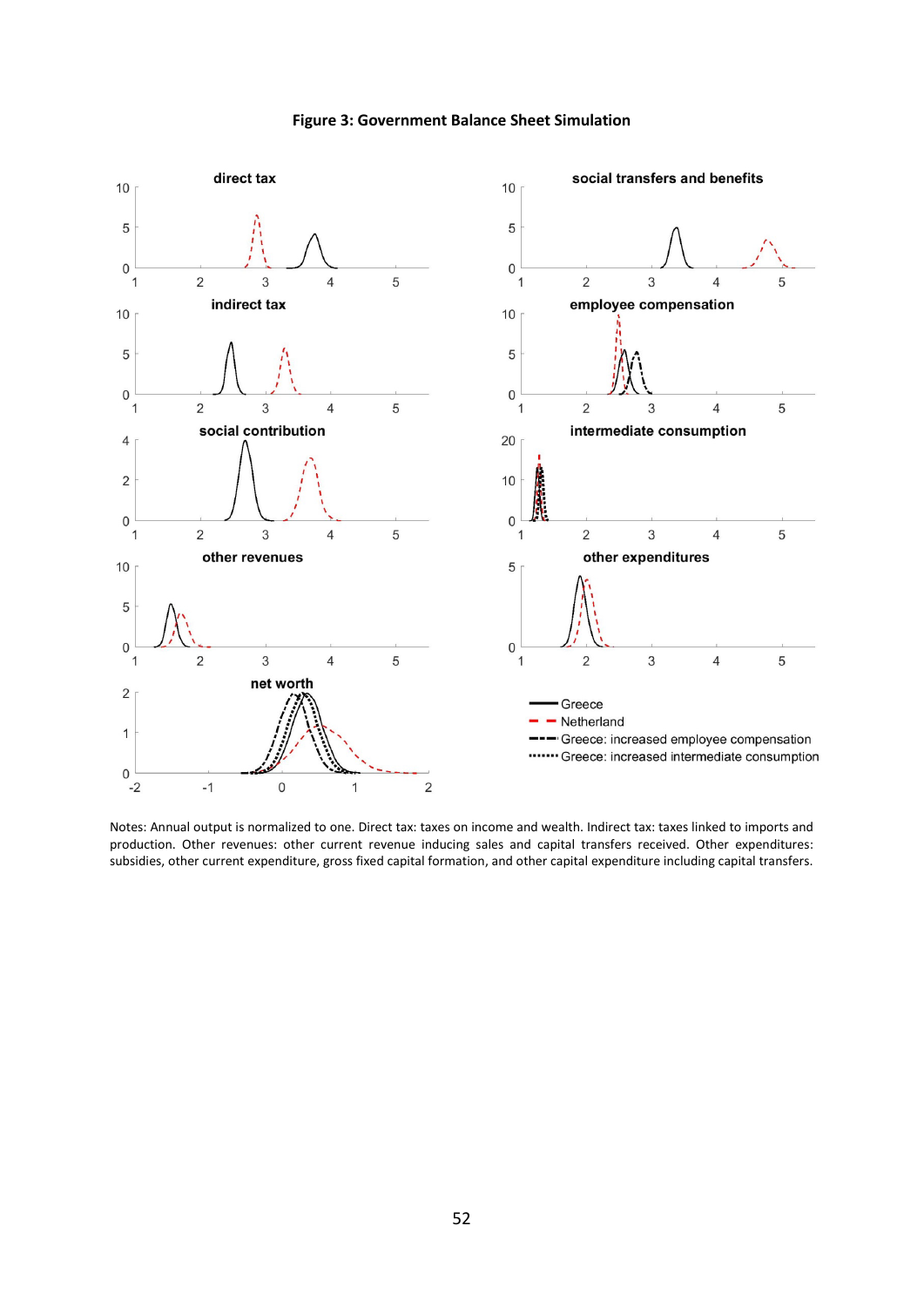**Figure 3: Government Balance Sheet Simulation**

direct tax

social transfers and benefits

indirect tax

employee compensation

social contribution

intermediate consumption

other revenues

other expenditures

net worth

Greece

Netherland

Greece: increased employee compensation

Greece: increased intermediate consumption

Notes: Annual output is normalized to one. Direct tax: taxes on income and wealth. Indirect tax: taxes linked to imports and production. Other revenues: other current revenue inducing sales and capital transfers received. Other expenditures: subsidies, other current expenditure, gross fixed capital formation, and other capital expenditure including capital transfers.